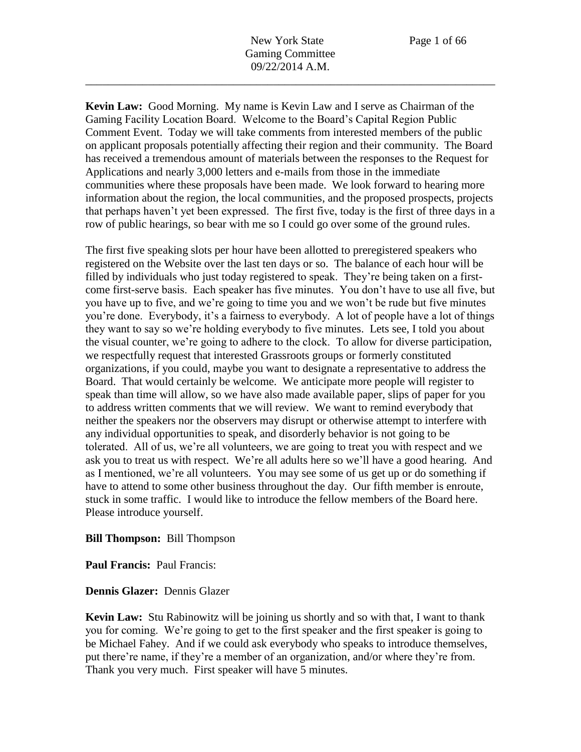**Kevin Law:** Good Morning. My name is Kevin Law and I serve as Chairman of the Gaming Facility Location Board. Welcome to the Board's Capital Region Public Comment Event. Today we will take comments from interested members of the public on applicant proposals potentially affecting their region and their community. The Board has received a tremendous amount of materials between the responses to the Request for Applications and nearly 3,000 letters and e-mails from those in the immediate communities where these proposals have been made. We look forward to hearing more information about the region, the local communities, and the proposed prospects, projects that perhaps haven't yet been expressed. The first five, today is the first of three days in a row of public hearings, so bear with me so I could go over some of the ground rules.

The first five speaking slots per hour have been allotted to preregistered speakers who registered on the Website over the last ten days or so. The balance of each hour will be filled by individuals who just today registered to speak. They're being taken on a first-come first-serve basis. Each speaker has five minutes. You don't have to use all five, but you have up to five, and we're going to time you and we won't be rude but five minutes you're done. Everybody, it's a fairness to everybody. A lot of people have a lot of things they want to say so we're holding everybody to five minutes. Lets see, I told you about the visual counter, we're going to adhere to the clock. To allow for diverse participation, we respectfully request that interested Grassroots groups or formerly constituted organizations, if you could, maybe you want to designate a representative to address the Board. That would certainly be welcome. We anticipate more people will register to speak than time will allow, so we have also made available paper, slips of paper for you to address written comments that we will review. We want to remind everybody that neither the speakers nor the observers may disrupt or otherwise attempt to interfere with any individual opportunities to speak, and disorderly behavior is not going to be tolerated. All of us, we're all volunteers, we are going to treat you with respect and we ask you to treat us with respect. We're all adults here so we'll have a good hearing. And as I mentioned, we're all volunteers. You may see some of us get up or do something if have to attend to some other business throughout the day. Our fifth member is enroute, stuck in some traffic. I would like to introduce the fellow members of the Board here. Please introduce yourself.

**Bill Thompson:** Bill Thompson

**Paul Francis:** Paul Francis:

**Dennis Glazer:** Dennis Glazer

**Kevin Law:** Stu Rabinowitz will be joining us shortly and so with that, I want to thank you for coming. We're going to get to the first speaker and the first speaker is going to be Michael Fahey. And if we could ask everybody who speaks to introduce themselves, put there're name, if they're a member of an organization, and/or where they're from. Thank you very much. First speaker will have 5 minutes.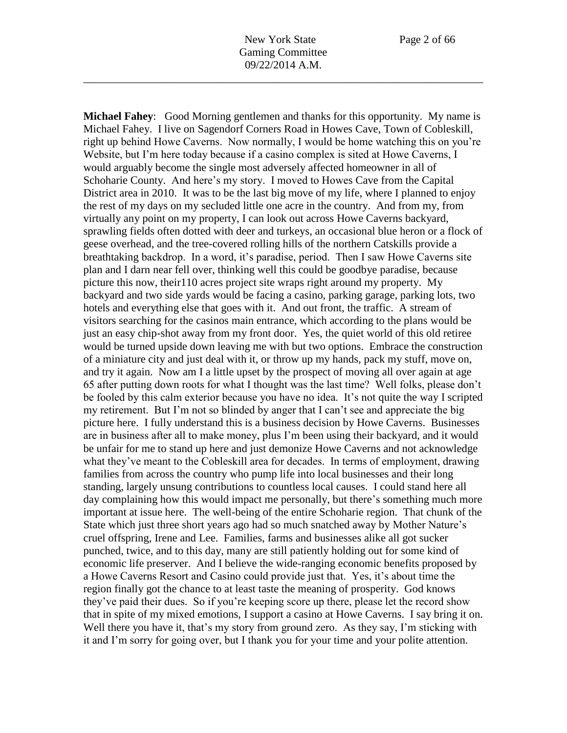**Michael Fahey**: Good Morning gentlemen and thanks for this opportunity. My name is Michael Fahey. I live on Sagendorf Corners Road in Howes Cave, Town of Cobleskill, right up behind Howe Caverns. Now normally, I would be home watching this on you're Website, but I'm here today because if a casino complex is sited at Howe Caverns, I would arguably become the single most adversely affected homeowner in all of Schoharie County. And here's my story. I moved to Howes Cave from the Capital District area in 2010. It was to be the last big move of my life, where I planned to enjoy the rest of my days on my secluded little one acre in the country. And from my, from virtually any point on my property, I can look out across Howe Caverns backyard, sprawling fields often dotted with deer and turkeys, an occasional blue heron or a flock of geese overhead, and the tree-covered rolling hills of the northern Catskills provide a breathtaking backdrop. In a word, it's paradise, period. Then I saw Howe Caverns site plan and I darn near fell over, thinking well this could be goodbye paradise, because picture this now, their110 acres project site wraps right around my property. My backyard and two side yards would be facing a casino, parking garage, parking lots, two hotels and everything else that goes with it. And out front, the traffic. A stream of visitors searching for the casinos main entrance, which according to the plans would be just an easy chip-shot away from my front door. Yes, the quiet world of this old retiree would be turned upside down leaving me with but two options. Embrace the construction of a miniature city and just deal with it, or throw up my hands, pack my stuff, move on, and try it again. Now am I a little upset by the prospect of moving all over again at age 65 after putting down roots for what I thought was the last time? Well folks, please don't be fooled by this calm exterior because you have no idea. It's not quite the way I scripted my retirement. But I'm not so blinded by anger that I can't see and appreciate the big picture here. I fully understand this is a business decision by Howe Caverns. Businesses are in business after all to make money, plus I'm been using their backyard, and it would be unfair for me to stand up here and just demonize Howe Caverns and not acknowledge what they've meant to the Cobleskill area for decades. In terms of employment, drawing families from across the country who pump life into local businesses and their long standing, largely unsung contributions to countless local causes. I could stand here all day complaining how this would impact me personally, but there's something much more important at issue here. The well-being of the entire Schoharie region. That chunk of the State which just three short years ago had so much snatched away by Mother Nature's cruel offspring, Irene and Lee. Families, farms and businesses alike all got sucker punched, twice, and to this day, many are still patiently holding out for some kind of economic life preserver. And I believe the wide-ranging economic benefits proposed by a Howe Caverns Resort and Casino could provide just that. Yes, it's about time the region finally got the chance to at least taste the meaning of prosperity. God knows they've paid their dues. So if you're keeping score up there, please let the record show that in spite of my mixed emotions, I support a casino at Howe Caverns. I say bring it on. Well there you have it, that's my story from ground zero. As they say, I'm sticking with it and I'm sorry for going over, but I thank you for your time and your polite attention.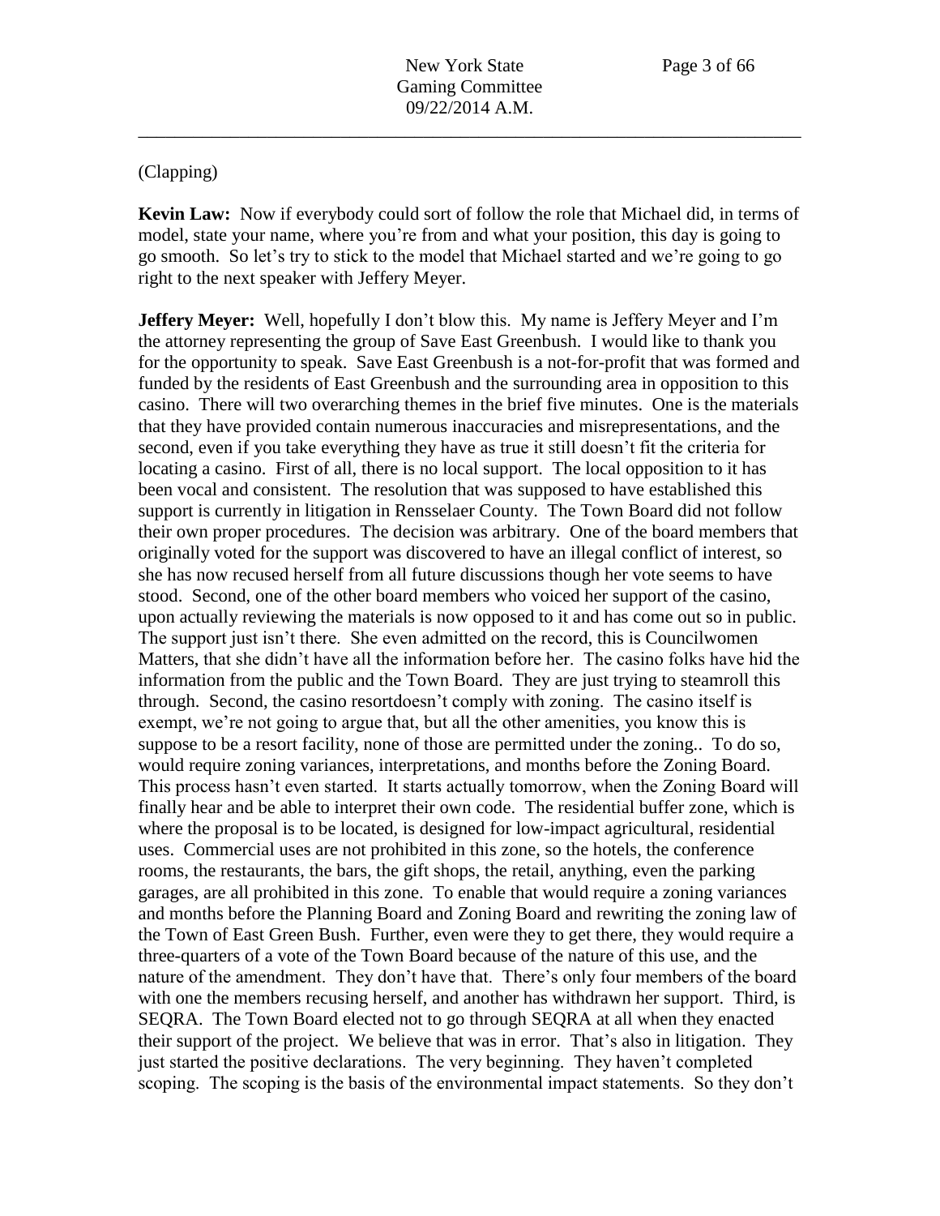(Clapping)

**Kevin Law:** Now if everybody could sort of follow the role that Michael did, in terms of model, state your name, where you're from and what your position, this day is going to go smooth. So let's try to stick to the model that Michael started and we're going to go right to the next speaker with Jeffery Meyer.

**Jeffery Meyer:** Well, hopefully I don't blow this. My name is Jeffery Meyer and I'm the attorney representing the group of Save East Greenbush. I would like to thank you for the opportunity to speak. Save East Greenbush is a not-for-profit that was formed and funded by the residents of East Greenbush and the surrounding area in opposition to this casino. There will two overarching themes in the brief five minutes. One is the materials that they have provided contain numerous inaccuracies and misrepresentations, and the second, even if you take everything they have as true it still doesn't fit the criteria for locating a casino. First of all, there is no local support. The local opposition to it has been vocal and consistent. The resolution that was supposed to have established this support is currently in litigation in Rensselaer County. The Town Board did not follow their own proper procedures. The decision was arbitrary. One of the board members that originally voted for the support was discovered to have an illegal conflict of interest, so she has now recused herself from all future discussions though her vote seems to have stood. Second, one of the other board members who voiced her support of the casino, upon actually reviewing the materials is now opposed to it and has come out so in public. The support just isn't there. She even admitted on the record, this is Councilwomen Matters, that she didn't have all the information before her. The casino folks have hid the information from the public and the Town Board. They are just trying to steamroll this through. Second, the casino resortdoesn't comply with zoning. The casino itself is exempt, we're not going to argue that, but all the other amenities, you know this is suppose to be a resort facility, none of those are permitted under the zoning.. To do so, would require zoning variances, interpretations, and months before the Zoning Board. This process hasn't even started. It starts actually tomorrow, when the Zoning Board will finally hear and be able to interpret their own code. The residential buffer zone, which is where the proposal is to be located, is designed for low-impact agricultural, residential uses. Commercial uses are not prohibited in this zone, so the hotels, the conference rooms, the restaurants, the bars, the gift shops, the retail, anything, even the parking garages, are all prohibited in this zone. To enable that would require a zoning variances and months before the Planning Board and Zoning Board and rewriting the zoning law of the Town of East Green Bush. Further, even were they to get there, they would require a three-quarters of a vote of the Town Board because of the nature of this use, and the nature of the amendment. They don't have that. There's only four members of the board with one the members recusing herself, and another has withdrawn her support. Third, is SEQRA. The Town Board elected not to go through SEQRA at all when they enacted their support of the project. We believe that was in error. That's also in litigation. They just started the positive declarations. The very beginning. They haven't completed scoping. The scoping is the basis of the environmental impact statements. So they don't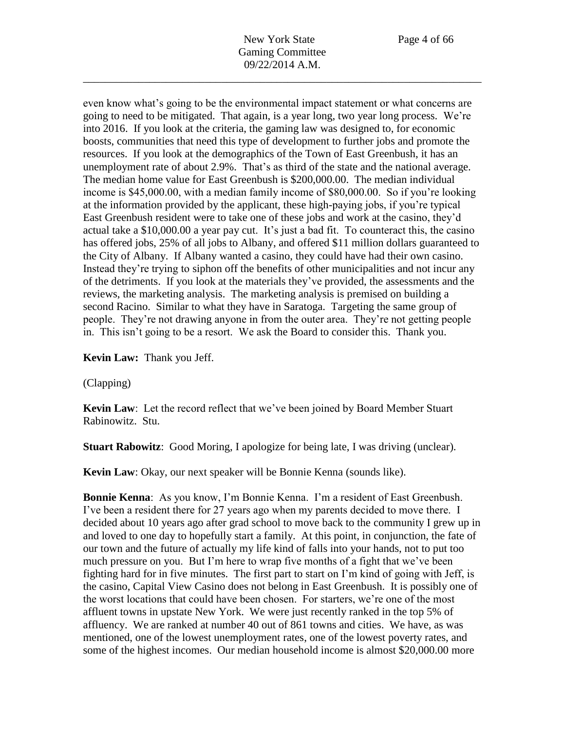even know what's going to be the environmental impact statement or what concerns are going to need to be mitigated. That again, is a year long, two year long process. We're into 2016. If you look at the criteria, the gaming law was designed to, for economic boosts, communities that need this type of development to further jobs and promote the resources. If you look at the demographics of the Town of East Greenbush, it has an unemployment rate of about 2.9%. That's as third of the state and the national average. The median home value for East Greenbush is $200,000.00. The median individual income is $45,000.00, with a median family income of $80,000.00. So if you're looking at the information provided by the applicant, these high-paying jobs, if you're typical East Greenbush resident were to take one of these jobs and work at the casino, they'd actual take a $10,000.00 a year pay cut. It's just a bad fit. To counteract this, the casino has offered jobs, 25% of all jobs to Albany, and offered $11 million dollars guaranteed to the City of Albany. If Albany wanted a casino, they could have had their own casino. Instead they're trying to siphon off the benefits of other municipalities and not incur any of the detriments. If you look at the materials they've provided, the assessments and the reviews, the marketing analysis. The marketing analysis is premised on building a second Racino. Similar to what they have in Saratoga. Targeting the same group of people. They're not drawing anyone in from the outer area. They're not getting people in. This isn't going to be a resort. We ask the Board to consider this. Thank you.

**Kevin Law:** Thank you Jeff.

(Clapping)

**Kevin Law**: Let the record reflect that we've been joined by Board Member Stuart Rabinowitz. Stu.

**Stuart Rabowitz**: Good Moring, I apologize for being late, I was driving (unclear).

**Kevin Law**: Okay, our next speaker will be Bonnie Kenna (sounds like).

**Bonnie Kenna**: As you know, I'm Bonnie Kenna. I'm a resident of East Greenbush. I've been a resident there for 27 years ago when my parents decided to move there. I decided about 10 years ago after grad school to move back to the community I grew up in and loved to one day to hopefully start a family. At this point, in conjunction, the fate of our town and the future of actually my life kind of falls into your hands, not to put too much pressure on you. But I'm here to wrap five months of a fight that we've been fighting hard for in five minutes. The first part to start on I'm kind of going with Jeff, is the casino, Capital View Casino does not belong in East Greenbush. It is possibly one of the worst locations that could have been chosen. For starters, we're one of the most affluent towns in upstate New York. We were just recently ranked in the top 5% of affluency. We are ranked at number 40 out of 861 towns and cities. We have, as was mentioned, one of the lowest unemployment rates, one of the lowest poverty rates, and some of the highest incomes. Our median household income is almost $20,000.00 more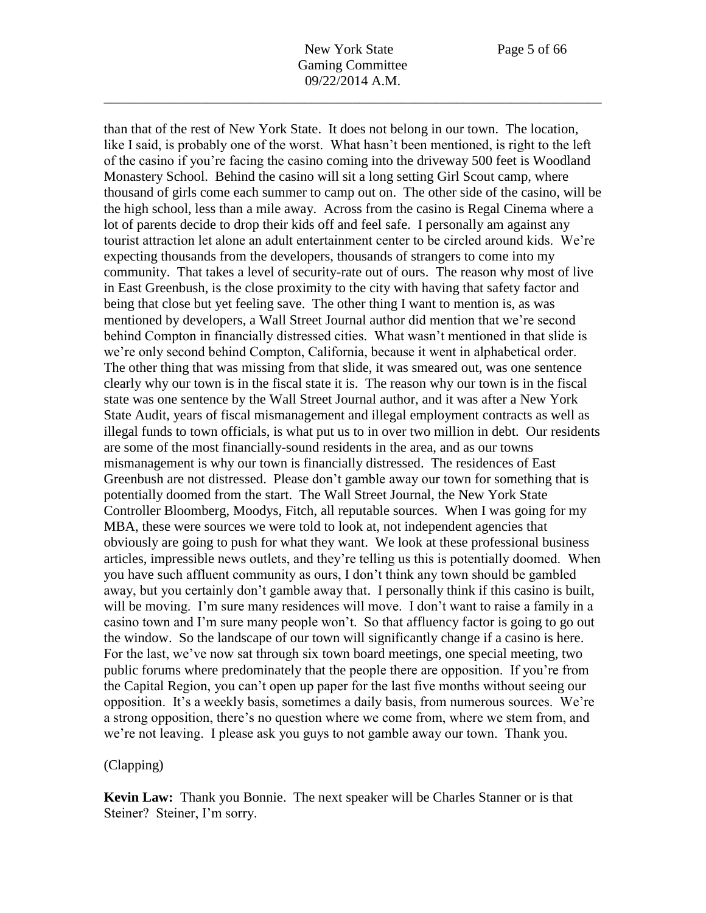than that of the rest of New York State. It does not belong in our town. The location, like I said, is probably one of the worst. What hasn't been mentioned, is right to the left of the casino if you're facing the casino coming into the driveway 500 feet is Woodland Monastery School. Behind the casino will sit a long setting Girl Scout camp, where thousand of girls come each summer to camp out on. The other side of the casino, will be the high school, less than a mile away. Across from the casino is Regal Cinema where a lot of parents decide to drop their kids off and feel safe. I personally am against any tourist attraction let alone an adult entertainment center to be circled around kids. We're expecting thousands from the developers, thousands of strangers to come into my community. That takes a level of security-rate out of ours. The reason why most of live in East Greenbush, is the close proximity to the city with having that safety factor and being that close but yet feeling save. The other thing I want to mention is, as was mentioned by developers, a Wall Street Journal author did mention that we're second behind Compton in financially distressed cities. What wasn't mentioned in that slide is we're only second behind Compton, California, because it went in alphabetical order. The other thing that was missing from that slide, it was smeared out, was one sentence clearly why our town is in the fiscal state it is. The reason why our town is in the fiscal state was one sentence by the Wall Street Journal author, and it was after a New York State Audit, years of fiscal mismanagement and illegal employment contracts as well as illegal funds to town officials, is what put us to in over two million in debt. Our residents are some of the most financially-sound residents in the area, and as our towns mismanagement is why our town is financially distressed. The residences of East Greenbush are not distressed. Please don't gamble away our town for something that is potentially doomed from the start. The Wall Street Journal, the New York State Controller Bloomberg, Moodys, Fitch, all reputable sources. When I was going for my MBA, these were sources we were told to look at, not independent agencies that obviously are going to push for what they want. We look at these professional business articles, impressible news outlets, and they're telling us this is potentially doomed. When you have such affluent community as ours, I don't think any town should be gambled away, but you certainly don't gamble away that. I personally think if this casino is built, will be moving. I'm sure many residences will move. I don't want to raise a family in a casino town and I'm sure many people won't. So that affluency factor is going to go out the window. So the landscape of our town will significantly change if a casino is here. For the last, we've now sat through six town board meetings, one special meeting, two public forums where predominately that the people there are opposition. If you're from the Capital Region, you can't open up paper for the last five months without seeing our opposition. It's a weekly basis, sometimes a daily basis, from numerous sources. We're a strong opposition, there's no question where we come from, where we stem from, and we're not leaving. I please ask you guys to not gamble away our town. Thank you.

(Clapping)

**Kevin Law:** Thank you Bonnie. The next speaker will be Charles Stanner or is that Steiner? Steiner, I'm sorry.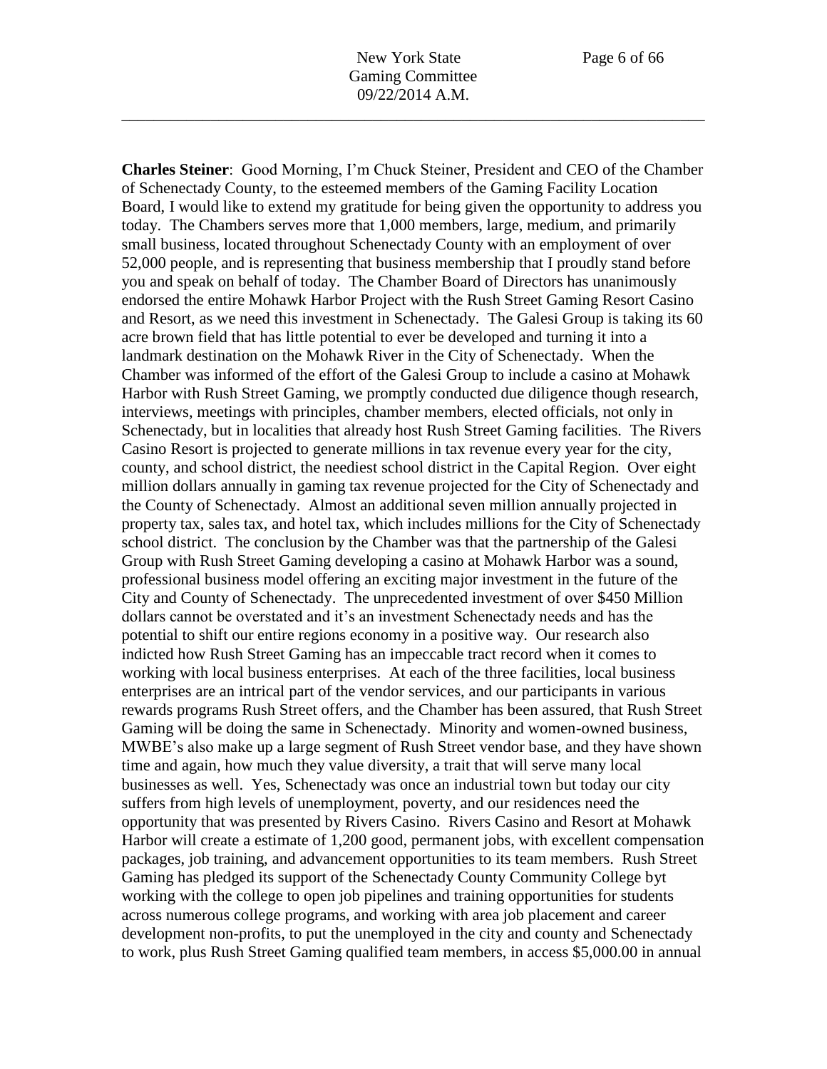**Charles Steiner**: Good Morning, I'm Chuck Steiner, President and CEO of the Chamber of Schenectady County, to the esteemed members of the Gaming Facility Location Board, I would like to extend my gratitude for being given the opportunity to address you today. The Chambers serves more that 1,000 members, large, medium, and primarily small business, located throughout Schenectady County with an employment of over 52,000 people, and is representing that business membership that I proudly stand before you and speak on behalf of today. The Chamber Board of Directors has unanimously endorsed the entire Mohawk Harbor Project with the Rush Street Gaming Resort Casino and Resort, as we need this investment in Schenectady. The Galesi Group is taking its 60 acre brown field that has little potential to ever be developed and turning it into a landmark destination on the Mohawk River in the City of Schenectady. When the Chamber was informed of the effort of the Galesi Group to include a casino at Mohawk Harbor with Rush Street Gaming, we promptly conducted due diligence though research, interviews, meetings with principles, chamber members, elected officials, not only in Schenectady, but in localities that already host Rush Street Gaming facilities. The Rivers Casino Resort is projected to generate millions in tax revenue every year for the city, county, and school district, the neediest school district in the Capital Region. Over eight million dollars annually in gaming tax revenue projected for the City of Schenectady and the County of Schenectady. Almost an additional seven million annually projected in property tax, sales tax, and hotel tax, which includes millions for the City of Schenectady school district. The conclusion by the Chamber was that the partnership of the Galesi Group with Rush Street Gaming developing a casino at Mohawk Harbor was a sound, professional business model offering an exciting major investment in the future of the City and County of Schenectady. The unprecedented investment of over $450 Million dollars cannot be overstated and it's an investment Schenectady needs and has the potential to shift our entire regions economy in a positive way. Our research also indicted how Rush Street Gaming has an impeccable tract record when it comes to working with local business enterprises. At each of the three facilities, local business enterprises are an intrical part of the vendor services, and our participants in various rewards programs Rush Street offers, and the Chamber has been assured, that Rush Street Gaming will be doing the same in Schenectady. Minority and women-owned business, MWBE's also make up a large segment of Rush Street vendor base, and they have shown time and again, how much they value diversity, a trait that will serve many local businesses as well. Yes, Schenectady was once an industrial town but today our city suffers from high levels of unemployment, poverty, and our residences need the opportunity that was presented by Rivers Casino. Rivers Casino and Resort at Mohawk Harbor will create a estimate of 1,200 good, permanent jobs, with excellent compensation packages, job training, and advancement opportunities to its team members. Rush Street Gaming has pledged its support of the Schenectady County Community College byt working with the college to open job pipelines and training opportunities for students across numerous college programs, and working with area job placement and career development non-profits, to put the unemployed in the city and county and Schenectady to work, plus Rush Street Gaming qualified team members, in access $5,000.00 in annual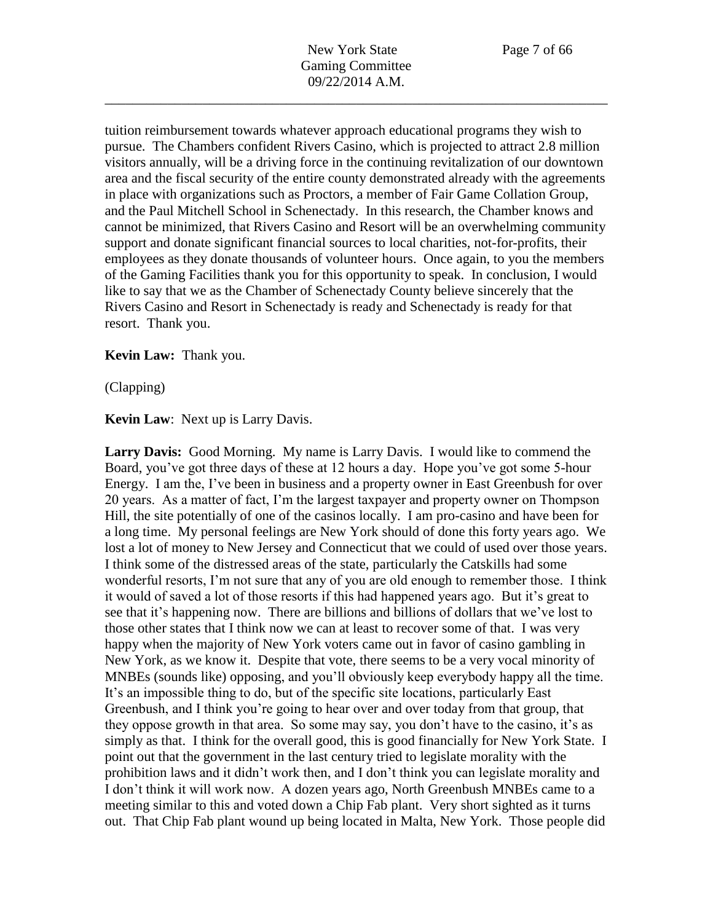tuition reimbursement towards whatever approach educational programs they wish to pursue. The Chambers confident Rivers Casino, which is projected to attract 2.8 million visitors annually, will be a driving force in the continuing revitalization of our downtown area and the fiscal security of the entire county demonstrated already with the agreements in place with organizations such as Proctors, a member of Fair Game Collation Group, and the Paul Mitchell School in Schenectady. In this research, the Chamber knows and cannot be minimized, that Rivers Casino and Resort will be an overwhelming community support and donate significant financial sources to local charities, not-for-profits, their employees as they donate thousands of volunteer hours. Once again, to you the members of the Gaming Facilities thank you for this opportunity to speak. In conclusion, I would like to say that we as the Chamber of Schenectady County believe sincerely that the Rivers Casino and Resort in Schenectady is ready and Schenectady is ready for that resort. Thank you.

**Kevin Law:** Thank you.

(Clapping)

**Kevin Law**: Next up is Larry Davis.

**Larry Davis:** Good Morning. My name is Larry Davis. I would like to commend the Board, you've got three days of these at 12 hours a day. Hope you've got some 5-hour Energy. I am the, I've been in business and a property owner in East Greenbush for over 20 years. As a matter of fact, I'm the largest taxpayer and property owner on Thompson Hill, the site potentially of one of the casinos locally. I am pro-casino and have been for a long time. My personal feelings are New York should of done this forty years ago. We lost a lot of money to New Jersey and Connecticut that we could of used over those years. I think some of the distressed areas of the state, particularly the Catskills had some wonderful resorts, I'm not sure that any of you are old enough to remember those. I think it would of saved a lot of those resorts if this had happened years ago. But it's great to see that it's happening now. There are billions and billions of dollars that we've lost to those other states that I think now we can at least to recover some of that. I was very happy when the majority of New York voters came out in favor of casino gambling in New York, as we know it. Despite that vote, there seems to be a very vocal minority of MNBEs (sounds like) opposing, and you'll obviously keep everybody happy all the time. It's an impossible thing to do, but of the specific site locations, particularly East Greenbush, and I think you're going to hear over and over today from that group, that they oppose growth in that area. So some may say, you don't have to the casino, it's as simply as that. I think for the overall good, this is good financially for New York State. I point out that the government in the last century tried to legislate morality with the prohibition laws and it didn't work then, and I don't think you can legislate morality and I don't think it will work now. A dozen years ago, North Greenbush MNBEs came to a meeting similar to this and voted down a Chip Fab plant. Very short sighted as it turns out. That Chip Fab plant wound up being located in Malta, New York. Those people did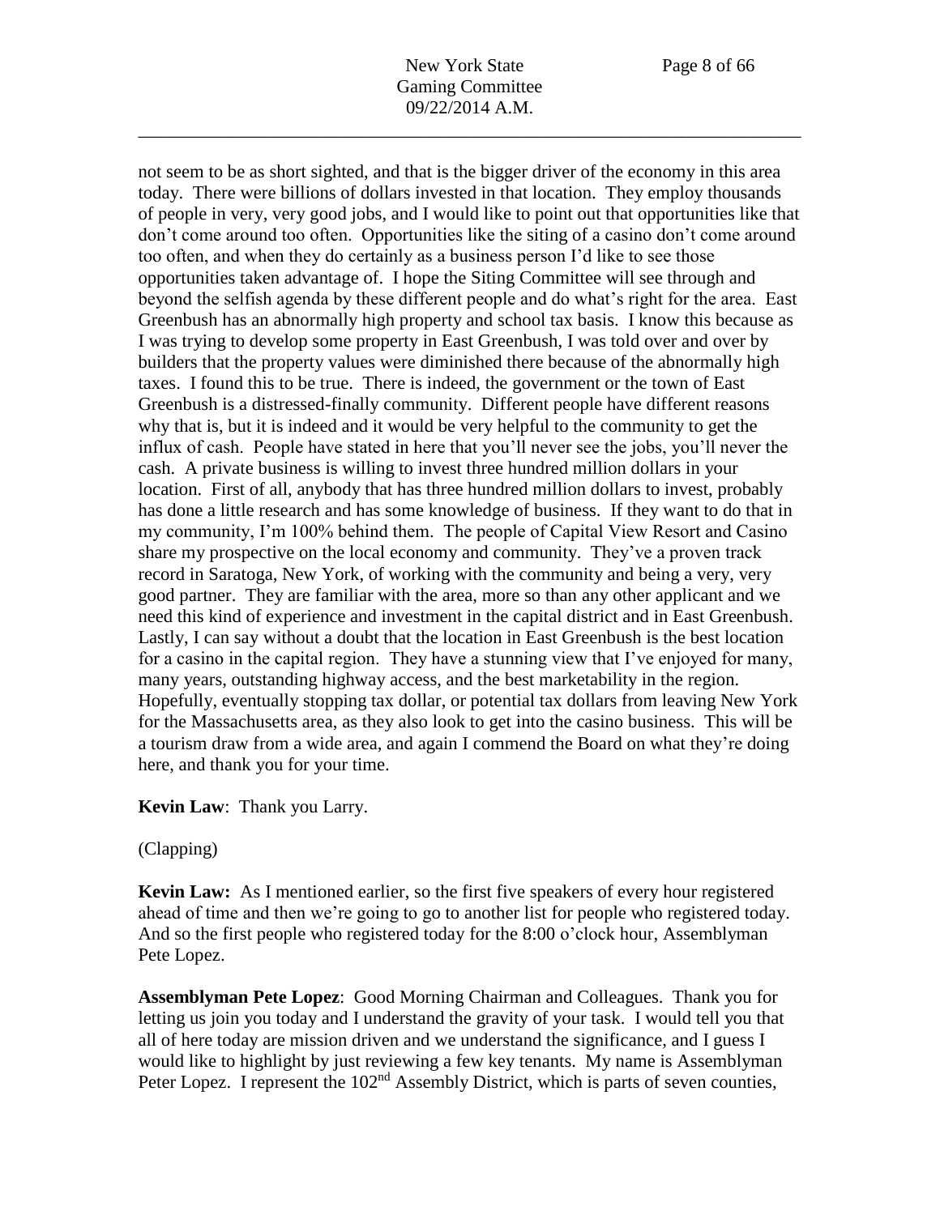not seem to be as short sighted, and that is the bigger driver of the economy in this area today. There were billions of dollars invested in that location. They employ thousands of people in very, very good jobs, and I would like to point out that opportunities like that don't come around too often. Opportunities like the siting of a casino don't come around too often, and when they do certainly as a business person I'd like to see those opportunities taken advantage of. I hope the Siting Committee will see through and beyond the selfish agenda by these different people and do what's right for the area. East Greenbush has an abnormally high property and school tax basis. I know this because as I was trying to develop some property in East Greenbush, I was told over and over by builders that the property values were diminished there because of the abnormally high taxes. I found this to be true. There is indeed, the government or the town of East Greenbush is a distressed-finally community. Different people have different reasons why that is, but it is indeed and it would be very helpful to the community to get the influx of cash. People have stated in here that you'll never see the jobs, you'll never the cash. A private business is willing to invest three hundred million dollars in your location. First of all, anybody that has three hundred million dollars to invest, probably has done a little research and has some knowledge of business. If they want to do that in my community, I'm 100% behind them. The people of Capital View Resort and Casino share my prospective on the local economy and community. They've a proven track record in Saratoga, New York, of working with the community and being a very, very good partner. They are familiar with the area, more so than any other applicant and we need this kind of experience and investment in the capital district and in East Greenbush. Lastly, I can say without a doubt that the location in East Greenbush is the best location for a casino in the capital region. They have a stunning view that I've enjoyed for many, many years, outstanding highway access, and the best marketability in the region. Hopefully, eventually stopping tax dollar, or potential tax dollars from leaving New York for the Massachusetts area, as they also look to get into the casino business. This will be a tourism draw from a wide area, and again I commend the Board on what they're doing here, and thank you for your time.

**Kevin Law**: Thank you Larry.

(Clapping)

**Kevin Law:** As I mentioned earlier, so the first five speakers of every hour registered ahead of time and then we're going to go to another list for people who registered today. And so the first people who registered today for the 8:00 o'clock hour, Assemblyman Pete Lopez.

**Assemblyman Pete Lopez**: Good Morning Chairman and Colleagues. Thank you for letting us join you today and I understand the gravity of your task. I would tell you that all of here today are mission driven and we understand the significance, and I guess I would like to highlight by just reviewing a few key tenants. My name is Assemblyman Peter Lopez. I represent the 102nd Assembly District, which is parts of seven counties,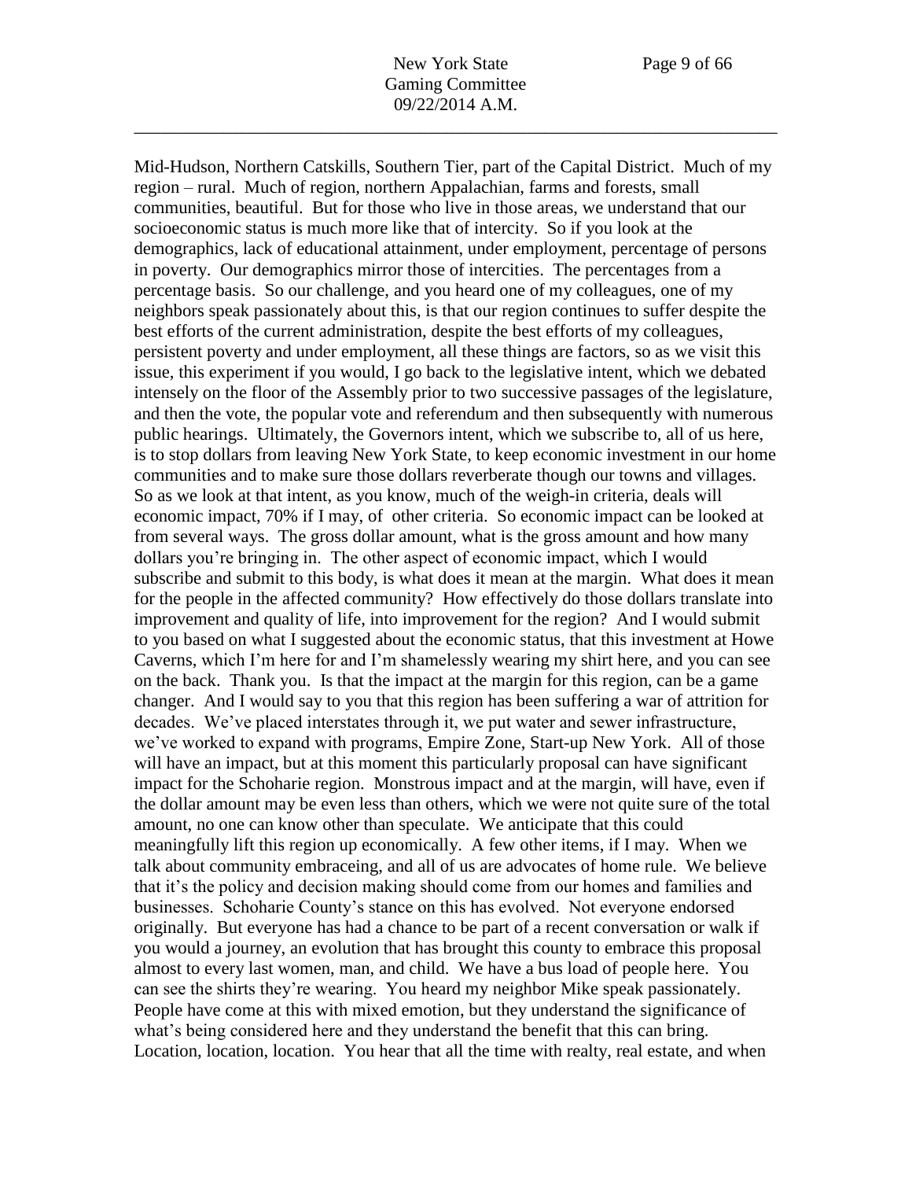Mid-Hudson, Northern Catskills, Southern Tier, part of the Capital District. Much of my region – rural. Much of region, northern Appalachian, farms and forests, small communities, beautiful. But for those who live in those areas, we understand that our socioeconomic status is much more like that of intercity. So if you look at the demographics, lack of educational attainment, under employment, percentage of persons in poverty. Our demographics mirror those of intercities. The percentages from a percentage basis. So our challenge, and you heard one of my colleagues, one of my neighbors speak passionately about this, is that our region continues to suffer despite the best efforts of the current administration, despite the best efforts of my colleagues, persistent poverty and under employment, all these things are factors, so as we visit this issue, this experiment if you would, I go back to the legislative intent, which we debated intensely on the floor of the Assembly prior to two successive passages of the legislature, and then the vote, the popular vote and referendum and then subsequently with numerous public hearings. Ultimately, the Governors intent, which we subscribe to, all of us here, is to stop dollars from leaving New York State, to keep economic investment in our home communities and to make sure those dollars reverberate though our towns and villages. So as we look at that intent, as you know, much of the weigh-in criteria, deals will economic impact, 70% if I may, of other criteria. So economic impact can be looked at from several ways. The gross dollar amount, what is the gross amount and how many dollars you're bringing in. The other aspect of economic impact, which I would subscribe and submit to this body, is what does it mean at the margin. What does it mean for the people in the affected community? How effectively do those dollars translate into improvement and quality of life, into improvement for the region? And I would submit to you based on what I suggested about the economic status, that this investment at Howe Caverns, which I'm here for and I'm shamelessly wearing my shirt here, and you can see on the back. Thank you. Is that the impact at the margin for this region, can be a game changer. And I would say to you that this region has been suffering a war of attrition for decades. We've placed interstates through it, we put water and sewer infrastructure, we've worked to expand with programs, Empire Zone, Start-up New York. All of those will have an impact, but at this moment this particularly proposal can have significant impact for the Schoharie region. Monstrous impact and at the margin, will have, even if the dollar amount may be even less than others, which we were not quite sure of the total amount, no one can know other than speculate. We anticipate that this could meaningfully lift this region up economically. A few other items, if I may. When we talk about community embraceing, and all of us are advocates of home rule. We believe that it's the policy and decision making should come from our homes and families and businesses. Schoharie County's stance on this has evolved. Not everyone endorsed originally. But everyone has had a chance to be part of a recent conversation or walk if you would a journey, an evolution that has brought this county to embrace this proposal almost to every last women, man, and child. We have a bus load of people here. You can see the shirts they're wearing. You heard my neighbor Mike speak passionately. People have come at this with mixed emotion, but they understand the significance of what's being considered here and they understand the benefit that this can bring. Location, location, location. You hear that all the time with realty, real estate, and when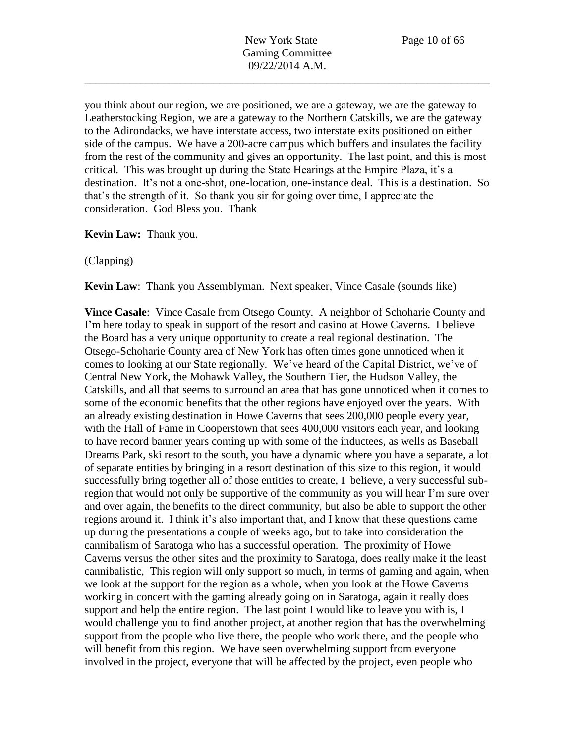you think about our region, we are positioned, we are a gateway, we are the gateway to Leatherstocking Region, we are a gateway to the Northern Catskills, we are the gateway to the Adirondacks, we have interstate access, two interstate exits positioned on either side of the campus. We have a 200-acre campus which buffers and insulates the facility from the rest of the community and gives an opportunity. The last point, and this is most critical. This was brought up during the State Hearings at the Empire Plaza, it's a destination. It's not a one-shot, one-location, one-instance deal. This is a destination. So that's the strength of it. So thank you sir for going over time, I appreciate the consideration. God Bless you. Thank

**Kevin Law:** Thank you.

(Clapping)

**Kevin Law**: Thank you Assemblyman. Next speaker, Vince Casale (sounds like)

**Vince Casale**: Vince Casale from Otsego County. A neighbor of Schoharie County and I'm here today to speak in support of the resort and casino at Howe Caverns. I believe the Board has a very unique opportunity to create a real regional destination. The Otsego-Schoharie County area of New York has often times gone unnoticed when it comes to looking at our State regionally. We've heard of the Capital District, we've of Central New York, the Mohawk Valley, the Southern Tier, the Hudson Valley, the Catskills, and all that seems to surround an area that has gone unnoticed when it comes to some of the economic benefits that the other regions have enjoyed over the years. With an already existing destination in Howe Caverns that sees 200,000 people every year, with the Hall of Fame in Cooperstown that sees 400,000 visitors each year, and looking to have record banner years coming up with some of the inductees, as wells as Baseball Dreams Park, ski resort to the south, you have a dynamic where you have a separate, a lot of separate entities by bringing in a resort destination of this size to this region, it would successfully bring together all of those entities to create, I believe, a very successful sub-region that would not only be supportive of the community as you will hear I'm sure over and over again, the benefits to the direct community, but also be able to support the other regions around it. I think it's also important that, and I know that these questions came up during the presentations a couple of weeks ago, but to take into consideration the cannibalism of Saratoga who has a successful operation. The proximity of Howe Caverns versus the other sites and the proximity to Saratoga, does really make it the least cannibalistic, This region will only support so much, in terms of gaming and again, when we look at the support for the region as a whole, when you look at the Howe Caverns working in concert with the gaming already going on in Saratoga, again it really does support and help the entire region. The last point I would like to leave you with is, I would challenge you to find another project, at another region that has the overwhelming support from the people who live there, the people who work there, and the people who will benefit from this region. We have seen overwhelming support from everyone involved in the project, everyone that will be affected by the project, even people who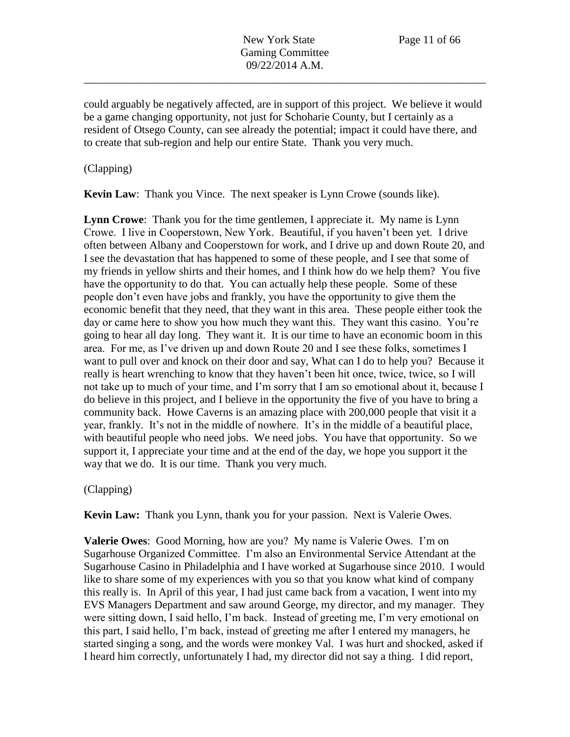could arguably be negatively affected, are in support of this project. We believe it would be a game changing opportunity, not just for Schoharie County, but I certainly as a resident of Otsego County, can see already the potential; impact it could have there, and to create that sub-region and help our entire State. Thank you very much.

(Clapping)

**Kevin Law**: Thank you Vince. The next speaker is Lynn Crowe (sounds like).

**Lynn Crowe**: Thank you for the time gentlemen, I appreciate it. My name is Lynn Crowe. I live in Cooperstown, New York. Beautiful, if you haven't been yet. I drive often between Albany and Cooperstown for work, and I drive up and down Route 20, and I see the devastation that has happened to some of these people, and I see that some of my friends in yellow shirts and their homes, and I think how do we help them? You five have the opportunity to do that. You can actually help these people. Some of these people don't even have jobs and frankly, you have the opportunity to give them the economic benefit that they need, that they want in this area. These people either took the day or came here to show you how much they want this. They want this casino. You're going to hear all day long. They want it. It is our time to have an economic boom in this area. For me, as I've driven up and down Route 20 and I see these folks, sometimes I want to pull over and knock on their door and say, What can I do to help you? Because it really is heart wrenching to know that they haven't been hit once, twice, twice, so I will not take up to much of your time, and I'm sorry that I am so emotional about it, because I do believe in this project, and I believe in the opportunity the five of you have to bring a community back. Howe Caverns is an amazing place with 200,000 people that visit it a year, frankly. It's not in the middle of nowhere. It's in the middle of a beautiful place, with beautiful people who need jobs. We need jobs. You have that opportunity. So we support it, I appreciate your time and at the end of the day, we hope you support it the way that we do. It is our time. Thank you very much.

(Clapping)

**Kevin Law:** Thank you Lynn, thank you for your passion. Next is Valerie Owes.

**Valerie Owes**: Good Morning, how are you? My name is Valerie Owes. I'm on Sugarhouse Organized Committee. I'm also an Environmental Service Attendant at the Sugarhouse Casino in Philadelphia and I have worked at Sugarhouse since 2010. I would like to share some of my experiences with you so that you know what kind of company this really is. In April of this year, I had just came back from a vacation, I went into my EVS Managers Department and saw around George, my director, and my manager. They were sitting down, I said hello, I'm back. Instead of greeting me, I'm very emotional on this part, I said hello, I'm back, instead of greeting me after I entered my managers, he started singing a song, and the words were monkey Val. I was hurt and shocked, asked if I heard him correctly, unfortunately I had, my director did not say a thing. I did report,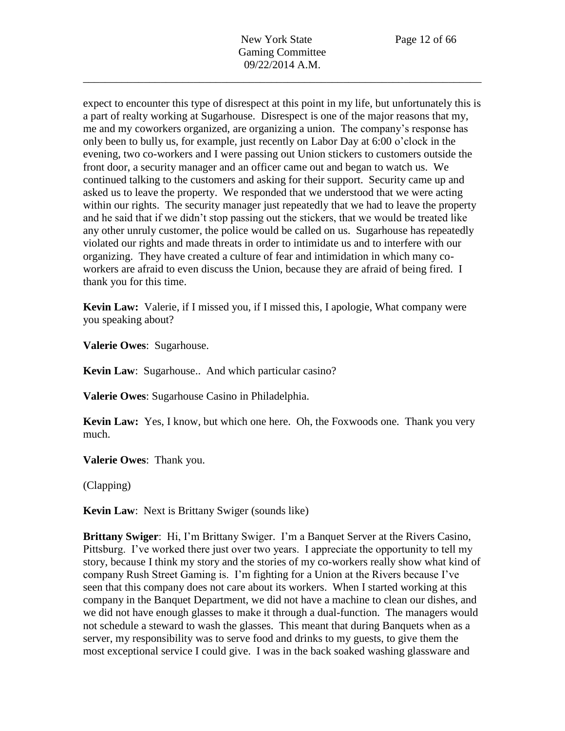expect to encounter this type of disrespect at this point in my life, but unfortunately this is a part of realty working at Sugarhouse. Disrespect is one of the major reasons that my, me and my coworkers organized, are organizing a union. The company's response has only been to bully us, for example, just recently on Labor Day at 6:00 o'clock in the evening, two co-workers and I were passing out Union stickers to customers outside the front door, a security manager and an officer came out and began to watch us. We continued talking to the customers and asking for their support. Security came up and asked us to leave the property. We responded that we understood that we were acting within our rights. The security manager just repeatedly that we had to leave the property and he said that if we didn't stop passing out the stickers, that we would be treated like any other unruly customer, the police would be called on us. Sugarhouse has repeatedly violated our rights and made threats in order to intimidate us and to interfere with our organizing. They have created a culture of fear and intimidation in which many co-workers are afraid to even discuss the Union, because they are afraid of being fired. I thank you for this time.

**Kevin Law:** Valerie, if I missed you, if I missed this, I apologie, What company were you speaking about?

**Valerie Owes**: Sugarhouse.

**Kevin Law**: Sugarhouse.. And which particular casino?

**Valerie Owes**: Sugarhouse Casino in Philadelphia.

**Kevin Law:** Yes, I know, but which one here. Oh, the Foxwoods one. Thank you very much.

**Valerie Owes**: Thank you.

(Clapping)

**Kevin Law**: Next is Brittany Swiger (sounds like)

**Brittany Swiger**: Hi, I'm Brittany Swiger. I'm a Banquet Server at the Rivers Casino, Pittsburg. I've worked there just over two years. I appreciate the opportunity to tell my story, because I think my story and the stories of my co-workers really show what kind of company Rush Street Gaming is. I'm fighting for a Union at the Rivers because I've seen that this company does not care about its workers. When I started working at this company in the Banquet Department, we did not have a machine to clean our dishes, and we did not have enough glasses to make it through a dual-function. The managers would not schedule a steward to wash the glasses. This meant that during Banquets when as a server, my responsibility was to serve food and drinks to my guests, to give them the most exceptional service I could give. I was in the back soaked washing glassware and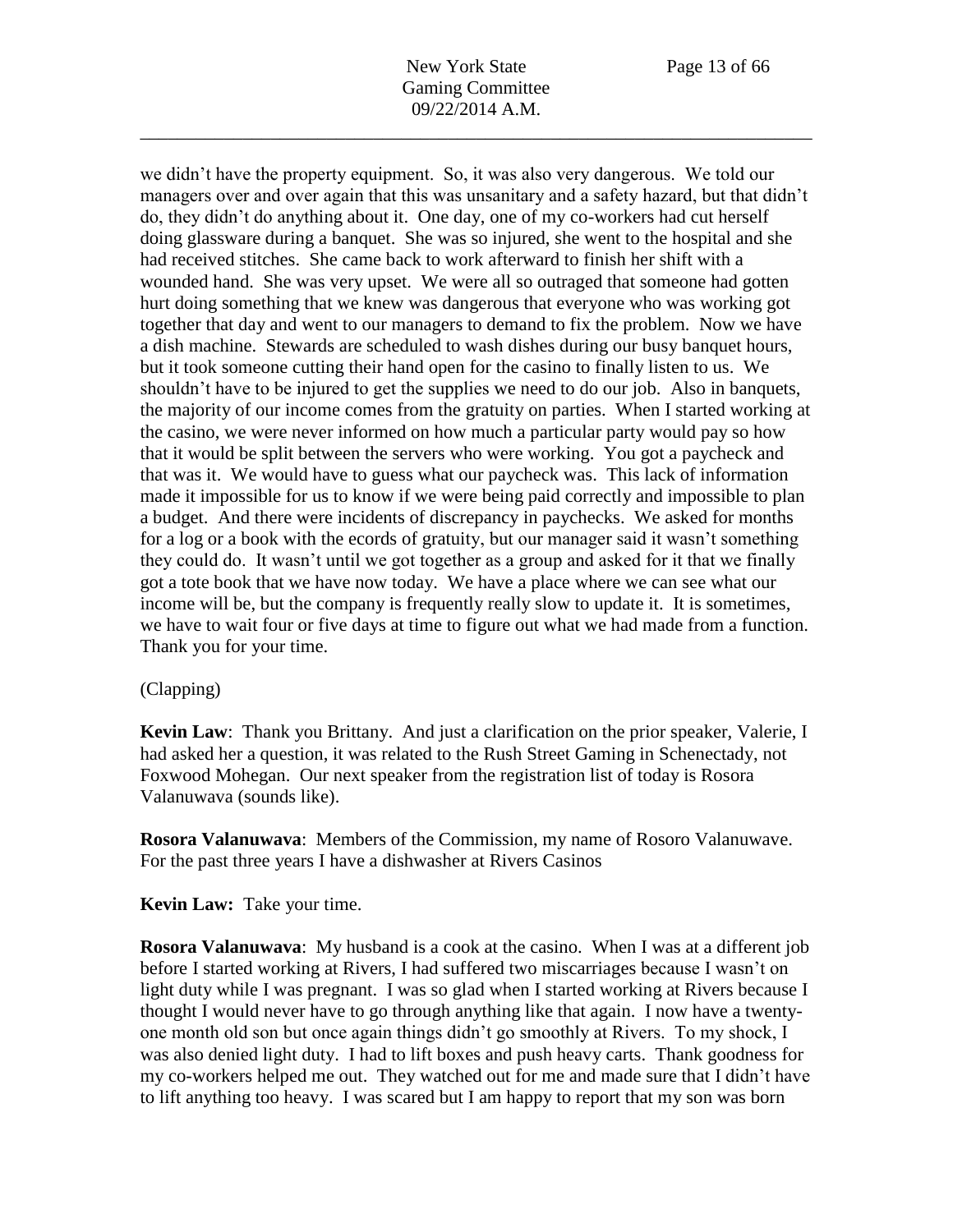we didn't have the property equipment. So, it was also very dangerous. We told our managers over and over again that this was unsanitary and a safety hazard, but that didn't do, they didn't do anything about it. One day, one of my co-workers had cut herself doing glassware during a banquet. She was so injured, she went to the hospital and she had received stitches. She came back to work afterward to finish her shift with a wounded hand. She was very upset. We were all so outraged that someone had gotten hurt doing something that we knew was dangerous that everyone who was working got together that day and went to our managers to demand to fix the problem. Now we have a dish machine. Stewards are scheduled to wash dishes during our busy banquet hours, but it took someone cutting their hand open for the casino to finally listen to us. We shouldn't have to be injured to get the supplies we need to do our job. Also in banquets, the majority of our income comes from the gratuity on parties. When I started working at the casino, we were never informed on how much a particular party would pay so how that it would be split between the servers who were working. You got a paycheck and that was it. We would have to guess what our paycheck was. This lack of information made it impossible for us to know if we were being paid correctly and impossible to plan a budget. And there were incidents of discrepancy in paychecks. We asked for months for a log or a book with the ecords of gratuity, but our manager said it wasn't something they could do. It wasn't until we got together as a group and asked for it that we finally got a tote book that we have now today. We have a place where we can see what our income will be, but the company is frequently really slow to update it. It is sometimes, we have to wait four or five days at time to figure out what we had made from a function. Thank you for your time.

(Clapping)

**Kevin Law**: Thank you Brittany. And just a clarification on the prior speaker, Valerie, I had asked her a question, it was related to the Rush Street Gaming in Schenectady, not Foxwood Mohegan. Our next speaker from the registration list of today is Rosora Valanuwava (sounds like).

**Rosora Valanuwava**: Members of the Commission, my name of Rosoro Valanuwave. For the past three years I have a dishwasher at Rivers Casinos

**Kevin Law:** Take your time.

**Rosora Valanuwava**: My husband is a cook at the casino. When I was at a different job before I started working at Rivers, I had suffered two miscarriages because I wasn't on light duty while I was pregnant. I was so glad when I started working at Rivers because I thought I would never have to go through anything like that again. I now have a twenty-one month old son but once again things didn't go smoothly at Rivers. To my shock, I was also denied light duty. I had to lift boxes and push heavy carts. Thank goodness for my co-workers helped me out. They watched out for me and made sure that I didn't have to lift anything too heavy. I was scared but I am happy to report that my son was born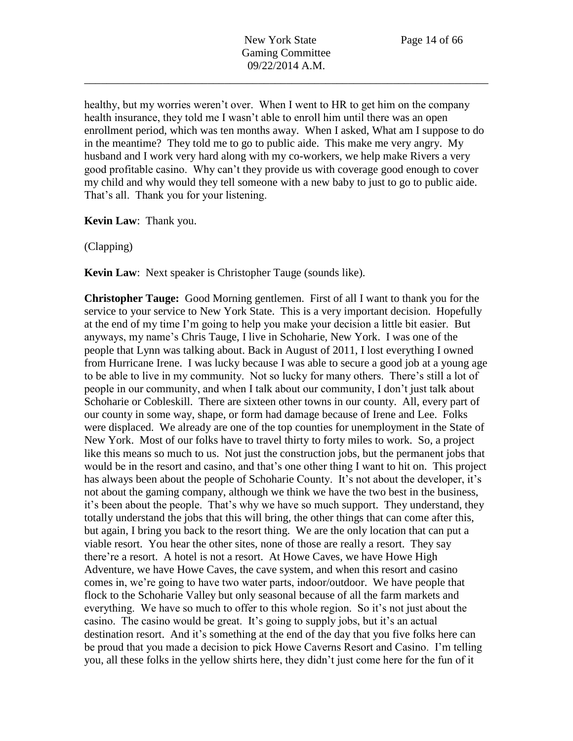healthy, but my worries weren't over. When I went to HR to get him on the company health insurance, they told me I wasn't able to enroll him until there was an open enrollment period, which was ten months away. When I asked, What am I suppose to do in the meantime? They told me to go to public aide. This make me very angry. My husband and I work very hard along with my co-workers, we help make Rivers a very good profitable casino. Why can't they provide us with coverage good enough to cover my child and why would they tell someone with a new baby to just to go to public aide. That's all. Thank you for your listening.

**Kevin Law**: Thank you.

(Clapping)

**Kevin Law**: Next speaker is Christopher Tauge (sounds like).

**Christopher Tauge:** Good Morning gentlemen. First of all I want to thank you for the service to your service to New York State. This is a very important decision. Hopefully at the end of my time I'm going to help you make your decision a little bit easier. But anyways, my name's Chris Tauge, I live in Schoharie, New York. I was one of the people that Lynn was talking about. Back in August of 2011, I lost everything I owned from Hurricane Irene. I was lucky because I was able to secure a good job at a young age to be able to live in my community. Not so lucky for many others. There's still a lot of people in our community, and when I talk about our community, I don't just talk about Schoharie or Cobleskill. There are sixteen other towns in our county. All, every part of our county in some way, shape, or form had damage because of Irene and Lee. Folks were displaced. We already are one of the top counties for unemployment in the State of New York. Most of our folks have to travel thirty to forty miles to work. So, a project like this means so much to us. Not just the construction jobs, but the permanent jobs that would be in the resort and casino, and that's one other thing I want to hit on. This project has always been about the people of Schoharie County. It's not about the developer, it's not about the gaming company, although we think we have the two best in the business, it's been about the people. That's why we have so much support. They understand, they totally understand the jobs that this will bring, the other things that can come after this, but again, I bring you back to the resort thing. We are the only location that can put a viable resort. You hear the other sites, none of those are really a resort. They say there're a resort. A hotel is not a resort. At Howe Caves, we have Howe High Adventure, we have Howe Caves, the cave system, and when this resort and casino comes in, we're going to have two water parts, indoor/outdoor. We have people that flock to the Schoharie Valley but only seasonal because of all the farm markets and everything. We have so much to offer to this whole region. So it's not just about the casino. The casino would be great. It's going to supply jobs, but it's an actual destination resort. And it's something at the end of the day that you five folks here can be proud that you made a decision to pick Howe Caverns Resort and Casino. I'm telling you, all these folks in the yellow shirts here, they didn't just come here for the fun of it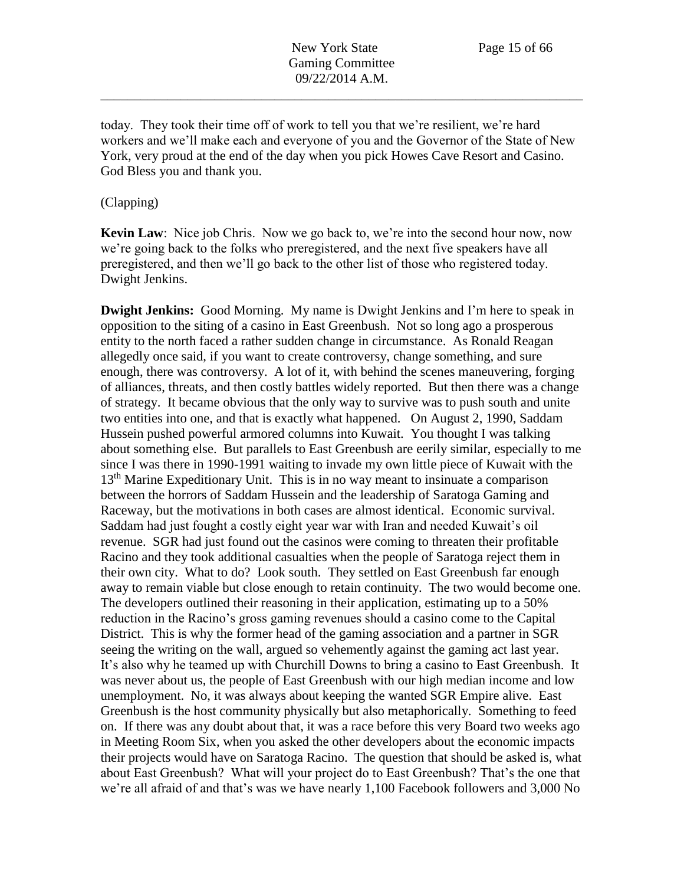today. They took their time off of work to tell you that we're resilient, we're hard workers and we'll make each and everyone of you and the Governor of the State of New York, very proud at the end of the day when you pick Howes Cave Resort and Casino. God Bless you and thank you.

(Clapping)

**Kevin Law**: Nice job Chris. Now we go back to, we're into the second hour now, now we're going back to the folks who preregistered, and the next five speakers have all preregistered, and then we'll go back to the other list of those who registered today. Dwight Jenkins.

**Dwight Jenkins:** Good Morning. My name is Dwight Jenkins and I'm here to speak in opposition to the siting of a casino in East Greenbush. Not so long ago a prosperous entity to the north faced a rather sudden change in circumstance. As Ronald Reagan allegedly once said, if you want to create controversy, change something, and sure enough, there was controversy. A lot of it, with behind the scenes maneuvering, forging of alliances, threats, and then costly battles widely reported. But then there was a change of strategy. It became obvious that the only way to survive was to push south and unite two entities into one, and that is exactly what happened. On August 2, 1990, Saddam Hussein pushed powerful armored columns into Kuwait. You thought I was talking about something else. But parallels to East Greenbush are eerily similar, especially to me since I was there in 1990-1991 waiting to invade my own little piece of Kuwait with the 13th Marine Expeditionary Unit. This is in no way meant to insinuate a comparison between the horrors of Saddam Hussein and the leadership of Saratoga Gaming and Raceway, but the motivations in both cases are almost identical. Economic survival. Saddam had just fought a costly eight year war with Iran and needed Kuwait's oil revenue. SGR had just found out the casinos were coming to threaten their profitable Racino and they took additional casualties when the people of Saratoga reject them in their own city. What to do? Look south. They settled on East Greenbush far enough away to remain viable but close enough to retain continuity. The two would become one. The developers outlined their reasoning in their application, estimating up to a 50% reduction in the Racino's gross gaming revenues should a casino come to the Capital District. This is why the former head of the gaming association and a partner in SGR seeing the writing on the wall, argued so vehemently against the gaming act last year. It's also why he teamed up with Churchill Downs to bring a casino to East Greenbush. It was never about us, the people of East Greenbush with our high median income and low unemployment. No, it was always about keeping the wanted SGR Empire alive. East Greenbush is the host community physically but also metaphorically. Something to feed on. If there was any doubt about that, it was a race before this very Board two weeks ago in Meeting Room Six, when you asked the other developers about the economic impacts their projects would have on Saratoga Racino. The question that should be asked is, what about East Greenbush? What will your project do to East Greenbush? That's the one that we're all afraid of and that's was we have nearly 1,100 Facebook followers and 3,000 No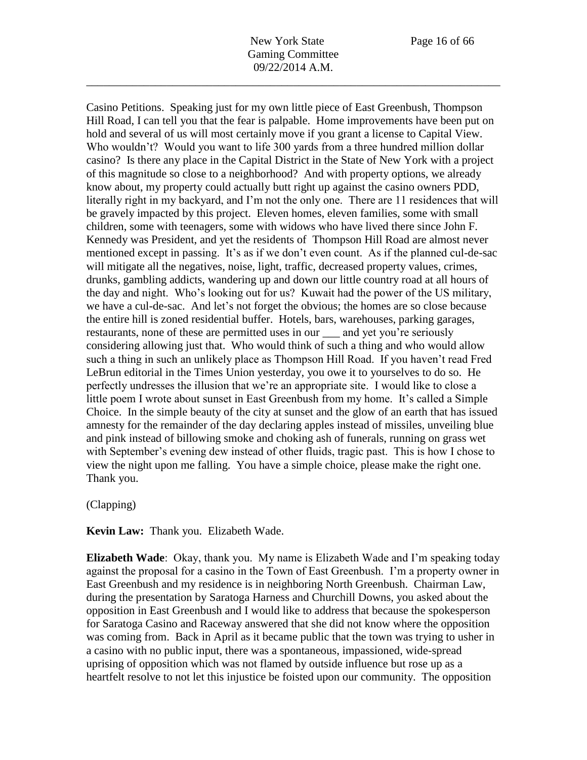Casino Petitions. Speaking just for my own little piece of East Greenbush, Thompson Hill Road, I can tell you that the fear is palpable. Home improvements have been put on hold and several of us will most certainly move if you grant a license to Capital View. Who wouldn't? Would you want to life 300 yards from a three hundred million dollar casino? Is there any place in the Capital District in the State of New York with a project of this magnitude so close to a neighborhood? And with property options, we already know about, my property could actually butt right up against the casino owners PDD, literally right in my backyard, and I'm not the only one. There are 11 residences that will be gravely impacted by this project. Eleven homes, eleven families, some with small children, some with teenagers, some with widows who have lived there since John F. Kennedy was President, and yet the residents of Thompson Hill Road are almost never mentioned except in passing. It's as if we don't even count. As if the planned cul-de-sac will mitigate all the negatives, noise, light, traffic, decreased property values, crimes, drunks, gambling addicts, wandering up and down our little country road at all hours of the day and night. Who's looking out for us? Kuwait had the power of the US military, we have a cul-de-sac. And let's not forget the obvious; the homes are so close because the entire hill is zoned residential buffer. Hotels, bars, warehouses, parking garages, restaurants, none of these are permitted uses in our ___ and yet you're seriously considering allowing just that. Who would think of such a thing and who would allow such a thing in such an unlikely place as Thompson Hill Road. If you haven't read Fred LeBrun editorial in the Times Union yesterday, you owe it to yourselves to do so. He perfectly undresses the illusion that we're an appropriate site. I would like to close a little poem I wrote about sunset in East Greenbush from my home. It's called a Simple Choice. In the simple beauty of the city at sunset and the glow of an earth that has issued amnesty for the remainder of the day declaring apples instead of missiles, unveiling blue and pink instead of billowing smoke and choking ash of funerals, running on grass wet with September's evening dew instead of other fluids, tragic past. This is how I chose to view the night upon me falling. You have a simple choice, please make the right one. Thank you.

(Clapping)

**Kevin Law:** Thank you. Elizabeth Wade.

**Elizabeth Wade**: Okay, thank you. My name is Elizabeth Wade and I'm speaking today against the proposal for a casino in the Town of East Greenbush. I'm a property owner in East Greenbush and my residence is in neighboring North Greenbush. Chairman Law, during the presentation by Saratoga Harness and Churchill Downs, you asked about the opposition in East Greenbush and I would like to address that because the spokesperson for Saratoga Casino and Raceway answered that she did not know where the opposition was coming from. Back in April as it became public that the town was trying to usher in a casino with no public input, there was a spontaneous, impassioned, wide-spread uprising of opposition which was not flamed by outside influence but rose up as a heartfelt resolve to not let this injustice be foisted upon our community. The opposition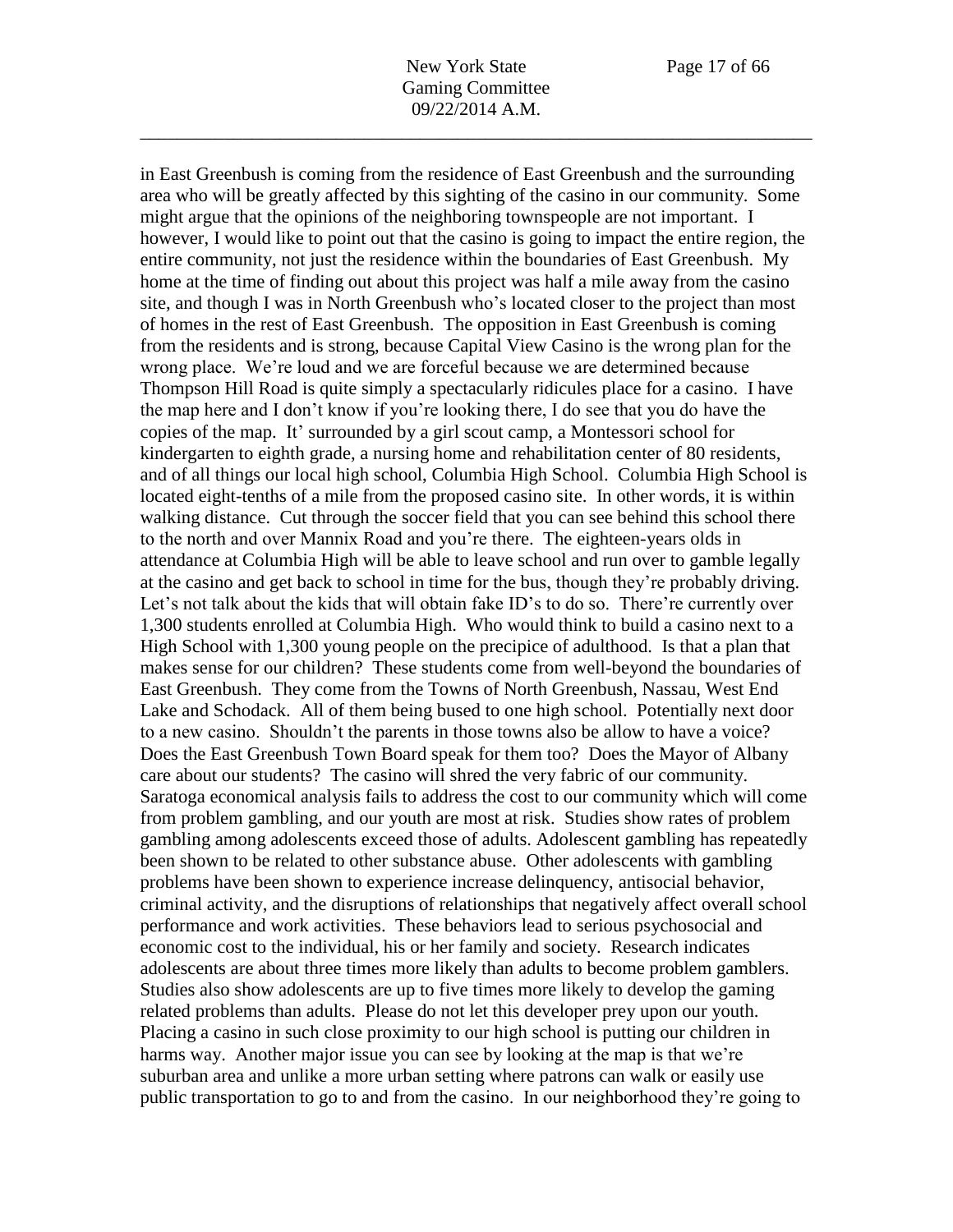in East Greenbush is coming from the residence of East Greenbush and the surrounding area who will be greatly affected by this sighting of the casino in our community. Some might argue that the opinions of the neighboring townspeople are not important. I however, I would like to point out that the casino is going to impact the entire region, the entire community, not just the residence within the boundaries of East Greenbush. My home at the time of finding out about this project was half a mile away from the casino site, and though I was in North Greenbush who's located closer to the project than most of homes in the rest of East Greenbush. The opposition in East Greenbush is coming from the residents and is strong, because Capital View Casino is the wrong plan for the wrong place. We're loud and we are forceful because we are determined because Thompson Hill Road is quite simply a spectacularly ridicules place for a casino. I have the map here and I don't know if you're looking there, I do see that you do have the copies of the map. It' surrounded by a girl scout camp, a Montessori school for kindergarten to eighth grade, a nursing home and rehabilitation center of 80 residents, and of all things our local high school, Columbia High School. Columbia High School is located eight-tenths of a mile from the proposed casino site. In other words, it is within walking distance. Cut through the soccer field that you can see behind this school there to the north and over Mannix Road and you're there. The eighteen-years olds in attendance at Columbia High will be able to leave school and run over to gamble legally at the casino and get back to school in time for the bus, though they're probably driving. Let's not talk about the kids that will obtain fake ID's to do so. There're currently over 1,300 students enrolled at Columbia High. Who would think to build a casino next to a High School with 1,300 young people on the precipice of adulthood. Is that a plan that makes sense for our children? These students come from well-beyond the boundaries of East Greenbush. They come from the Towns of North Greenbush, Nassau, West End Lake and Schodack. All of them being bused to one high school. Potentially next door to a new casino. Shouldn't the parents in those towns also be allow to have a voice? Does the East Greenbush Town Board speak for them too? Does the Mayor of Albany care about our students? The casino will shred the very fabric of our community. Saratoga economical analysis fails to address the cost to our community which will come from problem gambling, and our youth are most at risk. Studies show rates of problem gambling among adolescents exceed those of adults. Adolescent gambling has repeatedly been shown to be related to other substance abuse. Other adolescents with gambling problems have been shown to experience increase delinquency, antisocial behavior, criminal activity, and the disruptions of relationships that negatively affect overall school performance and work activities. These behaviors lead to serious psychosocial and economic cost to the individual, his or her family and society. Research indicates adolescents are about three times more likely than adults to become problem gamblers. Studies also show adolescents are up to five times more likely to develop the gaming related problems than adults. Please do not let this developer prey upon our youth. Placing a casino in such close proximity to our high school is putting our children in harms way. Another major issue you can see by looking at the map is that we're suburban area and unlike a more urban setting where patrons can walk or easily use public transportation to go to and from the casino. In our neighborhood they're going to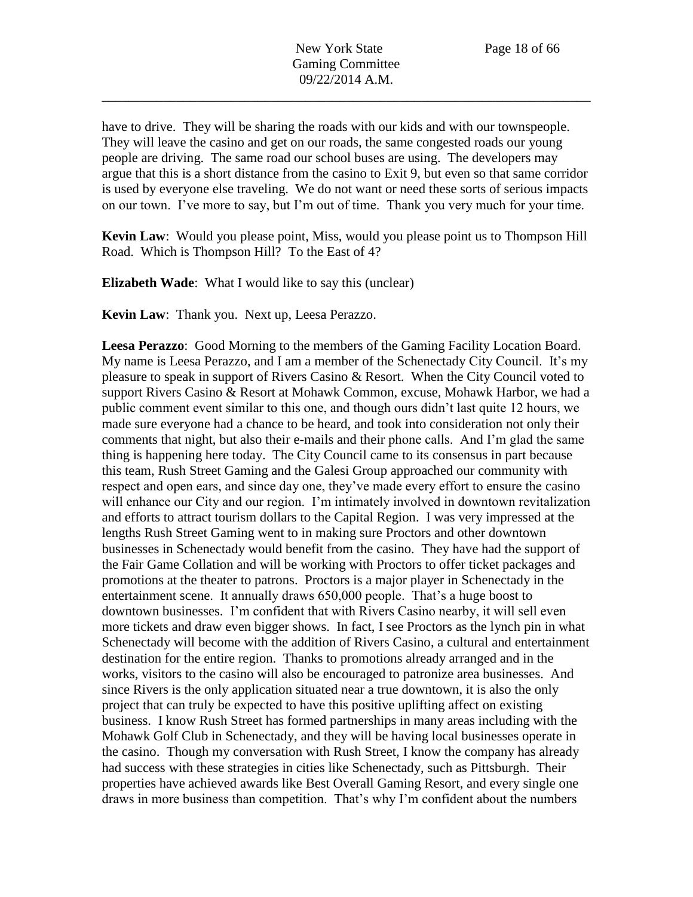have to drive. They will be sharing the roads with our kids and with our townspeople. They will leave the casino and get on our roads, the same congested roads our young people are driving. The same road our school buses are using. The developers may argue that this is a short distance from the casino to Exit 9, but even so that same corridor is used by everyone else traveling. We do not want or need these sorts of serious impacts on our town. I've more to say, but I'm out of time. Thank you very much for your time.

**Kevin Law**: Would you please point, Miss, would you please point us to Thompson Hill Road. Which is Thompson Hill? To the East of 4?

**Elizabeth Wade**: What I would like to say this (unclear)

**Kevin Law**: Thank you. Next up, Leesa Perazzo.

**Leesa Perazzo**: Good Morning to the members of the Gaming Facility Location Board. My name is Leesa Perazzo, and I am a member of the Schenectady City Council. It's my pleasure to speak in support of Rivers Casino & Resort. When the City Council voted to support Rivers Casino & Resort at Mohawk Common, excuse, Mohawk Harbor, we had a public comment event similar to this one, and though ours didn't last quite 12 hours, we made sure everyone had a chance to be heard, and took into consideration not only their comments that night, but also their e-mails and their phone calls. And I'm glad the same thing is happening here today. The City Council came to its consensus in part because this team, Rush Street Gaming and the Galesi Group approached our community with respect and open ears, and since day one, they've made every effort to ensure the casino will enhance our City and our region. I'm intimately involved in downtown revitalization and efforts to attract tourism dollars to the Capital Region. I was very impressed at the lengths Rush Street Gaming went to in making sure Proctors and other downtown businesses in Schenectady would benefit from the casino. They have had the support of the Fair Game Collation and will be working with Proctors to offer ticket packages and promotions at the theater to patrons. Proctors is a major player in Schenectady in the entertainment scene. It annually draws 650,000 people. That's a huge boost to downtown businesses. I'm confident that with Rivers Casino nearby, it will sell even more tickets and draw even bigger shows. In fact, I see Proctors as the lynch pin in what Schenectady will become with the addition of Rivers Casino, a cultural and entertainment destination for the entire region. Thanks to promotions already arranged and in the works, visitors to the casino will also be encouraged to patronize area businesses. And since Rivers is the only application situated near a true downtown, it is also the only project that can truly be expected to have this positive uplifting affect on existing business. I know Rush Street has formed partnerships in many areas including with the Mohawk Golf Club in Schenectady, and they will be having local businesses operate in the casino. Though my conversation with Rush Street, I know the company has already had success with these strategies in cities like Schenectady, such as Pittsburgh. Their properties have achieved awards like Best Overall Gaming Resort, and every single one draws in more business than competition. That's why I'm confident about the numbers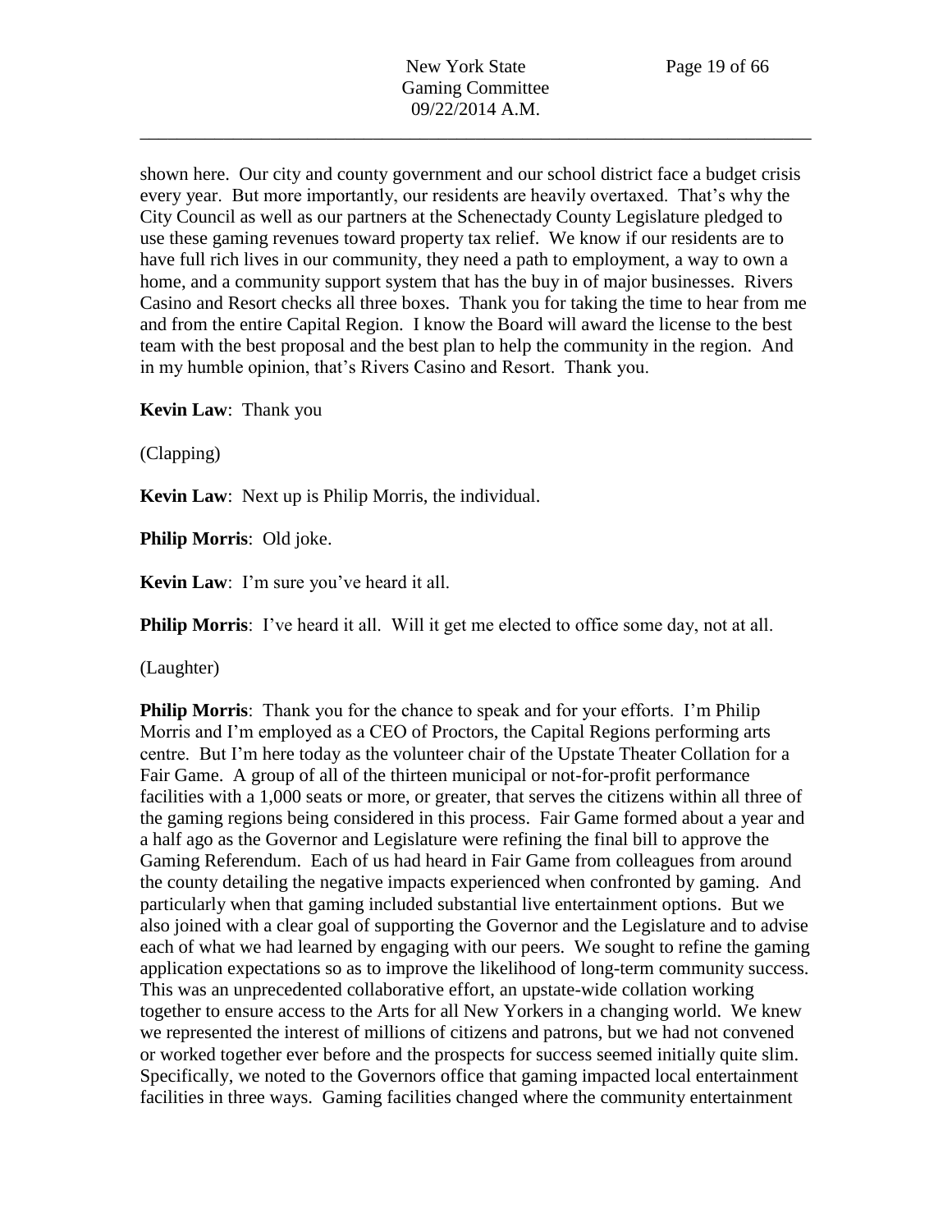shown here. Our city and county government and our school district face a budget crisis every year. But more importantly, our residents are heavily overtaxed. That's why the City Council as well as our partners at the Schenectady County Legislature pledged to use these gaming revenues toward property tax relief. We know if our residents are to have full rich lives in our community, they need a path to employment, a way to own a home, and a community support system that has the buy in of major businesses. Rivers Casino and Resort checks all three boxes. Thank you for taking the time to hear from me and from the entire Capital Region. I know the Board will award the license to the best team with the best proposal and the best plan to help the community in the region. And in my humble opinion, that's Rivers Casino and Resort. Thank you.

**Kevin Law**: Thank you

(Clapping)

**Kevin Law**: Next up is Philip Morris, the individual.

**Philip Morris**: Old joke.

**Kevin Law**: I'm sure you've heard it all.

**Philip Morris**: I've heard it all. Will it get me elected to office some day, not at all.

(Laughter)

**Philip Morris**: Thank you for the chance to speak and for your efforts. I'm Philip Morris and I'm employed as a CEO of Proctors, the Capital Regions performing arts centre. But I'm here today as the volunteer chair of the Upstate Theater Collation for a Fair Game. A group of all of the thirteen municipal or not-for-profit performance facilities with a 1,000 seats or more, or greater, that serves the citizens within all three of the gaming regions being considered in this process. Fair Game formed about a year and a half ago as the Governor and Legislature were refining the final bill to approve the Gaming Referendum. Each of us had heard in Fair Game from colleagues from around the county detailing the negative impacts experienced when confronted by gaming. And particularly when that gaming included substantial live entertainment options. But we also joined with a clear goal of supporting the Governor and the Legislature and to advise each of what we had learned by engaging with our peers. We sought to refine the gaming application expectations so as to improve the likelihood of long-term community success. This was an unprecedented collaborative effort, an upstate-wide collation working together to ensure access to the Arts for all New Yorkers in a changing world. We knew we represented the interest of millions of citizens and patrons, but we had not convened or worked together ever before and the prospects for success seemed initially quite slim. Specifically, we noted to the Governors office that gaming impacted local entertainment facilities in three ways. Gaming facilities changed where the community entertainment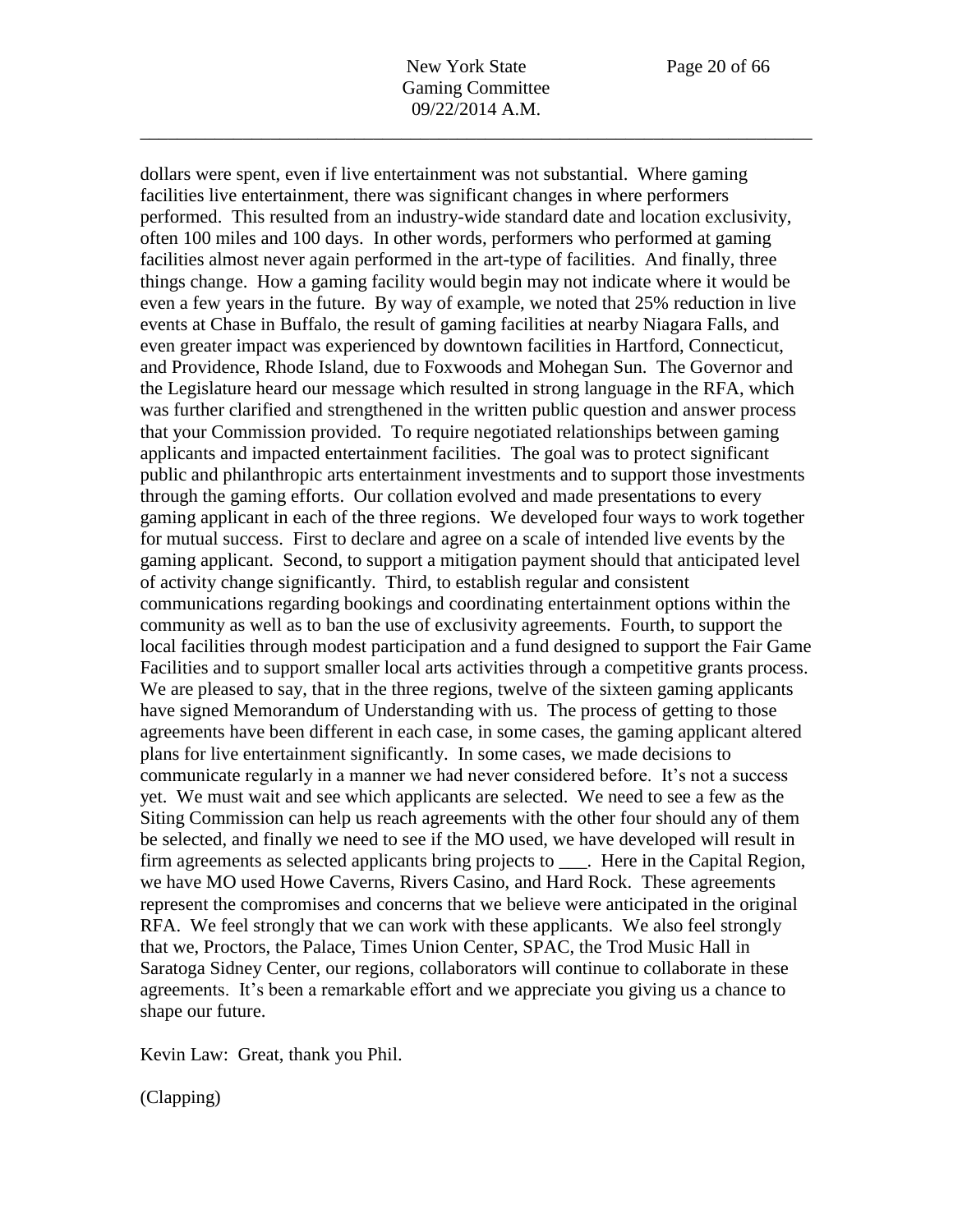dollars were spent, even if live entertainment was not substantial. Where gaming facilities live entertainment, there was significant changes in where performers performed. This resulted from an industry-wide standard date and location exclusivity, often 100 miles and 100 days. In other words, performers who performed at gaming facilities almost never again performed in the art-type of facilities. And finally, three things change. How a gaming facility would begin may not indicate where it would be even a few years in the future. By way of example, we noted that 25% reduction in live events at Chase in Buffalo, the result of gaming facilities at nearby Niagara Falls, and even greater impact was experienced by downtown facilities in Hartford, Connecticut, and Providence, Rhode Island, due to Foxwoods and Mohegan Sun. The Governor and the Legislature heard our message which resulted in strong language in the RFA, which was further clarified and strengthened in the written public question and answer process that your Commission provided. To require negotiated relationships between gaming applicants and impacted entertainment facilities. The goal was to protect significant public and philanthropic arts entertainment investments and to support those investments through the gaming efforts. Our collation evolved and made presentations to every gaming applicant in each of the three regions. We developed four ways to work together for mutual success. First to declare and agree on a scale of intended live events by the gaming applicant. Second, to support a mitigation payment should that anticipated level of activity change significantly. Third, to establish regular and consistent communications regarding bookings and coordinating entertainment options within the community as well as to ban the use of exclusivity agreements. Fourth, to support the local facilities through modest participation and a fund designed to support the Fair Game Facilities and to support smaller local arts activities through a competitive grants process. We are pleased to say, that in the three regions, twelve of the sixteen gaming applicants have signed Memorandum of Understanding with us. The process of getting to those agreements have been different in each case, in some cases, the gaming applicant altered plans for live entertainment significantly. In some cases, we made decisions to communicate regularly in a manner we had never considered before. It's not a success yet. We must wait and see which applicants are selected. We need to see a few as the Siting Commission can help us reach agreements with the other four should any of them be selected, and finally we need to see if the MO used, we have developed will result in firm agreements as selected applicants bring projects to ___. Here in the Capital Region, we have MO used Howe Caverns, Rivers Casino, and Hard Rock. These agreements represent the compromises and concerns that we believe were anticipated in the original RFA. We feel strongly that we can work with these applicants. We also feel strongly that we, Proctors, the Palace, Times Union Center, SPAC, the Trod Music Hall in Saratoga Sidney Center, our regions, collaborators will continue to collaborate in these agreements. It's been a remarkable effort and we appreciate you giving us a chance to shape our future.

Kevin Law: Great, thank you Phil.

(Clapping)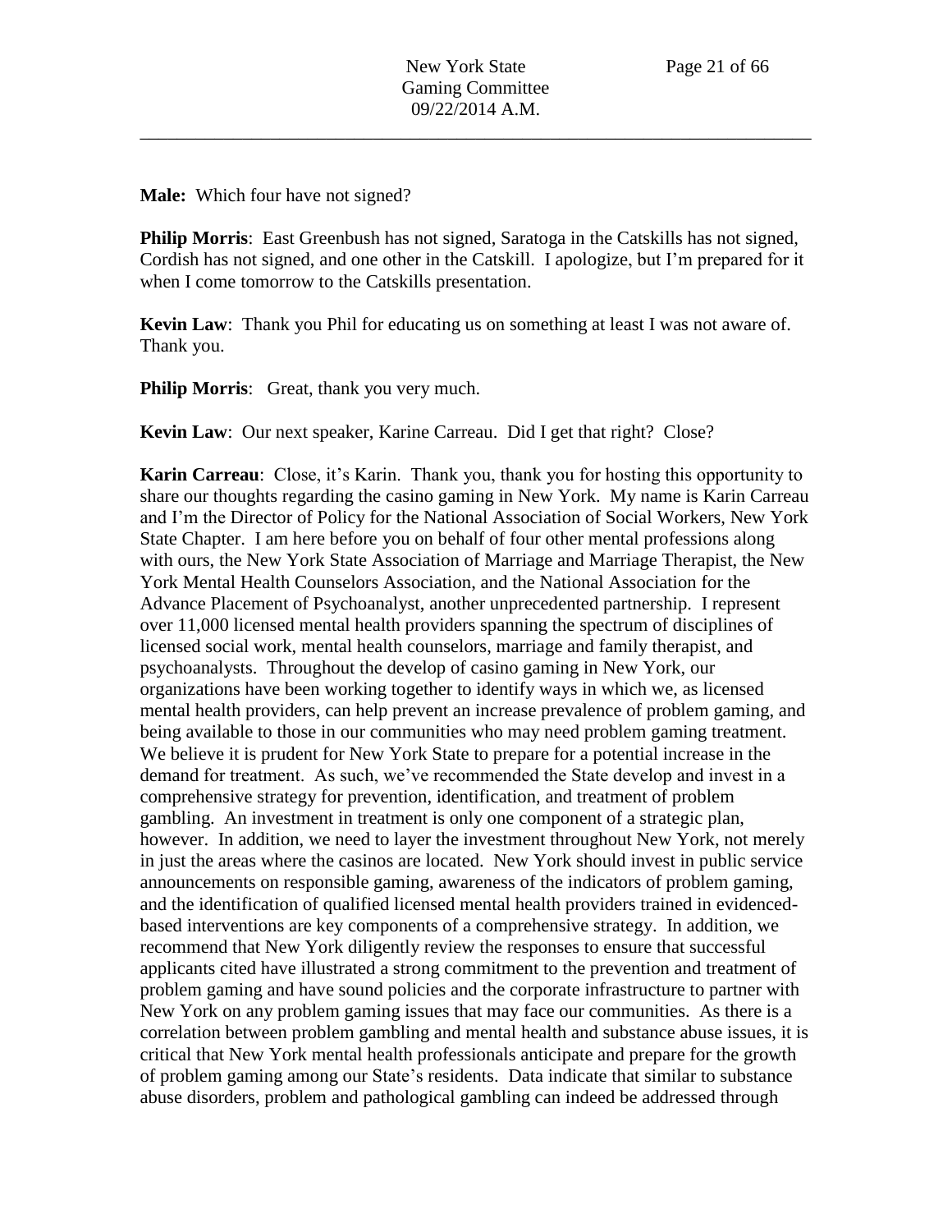**Male:** Which four have not signed?

**Philip Morris**: East Greenbush has not signed, Saratoga in the Catskills has not signed, Cordish has not signed, and one other in the Catskill. I apologize, but I'm prepared for it when I come tomorrow to the Catskills presentation.

**Kevin Law**: Thank you Phil for educating us on something at least I was not aware of. Thank you.

**Philip Morris**: Great, thank you very much.

**Kevin Law**: Our next speaker, Karine Carreau. Did I get that right? Close?

**Karin Carreau**: Close, it's Karin. Thank you, thank you for hosting this opportunity to share our thoughts regarding the casino gaming in New York. My name is Karin Carreau and I'm the Director of Policy for the National Association of Social Workers, New York State Chapter. I am here before you on behalf of four other mental professions along with ours, the New York State Association of Marriage and Marriage Therapist, the New York Mental Health Counselors Association, and the National Association for the Advance Placement of Psychoanalyst, another unprecedented partnership. I represent over 11,000 licensed mental health providers spanning the spectrum of disciplines of licensed social work, mental health counselors, marriage and family therapist, and psychoanalysts. Throughout the develop of casino gaming in New York, our organizations have been working together to identify ways in which we, as licensed mental health providers, can help prevent an increase prevalence of problem gaming, and being available to those in our communities who may need problem gaming treatment. We believe it is prudent for New York State to prepare for a potential increase in the demand for treatment. As such, we've recommended the State develop and invest in a comprehensive strategy for prevention, identification, and treatment of problem gambling. An investment in treatment is only one component of a strategic plan, however. In addition, we need to layer the investment throughout New York, not merely in just the areas where the casinos are located. New York should invest in public service announcements on responsible gaming, awareness of the indicators of problem gaming, and the identification of qualified licensed mental health providers trained in evidenced-based interventions are key components of a comprehensive strategy. In addition, we recommend that New York diligently review the responses to ensure that successful applicants cited have illustrated a strong commitment to the prevention and treatment of problem gaming and have sound policies and the corporate infrastructure to partner with New York on any problem gaming issues that may face our communities. As there is a correlation between problem gambling and mental health and substance abuse issues, it is critical that New York mental health professionals anticipate and prepare for the growth of problem gaming among our State's residents. Data indicate that similar to substance abuse disorders, problem and pathological gambling can indeed be addressed through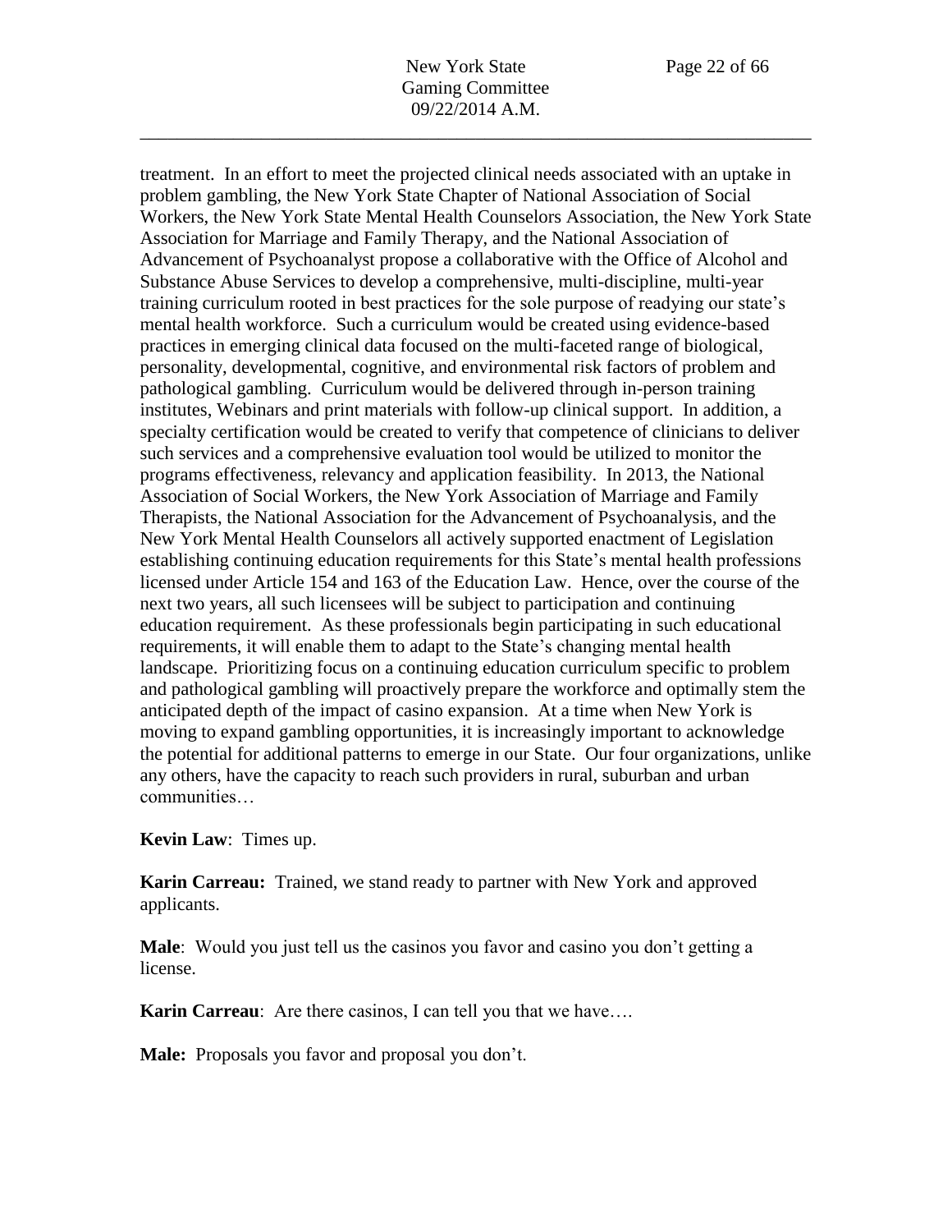treatment. In an effort to meet the projected clinical needs associated with an uptake in problem gambling, the New York State Chapter of National Association of Social Workers, the New York State Mental Health Counselors Association, the New York State Association for Marriage and Family Therapy, and the National Association of Advancement of Psychoanalyst propose a collaborative with the Office of Alcohol and Substance Abuse Services to develop a comprehensive, multi-discipline, multi-year training curriculum rooted in best practices for the sole purpose of readying our state's mental health workforce. Such a curriculum would be created using evidence-based practices in emerging clinical data focused on the multi-faceted range of biological, personality, developmental, cognitive, and environmental risk factors of problem and pathological gambling. Curriculum would be delivered through in-person training institutes, Webinars and print materials with follow-up clinical support. In addition, a specialty certification would be created to verify that competence of clinicians to deliver such services and a comprehensive evaluation tool would be utilized to monitor the programs effectiveness, relevancy and application feasibility. In 2013, the National Association of Social Workers, the New York Association of Marriage and Family Therapists, the National Association for the Advancement of Psychoanalysis, and the New York Mental Health Counselors all actively supported enactment of Legislation establishing continuing education requirements for this State's mental health professions licensed under Article 154 and 163 of the Education Law. Hence, over the course of the next two years, all such licensees will be subject to participation and continuing education requirement. As these professionals begin participating in such educational requirements, it will enable them to adapt to the State's changing mental health landscape. Prioritizing focus on a continuing education curriculum specific to problem and pathological gambling will proactively prepare the workforce and optimally stem the anticipated depth of the impact of casino expansion. At a time when New York is moving to expand gambling opportunities, it is increasingly important to acknowledge the potential for additional patterns to emerge in our State. Our four organizations, unlike any others, have the capacity to reach such providers in rural, suburban and urban communities…

**Kevin Law**: Times up.

**Karin Carreau:** Trained, we stand ready to partner with New York and approved applicants.

**Male**: Would you just tell us the casinos you favor and casino you don't getting a license.

**Karin Carreau**: Are there casinos, I can tell you that we have….

**Male:** Proposals you favor and proposal you don't.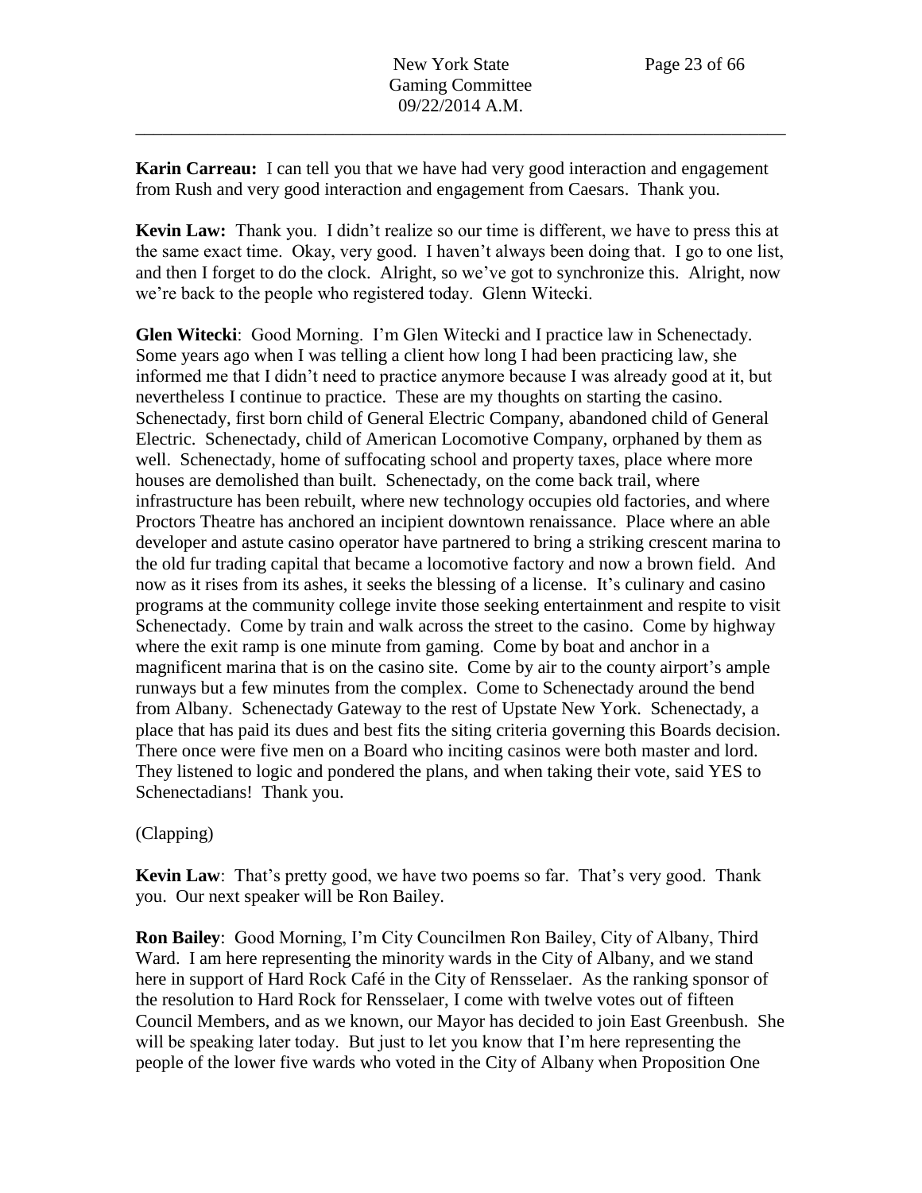**Karin Carreau:** I can tell you that we have had very good interaction and engagement from Rush and very good interaction and engagement from Caesars. Thank you.

**Kevin Law:** Thank you. I didn't realize so our time is different, we have to press this at the same exact time. Okay, very good. I haven't always been doing that. I go to one list, and then I forget to do the clock. Alright, so we've got to synchronize this. Alright, now we're back to the people who registered today. Glenn Witecki.

**Glen Witecki**: Good Morning. I'm Glen Witecki and I practice law in Schenectady. Some years ago when I was telling a client how long I had been practicing law, she informed me that I didn't need to practice anymore because I was already good at it, but nevertheless I continue to practice. These are my thoughts on starting the casino. Schenectady, first born child of General Electric Company, abandoned child of General Electric. Schenectady, child of American Locomotive Company, orphaned by them as well. Schenectady, home of suffocating school and property taxes, place where more houses are demolished than built. Schenectady, on the come back trail, where infrastructure has been rebuilt, where new technology occupies old factories, and where Proctors Theatre has anchored an incipient downtown renaissance. Place where an able developer and astute casino operator have partnered to bring a striking crescent marina to the old fur trading capital that became a locomotive factory and now a brown field. And now as it rises from its ashes, it seeks the blessing of a license. It's culinary and casino programs at the community college invite those seeking entertainment and respite to visit Schenectady. Come by train and walk across the street to the casino. Come by highway where the exit ramp is one minute from gaming. Come by boat and anchor in a magnificent marina that is on the casino site. Come by air to the county airport's ample runways but a few minutes from the complex. Come to Schenectady around the bend from Albany. Schenectady Gateway to the rest of Upstate New York. Schenectady, a place that has paid its dues and best fits the siting criteria governing this Boards decision. There once were five men on a Board who inciting casinos were both master and lord. They listened to logic and pondered the plans, and when taking their vote, said YES to Schenectadians! Thank you.

(Clapping)

**Kevin Law**: That's pretty good, we have two poems so far. That's very good. Thank you. Our next speaker will be Ron Bailey.

**Ron Bailey**: Good Morning, I'm City Councilmen Ron Bailey, City of Albany, Third Ward. I am here representing the minority wards in the City of Albany, and we stand here in support of Hard Rock Café in the City of Rensselaer. As the ranking sponsor of the resolution to Hard Rock for Rensselaer, I come with twelve votes out of fifteen Council Members, and as we known, our Mayor has decided to join East Greenbush. She will be speaking later today. But just to let you know that I'm here representing the people of the lower five wards who voted in the City of Albany when Proposition One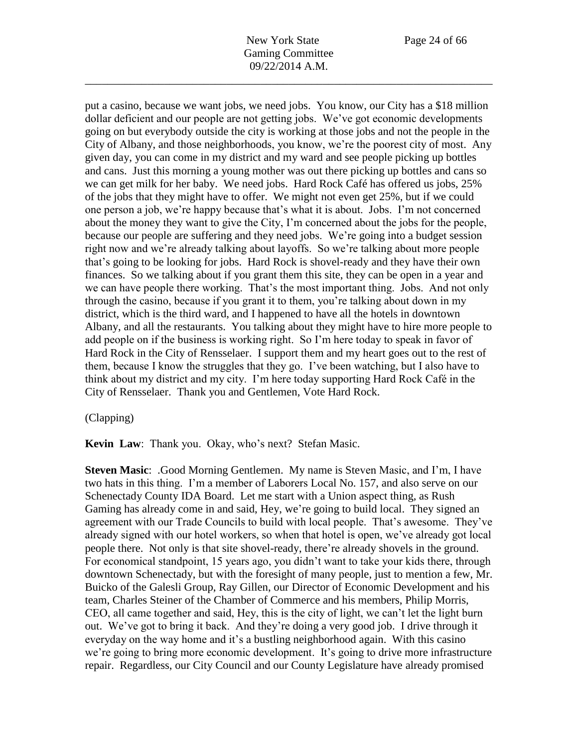put a casino, because we want jobs, we need jobs. You know, our City has a $18 million dollar deficient and our people are not getting jobs. We've got economic developments going on but everybody outside the city is working at those jobs and not the people in the City of Albany, and those neighborhoods, you know, we're the poorest city of most. Any given day, you can come in my district and my ward and see people picking up bottles and cans. Just this morning a young mother was out there picking up bottles and cans so we can get milk for her baby. We need jobs. Hard Rock Café has offered us jobs, 25% of the jobs that they might have to offer. We might not even get 25%, but if we could one person a job, we're happy because that's what it is about. Jobs. I'm not concerned about the money they want to give the City, I'm concerned about the jobs for the people, because our people are suffering and they need jobs. We're going into a budget session right now and we're already talking about layoffs. So we're talking about more people that's going to be looking for jobs. Hard Rock is shovel-ready and they have their own finances. So we talking about if you grant them this site, they can be open in a year and we can have people there working. That's the most important thing. Jobs. And not only through the casino, because if you grant it to them, you're talking about down in my district, which is the third ward, and I happened to have all the hotels in downtown Albany, and all the restaurants. You talking about they might have to hire more people to add people on if the business is working right. So I'm here today to speak in favor of Hard Rock in the City of Rensselaer. I support them and my heart goes out to the rest of them, because I know the struggles that they go. I've been watching, but I also have to think about my district and my city. I'm here today supporting Hard Rock Café in the City of Rensselaer. Thank you and Gentlemen, Vote Hard Rock.

(Clapping)

**Kevin Law**: Thank you. Okay, who's next? Stefan Masic.

**Steven Masic**: .Good Morning Gentlemen. My name is Steven Masic, and I'm, I have two hats in this thing. I'm a member of Laborers Local No. 157, and also serve on our Schenectady County IDA Board. Let me start with a Union aspect thing, as Rush Gaming has already come in and said, Hey, we're going to build local. They signed an agreement with our Trade Councils to build with local people. That's awesome. They've already signed with our hotel workers, so when that hotel is open, we've already got local people there. Not only is that site shovel-ready, there're already shovels in the ground. For economical standpoint, 15 years ago, you didn't want to take your kids there, through downtown Schenectady, but with the foresight of many people, just to mention a few, Mr. Buicko of the Galesli Group, Ray Gillen, our Director of Economic Development and his team, Charles Steiner of the Chamber of Commerce and his members, Philip Morris, CEO, all came together and said, Hey, this is the city of light, we can't let the light burn out. We've got to bring it back. And they're doing a very good job. I drive through it everyday on the way home and it's a bustling neighborhood again. With this casino we're going to bring more economic development. It's going to drive more infrastructure repair. Regardless, our City Council and our County Legislature have already promised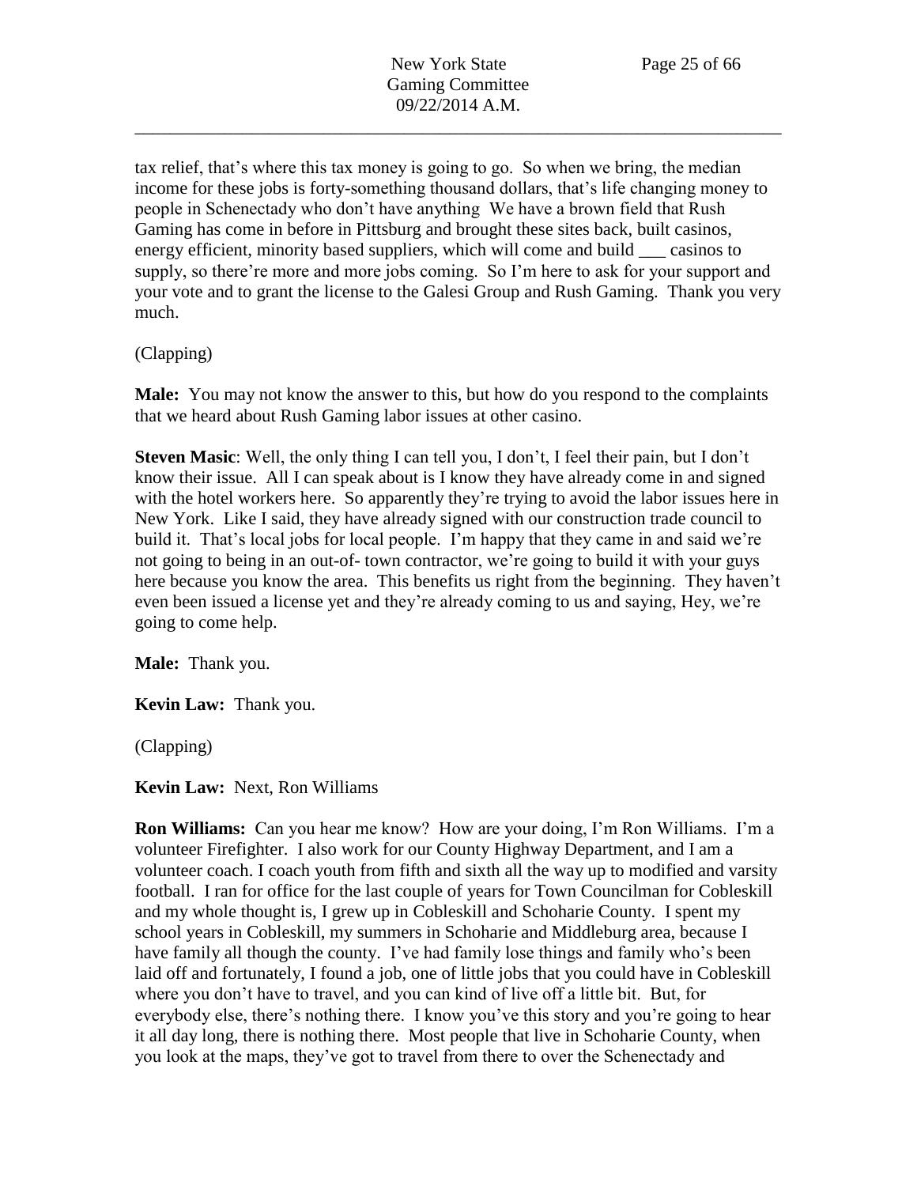tax relief, that's where this tax money is going to go. So when we bring, the median income for these jobs is forty-something thousand dollars, that's life changing money to people in Schenectady who don't have anything We have a brown field that Rush Gaming has come in before in Pittsburg and brought these sites back, built casinos, energy efficient, minority based suppliers, which will come and build ___ casinos to supply, so there're more and more jobs coming. So I'm here to ask for your support and your vote and to grant the license to the Galesi Group and Rush Gaming. Thank you very much.

(Clapping)

**Male:** You may not know the answer to this, but how do you respond to the complaints that we heard about Rush Gaming labor issues at other casino.

**Steven Masic**: Well, the only thing I can tell you, I don't, I feel their pain, but I don't know their issue. All I can speak about is I know they have already come in and signed with the hotel workers here. So apparently they're trying to avoid the labor issues here in New York. Like I said, they have already signed with our construction trade council to build it. That's local jobs for local people. I'm happy that they came in and said we're not going to being in an out-of- town contractor, we're going to build it with your guys here because you know the area. This benefits us right from the beginning. They haven't even been issued a license yet and they're already coming to us and saying, Hey, we're going to come help.

**Male:** Thank you.

**Kevin Law:** Thank you.

(Clapping)

**Kevin Law:** Next, Ron Williams

**Ron Williams:** Can you hear me know? How are your doing, I'm Ron Williams. I'm a volunteer Firefighter. I also work for our County Highway Department, and I am a volunteer coach. I coach youth from fifth and sixth all the way up to modified and varsity football. I ran for office for the last couple of years for Town Councilman for Cobleskill and my whole thought is, I grew up in Cobleskill and Schoharie County. I spent my school years in Cobleskill, my summers in Schoharie and Middleburg area, because I have family all though the county. I've had family lose things and family who's been laid off and fortunately, I found a job, one of little jobs that you could have in Cobleskill where you don't have to travel, and you can kind of live off a little bit. But, for everybody else, there's nothing there. I know you've this story and you're going to hear it all day long, there is nothing there. Most people that live in Schoharie County, when you look at the maps, they've got to travel from there to over the Schenectady and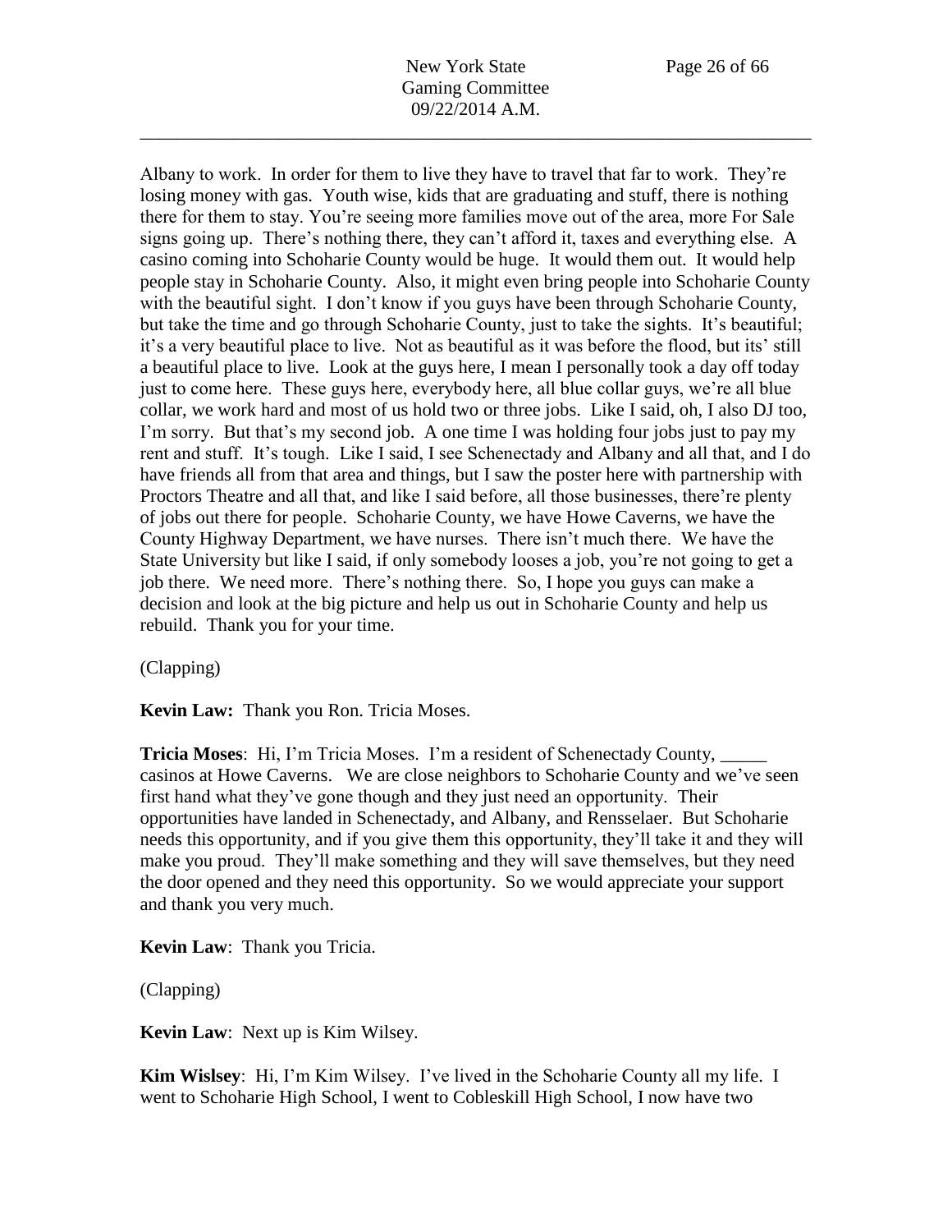Albany to work. In order for them to live they have to travel that far to work. They're losing money with gas. Youth wise, kids that are graduating and stuff, there is nothing there for them to stay. You're seeing more families move out of the area, more For Sale signs going up. There's nothing there, they can't afford it, taxes and everything else. A casino coming into Schoharie County would be huge. It would them out. It would help people stay in Schoharie County. Also, it might even bring people into Schoharie County with the beautiful sight. I don't know if you guys have been through Schoharie County, but take the time and go through Schoharie County, just to take the sights. It's beautiful; it's a very beautiful place to live. Not as beautiful as it was before the flood, but its' still a beautiful place to live. Look at the guys here, I mean I personally took a day off today just to come here. These guys here, everybody here, all blue collar guys, we're all blue collar, we work hard and most of us hold two or three jobs. Like I said, oh, I also DJ too, I'm sorry. But that's my second job. A one time I was holding four jobs just to pay my rent and stuff. It's tough. Like I said, I see Schenectady and Albany and all that, and I do have friends all from that area and things, but I saw the poster here with partnership with Proctors Theatre and all that, and like I said before, all those businesses, there're plenty of jobs out there for people. Schoharie County, we have Howe Caverns, we have the County Highway Department, we have nurses. There isn't much there. We have the State University but like I said, if only somebody looses a job, you're not going to get a job there. We need more. There's nothing there. So, I hope you guys can make a decision and look at the big picture and help us out in Schoharie County and help us rebuild. Thank you for your time.

(Clapping)

**Kevin Law:** Thank you Ron. Tricia Moses.

**Tricia Moses**: Hi, I'm Tricia Moses. I'm a resident of Schenectady County, _____ casinos at Howe Caverns. We are close neighbors to Schoharie County and we've seen first hand what they've gone though and they just need an opportunity. Their opportunities have landed in Schenectady, and Albany, and Rensselaer. But Schoharie needs this opportunity, and if you give them this opportunity, they'll take it and they will make you proud. They'll make something and they will save themselves, but they need the door opened and they need this opportunity. So we would appreciate your support and thank you very much.

**Kevin Law**: Thank you Tricia.

(Clapping)

**Kevin Law**: Next up is Kim Wilsey.

**Kim Wislsey**: Hi, I'm Kim Wilsey. I've lived in the Schoharie County all my life. I went to Schoharie High School, I went to Cobleskill High School, I now have two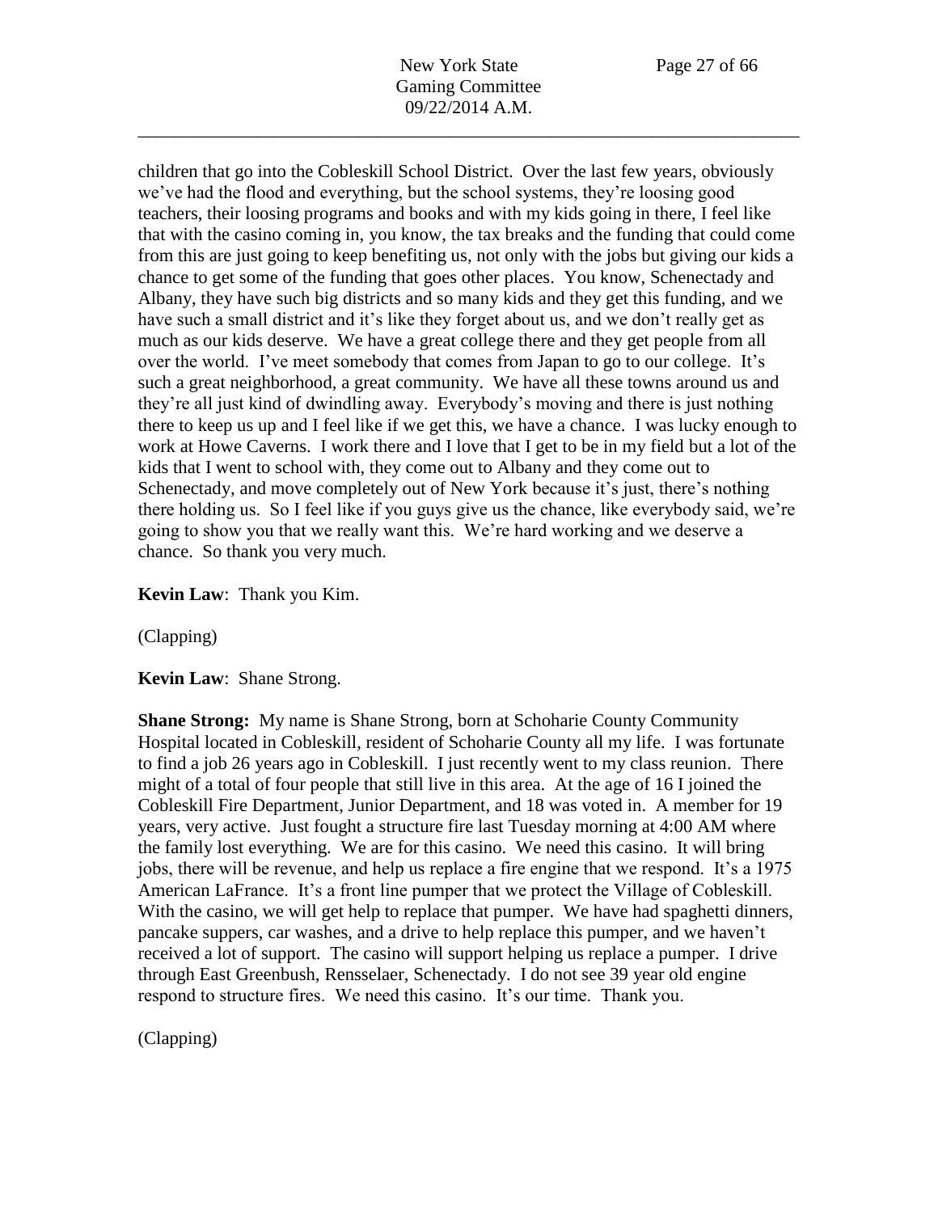children that go into the Cobleskill School District. Over the last few years, obviously we've had the flood and everything, but the school systems, they're loosing good teachers, their loosing programs and books and with my kids going in there, I feel like that with the casino coming in, you know, the tax breaks and the funding that could come from this are just going to keep benefiting us, not only with the jobs but giving our kids a chance to get some of the funding that goes other places. You know, Schenectady and Albany, they have such big districts and so many kids and they get this funding, and we have such a small district and it's like they forget about us, and we don't really get as much as our kids deserve. We have a great college there and they get people from all over the world. I've meet somebody that comes from Japan to go to our college. It's such a great neighborhood, a great community. We have all these towns around us and they're all just kind of dwindling away. Everybody's moving and there is just nothing there to keep us up and I feel like if we get this, we have a chance. I was lucky enough to work at Howe Caverns. I work there and I love that I get to be in my field but a lot of the kids that I went to school with, they come out to Albany and they come out to Schenectady, and move completely out of New York because it's just, there's nothing there holding us. So I feel like if you guys give us the chance, like everybody said, we're going to show you that we really want this. We're hard working and we deserve a chance. So thank you very much.

**Kevin Law**: Thank you Kim.

(Clapping)

**Kevin Law**: Shane Strong.

**Shane Strong:** My name is Shane Strong, born at Schoharie County Community Hospital located in Cobleskill, resident of Schoharie County all my life. I was fortunate to find a job 26 years ago in Cobleskill. I just recently went to my class reunion. There might of a total of four people that still live in this area. At the age of 16 I joined the Cobleskill Fire Department, Junior Department, and 18 was voted in. A member for 19 years, very active. Just fought a structure fire last Tuesday morning at 4:00 AM where the family lost everything. We are for this casino. We need this casino. It will bring jobs, there will be revenue, and help us replace a fire engine that we respond. It's a 1975 American LaFrance. It's a front line pumper that we protect the Village of Cobleskill. With the casino, we will get help to replace that pumper. We have had spaghetti dinners, pancake suppers, car washes, and a drive to help replace this pumper, and we haven't received a lot of support. The casino will support helping us replace a pumper. I drive through East Greenbush, Rensselaer, Schenectady. I do not see 39 year old engine respond to structure fires. We need this casino. It's our time. Thank you.

(Clapping)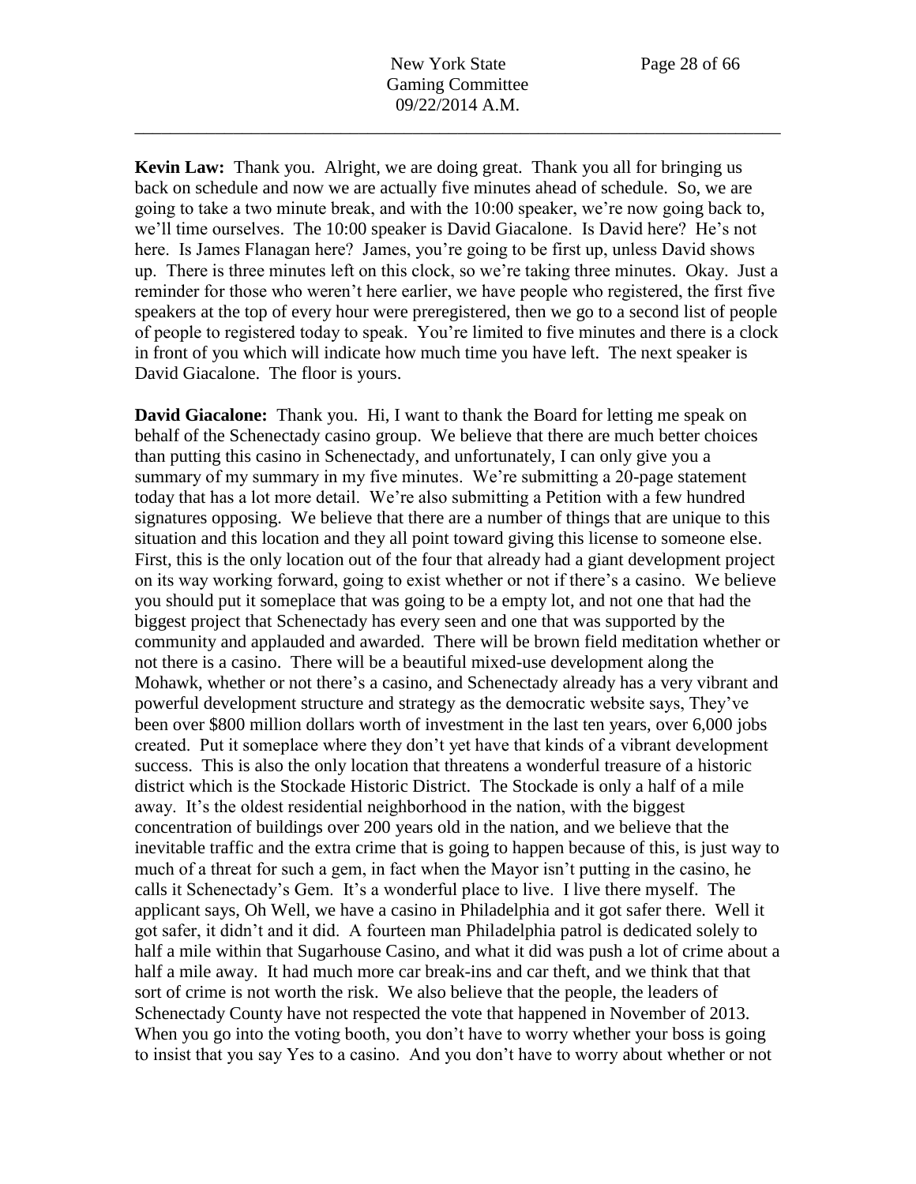**Kevin Law:** Thank you. Alright, we are doing great. Thank you all for bringing us back on schedule and now we are actually five minutes ahead of schedule. So, we are going to take a two minute break, and with the 10:00 speaker, we're now going back to, we'll time ourselves. The 10:00 speaker is David Giacalone. Is David here? He's not here. Is James Flanagan here? James, you're going to be first up, unless David shows up. There is three minutes left on this clock, so we're taking three minutes. Okay. Just a reminder for those who weren't here earlier, we have people who registered, the first five speakers at the top of every hour were preregistered, then we go to a second list of people of people to registered today to speak. You're limited to five minutes and there is a clock in front of you which will indicate how much time you have left. The next speaker is David Giacalone. The floor is yours.

**David Giacalone:** Thank you. Hi, I want to thank the Board for letting me speak on behalf of the Schenectady casino group. We believe that there are much better choices than putting this casino in Schenectady, and unfortunately, I can only give you a summary of my summary in my five minutes. We're submitting a 20-page statement today that has a lot more detail. We're also submitting a Petition with a few hundred signatures opposing. We believe that there are a number of things that are unique to this situation and this location and they all point toward giving this license to someone else. First, this is the only location out of the four that already had a giant development project on its way working forward, going to exist whether or not if there's a casino. We believe you should put it someplace that was going to be a empty lot, and not one that had the biggest project that Schenectady has every seen and one that was supported by the community and applauded and awarded. There will be brown field meditation whether or not there is a casino. There will be a beautiful mixed-use development along the Mohawk, whether or not there's a casino, and Schenectady already has a very vibrant and powerful development structure and strategy as the democratic website says, They've been over $800 million dollars worth of investment in the last ten years, over 6,000 jobs created. Put it someplace where they don't yet have that kinds of a vibrant development success. This is also the only location that threatens a wonderful treasure of a historic district which is the Stockade Historic District. The Stockade is only a half of a mile away. It's the oldest residential neighborhood in the nation, with the biggest concentration of buildings over 200 years old in the nation, and we believe that the inevitable traffic and the extra crime that is going to happen because of this, is just way to much of a threat for such a gem, in fact when the Mayor isn't putting in the casino, he calls it Schenectady's Gem. It's a wonderful place to live. I live there myself. The applicant says, Oh Well, we have a casino in Philadelphia and it got safer there. Well it got safer, it didn't and it did. A fourteen man Philadelphia patrol is dedicated solely to half a mile within that Sugarhouse Casino, and what it did was push a lot of crime about a half a mile away. It had much more car break-ins and car theft, and we think that that sort of crime is not worth the risk. We also believe that the people, the leaders of Schenectady County have not respected the vote that happened in November of 2013. When you go into the voting booth, you don't have to worry whether your boss is going to insist that you say Yes to a casino. And you don't have to worry about whether or not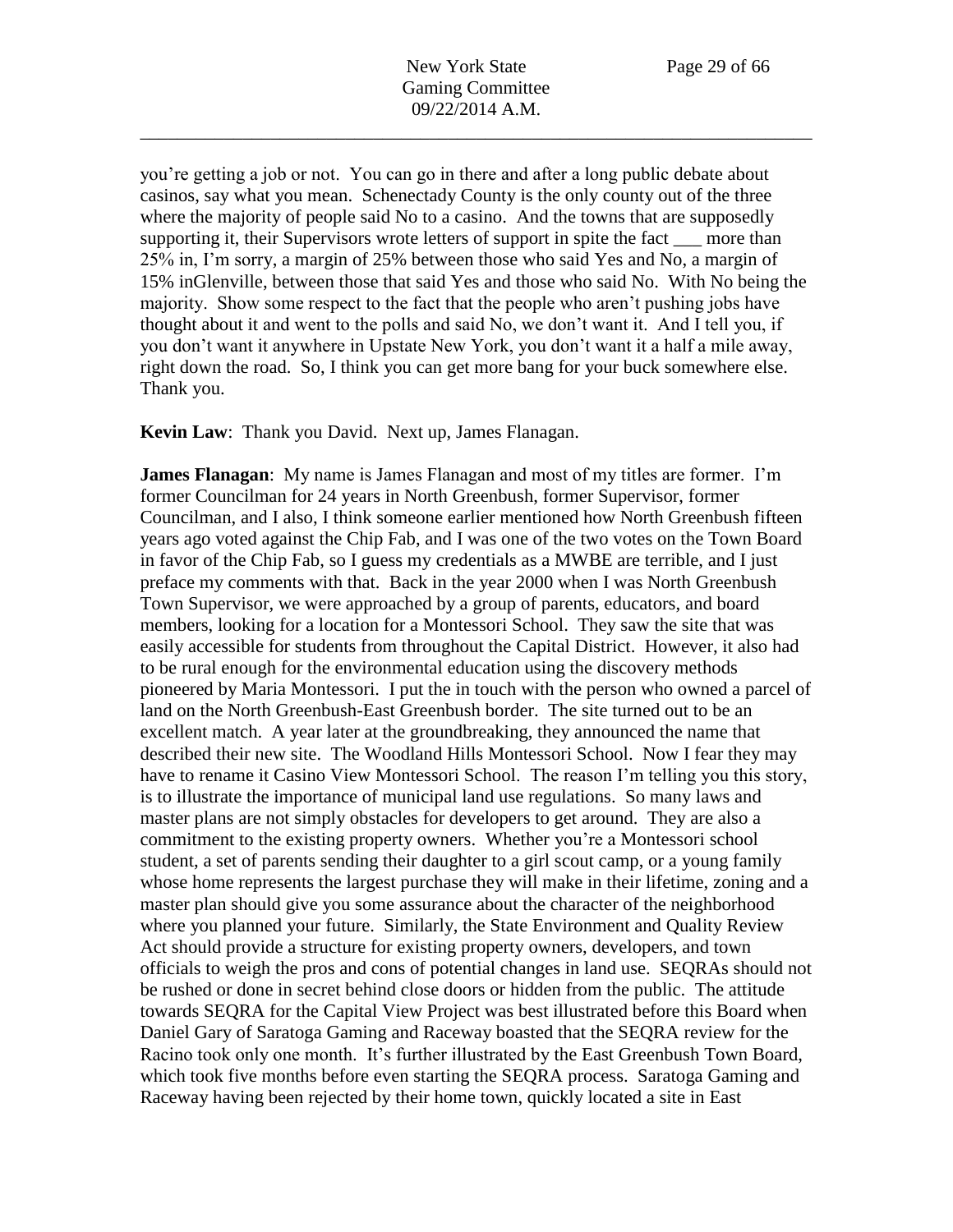you're getting a job or not. You can go in there and after a long public debate about casinos, say what you mean. Schenectady County is the only county out of the three where the majority of people said No to a casino. And the towns that are supposedly supporting it, their Supervisors wrote letters of support in spite the fact ___ more than 25% in, I'm sorry, a margin of 25% between those who said Yes and No, a margin of 15% inGlenville, between those that said Yes and those who said No. With No being the majority. Show some respect to the fact that the people who aren't pushing jobs have thought about it and went to the polls and said No, we don't want it. And I tell you, if you don't want it anywhere in Upstate New York, you don't want it a half a mile away, right down the road. So, I think you can get more bang for your buck somewhere else. Thank you.

**Kevin Law**: Thank you David. Next up, James Flanagan.

**James Flanagan**: My name is James Flanagan and most of my titles are former. I'm former Councilman for 24 years in North Greenbush, former Supervisor, former Councilman, and I also, I think someone earlier mentioned how North Greenbush fifteen years ago voted against the Chip Fab, and I was one of the two votes on the Town Board in favor of the Chip Fab, so I guess my credentials as a MWBE are terrible, and I just preface my comments with that. Back in the year 2000 when I was North Greenbush Town Supervisor, we were approached by a group of parents, educators, and board members, looking for a location for a Montessori School. They saw the site that was easily accessible for students from throughout the Capital District. However, it also had to be rural enough for the environmental education using the discovery methods pioneered by Maria Montessori. I put the in touch with the person who owned a parcel of land on the North Greenbush-East Greenbush border. The site turned out to be an excellent match. A year later at the groundbreaking, they announced the name that described their new site. The Woodland Hills Montessori School. Now I fear they may have to rename it Casino View Montessori School. The reason I'm telling you this story, is to illustrate the importance of municipal land use regulations. So many laws and master plans are not simply obstacles for developers to get around. They are also a commitment to the existing property owners. Whether you're a Montessori school student, a set of parents sending their daughter to a girl scout camp, or a young family whose home represents the largest purchase they will make in their lifetime, zoning and a master plan should give you some assurance about the character of the neighborhood where you planned your future. Similarly, the State Environment and Quality Review Act should provide a structure for existing property owners, developers, and town officials to weigh the pros and cons of potential changes in land use. SEQRAs should not be rushed or done in secret behind close doors or hidden from the public. The attitude towards SEQRA for the Capital View Project was best illustrated before this Board when Daniel Gary of Saratoga Gaming and Raceway boasted that the SEQRA review for the Racino took only one month. It's further illustrated by the East Greenbush Town Board, which took five months before even starting the SEQRA process. Saratoga Gaming and Raceway having been rejected by their home town, quickly located a site in East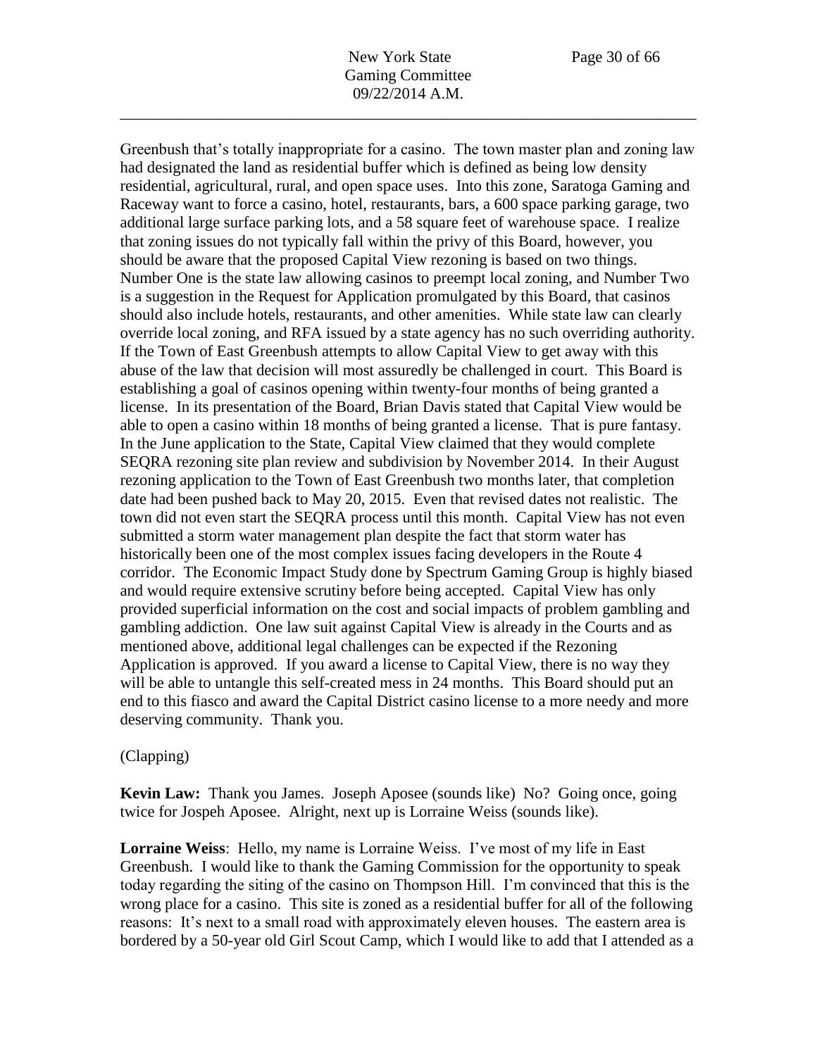Greenbush that's totally inappropriate for a casino. The town master plan and zoning law had designated the land as residential buffer which is defined as being low density residential, agricultural, rural, and open space uses. Into this zone, Saratoga Gaming and Raceway want to force a casino, hotel, restaurants, bars, a 600 space parking garage, two additional large surface parking lots, and a 58 square feet of warehouse space. I realize that zoning issues do not typically fall within the privy of this Board, however, you should be aware that the proposed Capital View rezoning is based on two things. Number One is the state law allowing casinos to preempt local zoning, and Number Two is a suggestion in the Request for Application promulgated by this Board, that casinos should also include hotels, restaurants, and other amenities. While state law can clearly override local zoning, and RFA issued by a state agency has no such overriding authority. If the Town of East Greenbush attempts to allow Capital View to get away with this abuse of the law that decision will most assuredly be challenged in court. This Board is establishing a goal of casinos opening within twenty-four months of being granted a license. In its presentation of the Board, Brian Davis stated that Capital View would be able to open a casino within 18 months of being granted a license. That is pure fantasy. In the June application to the State, Capital View claimed that they would complete SEQRA rezoning site plan review and subdivision by November 2014. In their August rezoning application to the Town of East Greenbush two months later, that completion date had been pushed back to May 20, 2015. Even that revised dates not realistic. The town did not even start the SEQRA process until this month. Capital View has not even submitted a storm water management plan despite the fact that storm water has historically been one of the most complex issues facing developers in the Route 4 corridor. The Economic Impact Study done by Spectrum Gaming Group is highly biased and would require extensive scrutiny before being accepted. Capital View has only provided superficial information on the cost and social impacts of problem gambling and gambling addiction. One law suit against Capital View is already in the Courts and as mentioned above, additional legal challenges can be expected if the Rezoning Application is approved. If you award a license to Capital View, there is no way they will be able to untangle this self-created mess in 24 months. This Board should put an end to this fiasco and award the Capital District casino license to a more needy and more deserving community. Thank you.

(Clapping)

**Kevin Law:** Thank you James. Joseph Aposee (sounds like) No? Going once, going twice for Jospeh Aposee. Alright, next up is Lorraine Weiss (sounds like).

**Lorraine Weiss**: Hello, my name is Lorraine Weiss. I've most of my life in East Greenbush. I would like to thank the Gaming Commission for the opportunity to speak today regarding the siting of the casino on Thompson Hill. I'm convinced that this is the wrong place for a casino. This site is zoned as a residential buffer for all of the following reasons: It's next to a small road with approximately eleven houses. The eastern area is bordered by a 50-year old Girl Scout Camp, which I would like to add that I attended as a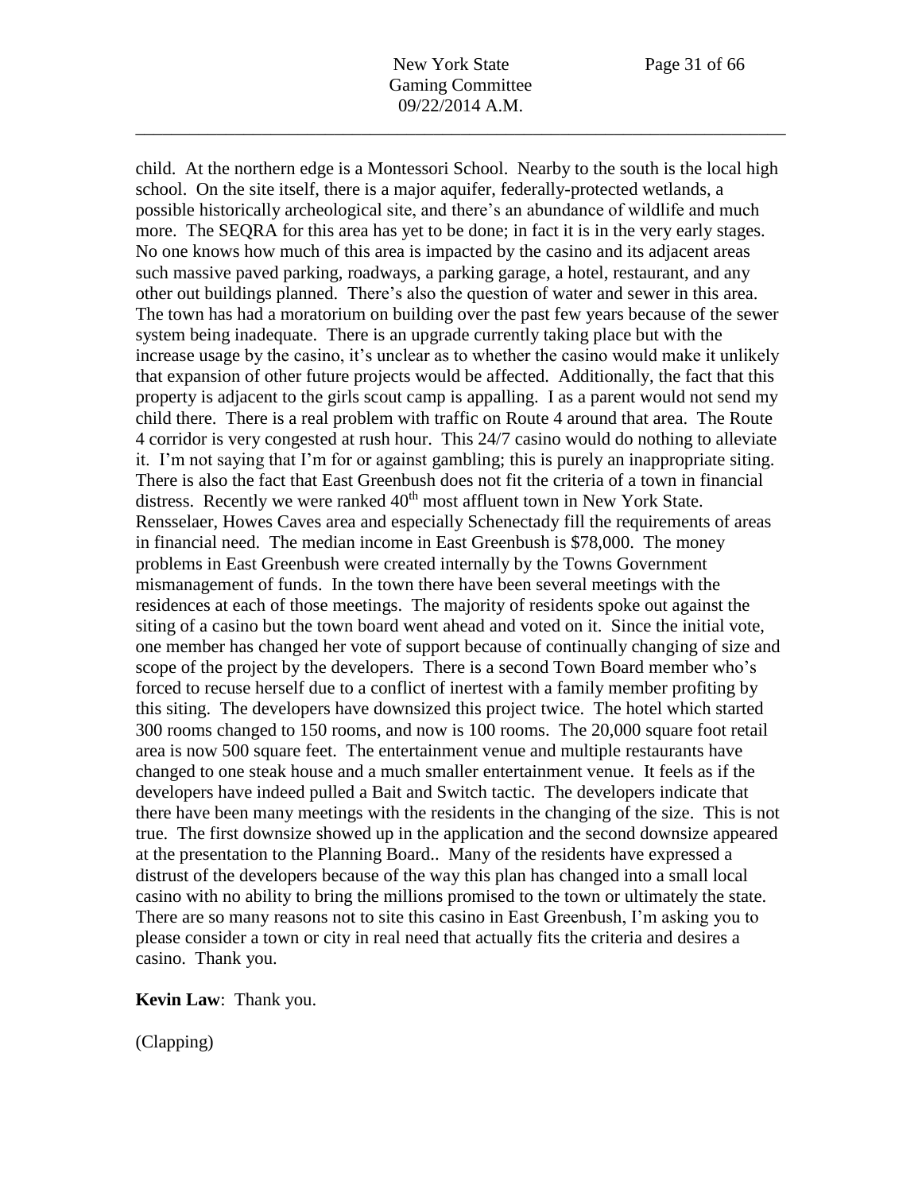child. At the northern edge is a Montessori School. Nearby to the south is the local high school. On the site itself, there is a major aquifer, federally-protected wetlands, a possible historically archeological site, and there's an abundance of wildlife and much more. The SEQRA for this area has yet to be done; in fact it is in the very early stages. No one knows how much of this area is impacted by the casino and its adjacent areas such massive paved parking, roadways, a parking garage, a hotel, restaurant, and any other out buildings planned. There's also the question of water and sewer in this area. The town has had a moratorium on building over the past few years because of the sewer system being inadequate. There is an upgrade currently taking place but with the increase usage by the casino, it's unclear as to whether the casino would make it unlikely that expansion of other future projects would be affected. Additionally, the fact that this property is adjacent to the girls scout camp is appalling. I as a parent would not send my child there. There is a real problem with traffic on Route 4 around that area. The Route 4 corridor is very congested at rush hour. This 24/7 casino would do nothing to alleviate it. I'm not saying that I'm for or against gambling; this is purely an inappropriate siting. There is also the fact that East Greenbush does not fit the criteria of a town in financial distress. Recently we were ranked 40th most affluent town in New York State. Rensselaer, Howes Caves area and especially Schenectady fill the requirements of areas in financial need. The median income in East Greenbush is $78,000. The money problems in East Greenbush were created internally by the Towns Government mismanagement of funds. In the town there have been several meetings with the residences at each of those meetings. The majority of residents spoke out against the siting of a casino but the town board went ahead and voted on it. Since the initial vote, one member has changed her vote of support because of continually changing of size and scope of the project by the developers. There is a second Town Board member who's forced to recuse herself due to a conflict of inertest with a family member profiting by this siting. The developers have downsized this project twice. The hotel which started 300 rooms changed to 150 rooms, and now is 100 rooms. The 20,000 square foot retail area is now 500 square feet. The entertainment venue and multiple restaurants have changed to one steak house and a much smaller entertainment venue. It feels as if the developers have indeed pulled a Bait and Switch tactic. The developers indicate that there have been many meetings with the residents in the changing of the size. This is not true. The first downsize showed up in the application and the second downsize appeared at the presentation to the Planning Board.. Many of the residents have expressed a distrust of the developers because of the way this plan has changed into a small local casino with no ability to bring the millions promised to the town or ultimately the state. There are so many reasons not to site this casino in East Greenbush, I'm asking you to please consider a town or city in real need that actually fits the criteria and desires a casino. Thank you.

**Kevin Law**: Thank you.

(Clapping)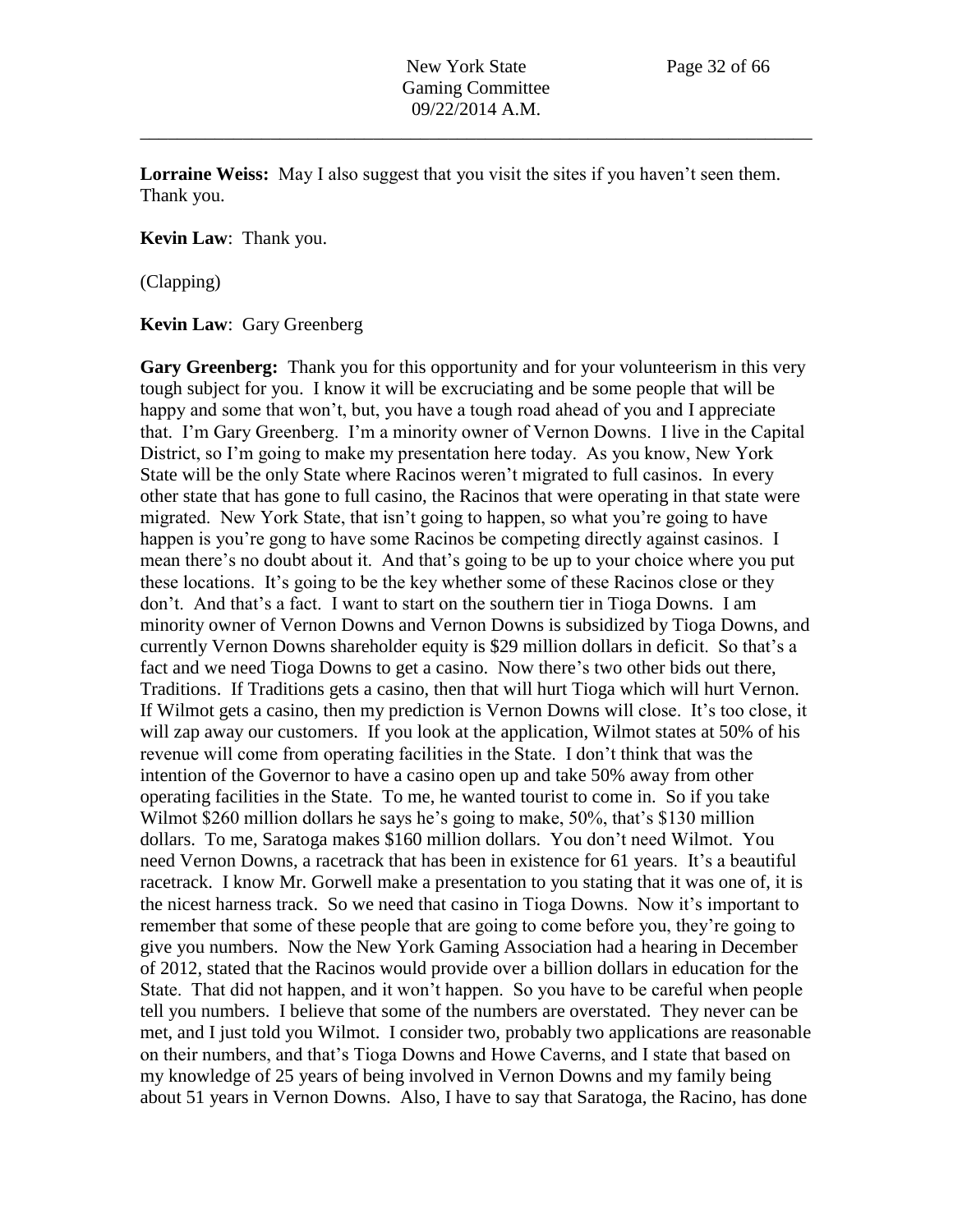**Lorraine Weiss:** May I also suggest that you visit the sites if you haven't seen them. Thank you.

**Kevin Law**: Thank you.

(Clapping)

**Kevin Law**: Gary Greenberg

**Gary Greenberg:** Thank you for this opportunity and for your volunteerism in this very tough subject for you. I know it will be excruciating and be some people that will be happy and some that won't, but, you have a tough road ahead of you and I appreciate that. I'm Gary Greenberg. I'm a minority owner of Vernon Downs. I live in the Capital District, so I'm going to make my presentation here today. As you know, New York State will be the only State where Racinos weren't migrated to full casinos. In every other state that has gone to full casino, the Racinos that were operating in that state were migrated. New York State, that isn't going to happen, so what you're going to have happen is you're gong to have some Racinos be competing directly against casinos. I mean there's no doubt about it. And that's going to be up to your choice where you put these locations. It's going to be the key whether some of these Racinos close or they don't. And that's a fact. I want to start on the southern tier in Tioga Downs. I am minority owner of Vernon Downs and Vernon Downs is subsidized by Tioga Downs, and currently Vernon Downs shareholder equity is $29 million dollars in deficit. So that's a fact and we need Tioga Downs to get a casino. Now there's two other bids out there, Traditions. If Traditions gets a casino, then that will hurt Tioga which will hurt Vernon. If Wilmot gets a casino, then my prediction is Vernon Downs will close. It's too close, it will zap away our customers. If you look at the application, Wilmot states at 50% of his revenue will come from operating facilities in the State. I don't think that was the intention of the Governor to have a casino open up and take 50% away from other operating facilities in the State. To me, he wanted tourist to come in. So if you take Wilmot $260 million dollars he says he's going to make, 50%, that's $130 million dollars. To me, Saratoga makes $160 million dollars. You don't need Wilmot. You need Vernon Downs, a racetrack that has been in existence for 61 years. It's a beautiful racetrack. I know Mr. Gorwell make a presentation to you stating that it was one of, it is the nicest harness track. So we need that casino in Tioga Downs. Now it's important to remember that some of these people that are going to come before you, they're going to give you numbers. Now the New York Gaming Association had a hearing in December of 2012, stated that the Racinos would provide over a billion dollars in education for the State. That did not happen, and it won't happen. So you have to be careful when people tell you numbers. I believe that some of the numbers are overstated. They never can be met, and I just told you Wilmot. I consider two, probably two applications are reasonable on their numbers, and that's Tioga Downs and Howe Caverns, and I state that based on my knowledge of 25 years of being involved in Vernon Downs and my family being about 51 years in Vernon Downs. Also, I have to say that Saratoga, the Racino, has done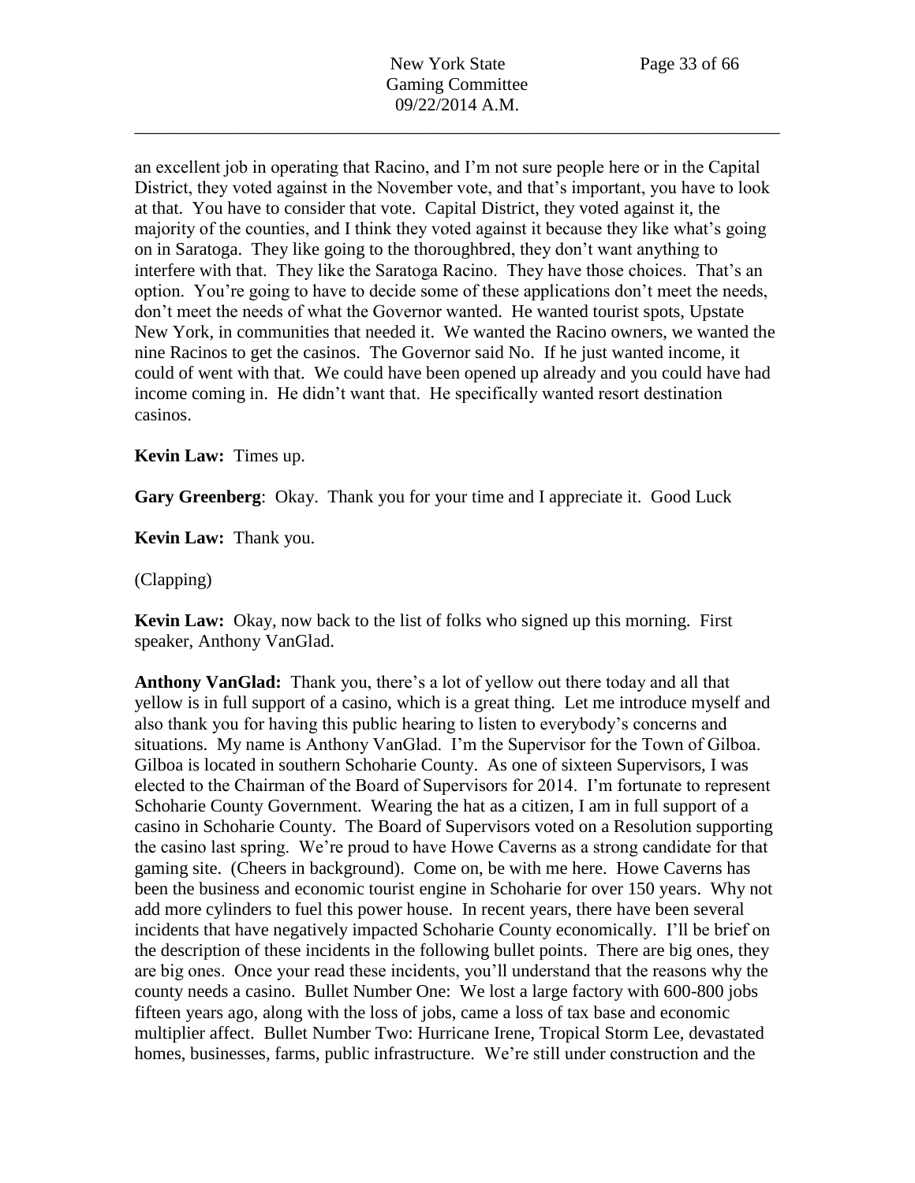an excellent job in operating that Racino, and I'm not sure people here or in the Capital District, they voted against in the November vote, and that's important, you have to look at that. You have to consider that vote. Capital District, they voted against it, the majority of the counties, and I think they voted against it because they like what's going on in Saratoga. They like going to the thoroughbred, they don't want anything to interfere with that. They like the Saratoga Racino. They have those choices. That's an option. You're going to have to decide some of these applications don't meet the needs, don't meet the needs of what the Governor wanted. He wanted tourist spots, Upstate New York, in communities that needed it. We wanted the Racino owners, we wanted the nine Racinos to get the casinos. The Governor said No. If he just wanted income, it could of went with that. We could have been opened up already and you could have had income coming in. He didn't want that. He specifically wanted resort destination casinos.

**Kevin Law:** Times up.

**Gary Greenberg**: Okay. Thank you for your time and I appreciate it. Good Luck

**Kevin Law:** Thank you.

(Clapping)

**Kevin Law:** Okay, now back to the list of folks who signed up this morning. First speaker, Anthony VanGlad.

**Anthony VanGlad:** Thank you, there's a lot of yellow out there today and all that yellow is in full support of a casino, which is a great thing. Let me introduce myself and also thank you for having this public hearing to listen to everybody's concerns and situations. My name is Anthony VanGlad. I'm the Supervisor for the Town of Gilboa. Gilboa is located in southern Schoharie County. As one of sixteen Supervisors, I was elected to the Chairman of the Board of Supervisors for 2014. I'm fortunate to represent Schoharie County Government. Wearing the hat as a citizen, I am in full support of a casino in Schoharie County. The Board of Supervisors voted on a Resolution supporting the casino last spring. We're proud to have Howe Caverns as a strong candidate for that gaming site. (Cheers in background). Come on, be with me here. Howe Caverns has been the business and economic tourist engine in Schoharie for over 150 years. Why not add more cylinders to fuel this power house. In recent years, there have been several incidents that have negatively impacted Schoharie County economically. I'll be brief on the description of these incidents in the following bullet points. There are big ones, they are big ones. Once your read these incidents, you'll understand that the reasons why the county needs a casino. Bullet Number One: We lost a large factory with 600-800 jobs fifteen years ago, along with the loss of jobs, came a loss of tax base and economic multiplier affect. Bullet Number Two: Hurricane Irene, Tropical Storm Lee, devastated homes, businesses, farms, public infrastructure. We're still under construction and the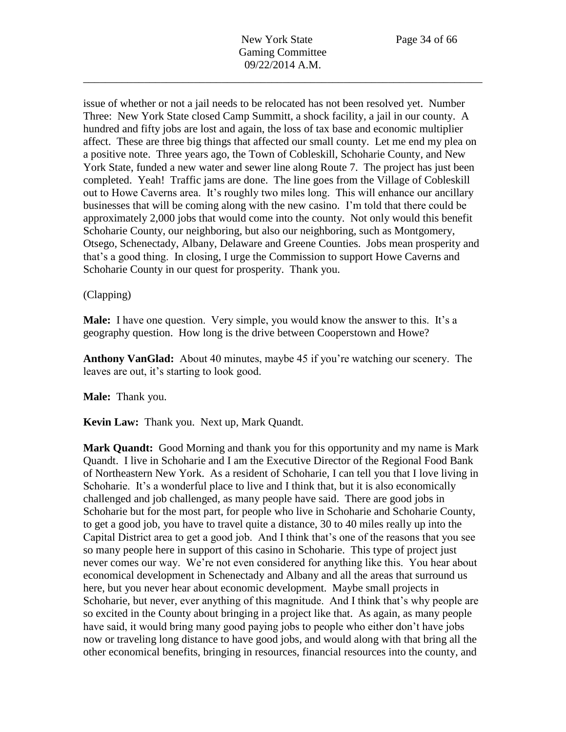issue of whether or not a jail needs to be relocated has not been resolved yet. Number Three: New York State closed Camp Summitt, a shock facility, a jail in our county. A hundred and fifty jobs are lost and again, the loss of tax base and economic multiplier affect. These are three big things that affected our small county. Let me end my plea on a positive note. Three years ago, the Town of Cobleskill, Schoharie County, and New York State, funded a new water and sewer line along Route 7. The project has just been completed. Yeah! Traffic jams are done. The line goes from the Village of Cobleskill out to Howe Caverns area. It's roughly two miles long. This will enhance our ancillary businesses that will be coming along with the new casino. I'm told that there could be approximately 2,000 jobs that would come into the county. Not only would this benefit Schoharie County, our neighboring, but also our neighboring, such as Montgomery, Otsego, Schenectady, Albany, Delaware and Greene Counties. Jobs mean prosperity and that's a good thing. In closing, I urge the Commission to support Howe Caverns and Schoharie County in our quest for prosperity. Thank you.

(Clapping)

**Male:** I have one question. Very simple, you would know the answer to this. It's a geography question. How long is the drive between Cooperstown and Howe?

**Anthony VanGlad:** About 40 minutes, maybe 45 if you're watching our scenery. The leaves are out, it's starting to look good.

**Male:** Thank you.

**Kevin Law:** Thank you. Next up, Mark Quandt.

**Mark Quandt:** Good Morning and thank you for this opportunity and my name is Mark Quandt. I live in Schoharie and I am the Executive Director of the Regional Food Bank of Northeastern New York. As a resident of Schoharie, I can tell you that I love living in Schoharie. It's a wonderful place to live and I think that, but it is also economically challenged and job challenged, as many people have said. There are good jobs in Schoharie but for the most part, for people who live in Schoharie and Schoharie County, to get a good job, you have to travel quite a distance, 30 to 40 miles really up into the Capital District area to get a good job. And I think that's one of the reasons that you see so many people here in support of this casino in Schoharie. This type of project just never comes our way. We're not even considered for anything like this. You hear about economical development in Schenectady and Albany and all the areas that surround us here, but you never hear about economic development. Maybe small projects in Schoharie, but never, ever anything of this magnitude. And I think that's why people are so excited in the County about bringing in a project like that. As again, as many people have said, it would bring many good paying jobs to people who either don't have jobs now or traveling long distance to have good jobs, and would along with that bring all the other economical benefits, bringing in resources, financial resources into the county, and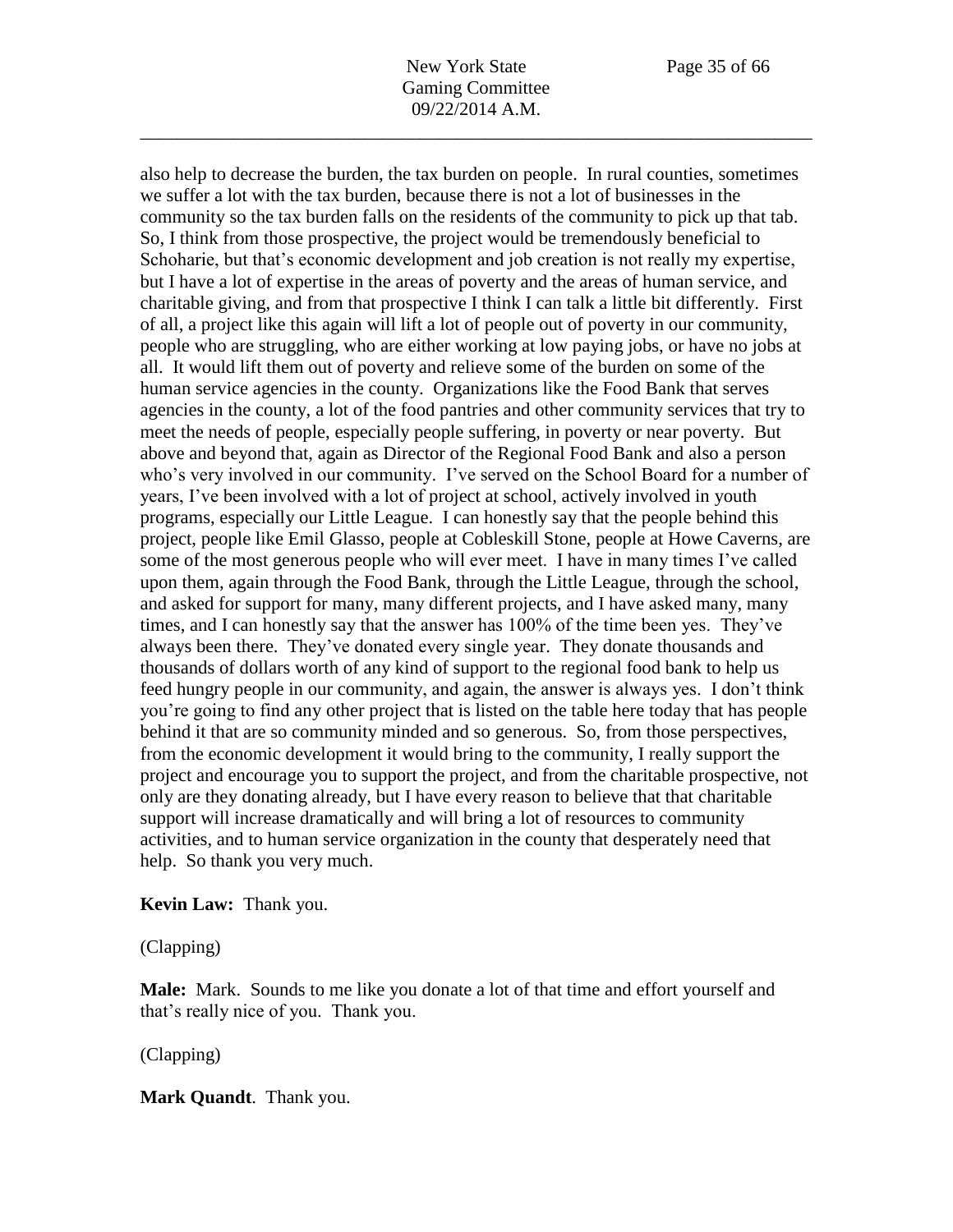also help to decrease the burden, the tax burden on people. In rural counties, sometimes we suffer a lot with the tax burden, because there is not a lot of businesses in the community so the tax burden falls on the residents of the community to pick up that tab. So, I think from those prospective, the project would be tremendously beneficial to Schoharie, but that's economic development and job creation is not really my expertise, but I have a lot of expertise in the areas of poverty and the areas of human service, and charitable giving, and from that prospective I think I can talk a little bit differently. First of all, a project like this again will lift a lot of people out of poverty in our community, people who are struggling, who are either working at low paying jobs, or have no jobs at all. It would lift them out of poverty and relieve some of the burden on some of the human service agencies in the county. Organizations like the Food Bank that serves agencies in the county, a lot of the food pantries and other community services that try to meet the needs of people, especially people suffering, in poverty or near poverty. But above and beyond that, again as Director of the Regional Food Bank and also a person who's very involved in our community. I've served on the School Board for a number of years, I've been involved with a lot of project at school, actively involved in youth programs, especially our Little League. I can honestly say that the people behind this project, people like Emil Glasso, people at Cobleskill Stone, people at Howe Caverns, are some of the most generous people who will ever meet. I have in many times I've called upon them, again through the Food Bank, through the Little League, through the school, and asked for support for many, many different projects, and I have asked many, many times, and I can honestly say that the answer has 100% of the time been yes. They've always been there. They've donated every single year. They donate thousands and thousands of dollars worth of any kind of support to the regional food bank to help us feed hungry people in our community, and again, the answer is always yes. I don't think you're going to find any other project that is listed on the table here today that has people behind it that are so community minded and so generous. So, from those perspectives, from the economic development it would bring to the community, I really support the project and encourage you to support the project, and from the charitable prospective, not only are they donating already, but I have every reason to believe that that charitable support will increase dramatically and will bring a lot of resources to community activities, and to human service organization in the county that desperately need that help. So thank you very much.

**Kevin Law:** Thank you.

(Clapping)

**Male:** Mark. Sounds to me like you donate a lot of that time and effort yourself and that's really nice of you. Thank you.

(Clapping)

**Mark Quandt**. Thank you.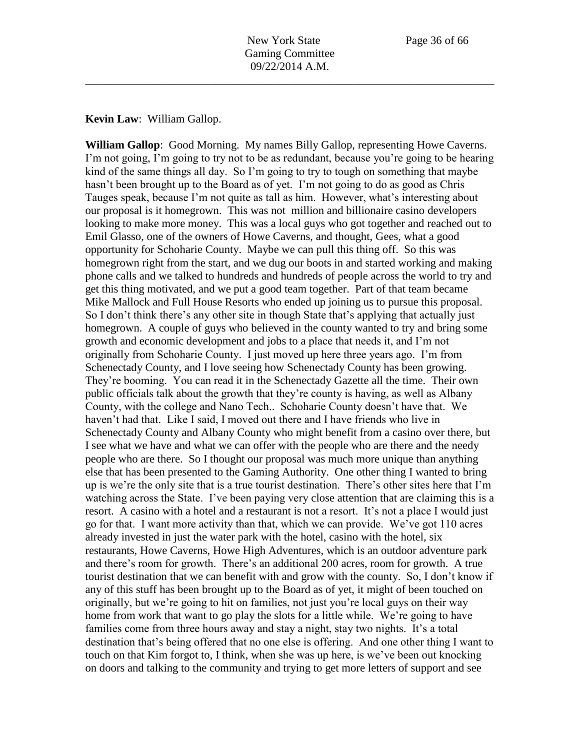**Kevin Law**: William Gallop.

**William Gallop**: Good Morning. My names Billy Gallop, representing Howe Caverns. I'm not going, I'm going to try not to be as redundant, because you're going to be hearing kind of the same things all day. So I'm going to try to tough on something that maybe hasn't been brought up to the Board as of yet. I'm not going to do as good as Chris Tauges speak, because I'm not quite as tall as him. However, what's interesting about our proposal is it homegrown. This was not million and billionaire casino developers looking to make more money. This was a local guys who got together and reached out to Emil Glasso, one of the owners of Howe Caverns, and thought, Gees, what a good opportunity for Schoharie County. Maybe we can pull this thing off. So this was homegrown right from the start, and we dug our boots in and started working and making phone calls and we talked to hundreds and hundreds of people across the world to try and get this thing motivated, and we put a good team together. Part of that team became Mike Mallock and Full House Resorts who ended up joining us to pursue this proposal. So I don't think there's any other site in though State that's applying that actually just homegrown. A couple of guys who believed in the county wanted to try and bring some growth and economic development and jobs to a place that needs it, and I'm not originally from Schoharie County. I just moved up here three years ago. I'm from Schenectady County, and I love seeing how Schenectady County has been growing. They're booming. You can read it in the Schenectady Gazette all the time. Their own public officials talk about the growth that they're county is having, as well as Albany County, with the college and Nano Tech.. Schoharie County doesn't have that. We haven't had that. Like I said, I moved out there and I have friends who live in Schenectady County and Albany County who might benefit from a casino over there, but I see what we have and what we can offer with the people who are there and the needy people who are there. So I thought our proposal was much more unique than anything else that has been presented to the Gaming Authority. One other thing I wanted to bring up is we're the only site that is a true tourist destination. There's other sites here that I'm watching across the State. I've been paying very close attention that are claiming this is a resort. A casino with a hotel and a restaurant is not a resort. It's not a place I would just go for that. I want more activity than that, which we can provide. We've got 110 acres already invested in just the water park with the hotel, casino with the hotel, six restaurants, Howe Caverns, Howe High Adventures, which is an outdoor adventure park and there's room for growth. There's an additional 200 acres, room for growth. A true tourist destination that we can benefit with and grow with the county. So, I don't know if any of this stuff has been brought up to the Board as of yet, it might of been touched on originally, but we're going to hit on families, not just you're local guys on their way home from work that want to go play the slots for a little while. We're going to have families come from three hours away and stay a night, stay two nights. It's a total destination that's being offered that no one else is offering. And one other thing I want to touch on that Kim forgot to, I think, when she was up here, is we've been out knocking on doors and talking to the community and trying to get more letters of support and see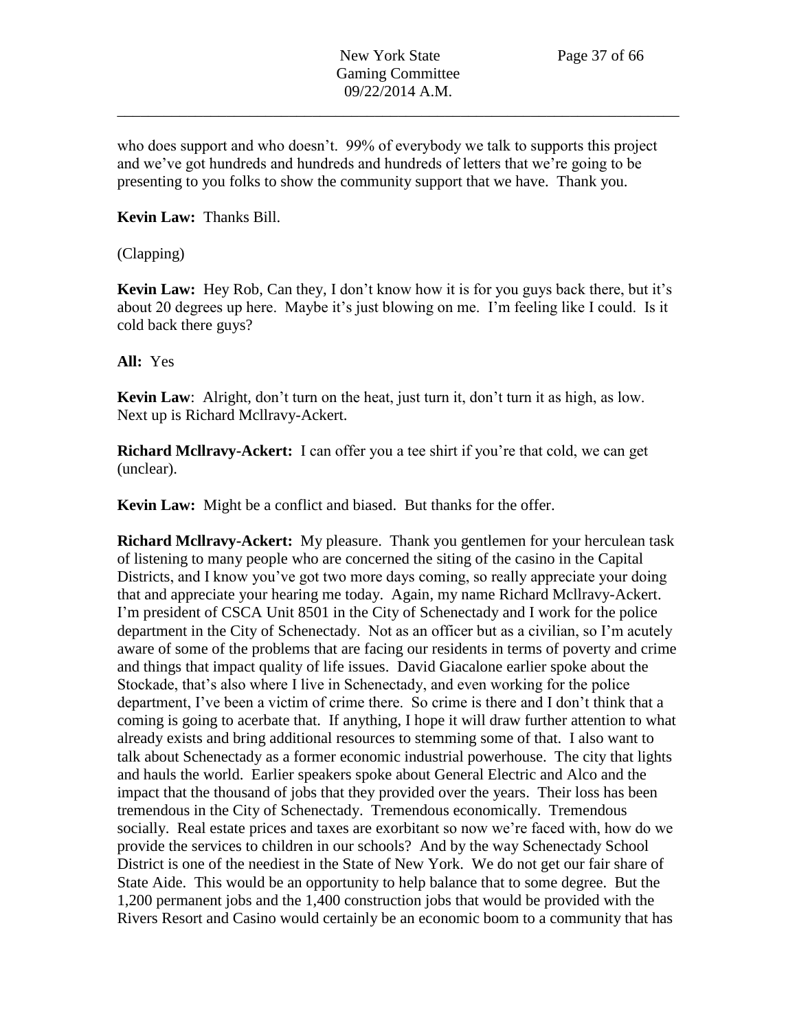who does support and who doesn't. 99% of everybody we talk to supports this project and we've got hundreds and hundreds and hundreds of letters that we're going to be presenting to you folks to show the community support that we have. Thank you.

**Kevin Law:** Thanks Bill.

(Clapping)

**Kevin Law:** Hey Rob, Can they, I don't know how it is for you guys back there, but it's about 20 degrees up here. Maybe it's just blowing on me. I'm feeling like I could. Is it cold back there guys?

**All:** Yes

**Kevin Law**: Alright, don't turn on the heat, just turn it, don't turn it as high, as low. Next up is Richard Mcllravy-Ackert.

**Richard Mcllravy-Ackert:** I can offer you a tee shirt if you're that cold, we can get (unclear).

**Kevin Law:** Might be a conflict and biased. But thanks for the offer.

**Richard Mcllravy-Ackert:** My pleasure. Thank you gentlemen for your herculean task of listening to many people who are concerned the siting of the casino in the Capital Districts, and I know you've got two more days coming, so really appreciate your doing that and appreciate your hearing me today. Again, my name Richard Mcllravy-Ackert. I'm president of CSCA Unit 8501 in the City of Schenectady and I work for the police department in the City of Schenectady. Not as an officer but as a civilian, so I'm acutely aware of some of the problems that are facing our residents in terms of poverty and crime and things that impact quality of life issues. David Giacalone earlier spoke about the Stockade, that's also where I live in Schenectady, and even working for the police department, I've been a victim of crime there. So crime is there and I don't think that a coming is going to acerbate that. If anything, I hope it will draw further attention to what already exists and bring additional resources to stemming some of that. I also want to talk about Schenectady as a former economic industrial powerhouse. The city that lights and hauls the world. Earlier speakers spoke about General Electric and Alco and the impact that the thousand of jobs that they provided over the years. Their loss has been tremendous in the City of Schenectady. Tremendous economically. Tremendous socially. Real estate prices and taxes are exorbitant so now we're faced with, how do we provide the services to children in our schools? And by the way Schenectady School District is one of the neediest in the State of New York. We do not get our fair share of State Aide. This would be an opportunity to help balance that to some degree. But the 1,200 permanent jobs and the 1,400 construction jobs that would be provided with the Rivers Resort and Casino would certainly be an economic boom to a community that has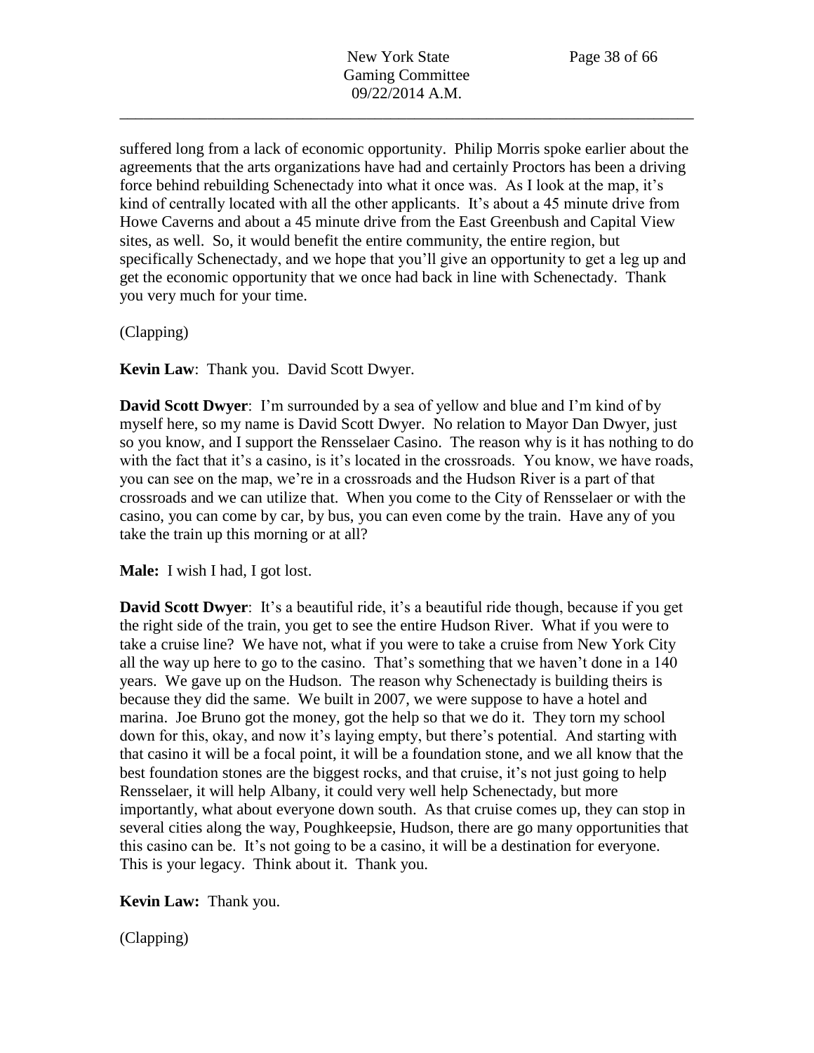suffered long from a lack of economic opportunity. Philip Morris spoke earlier about the agreements that the arts organizations have had and certainly Proctors has been a driving force behind rebuilding Schenectady into what it once was. As I look at the map, it's kind of centrally located with all the other applicants. It's about a 45 minute drive from Howe Caverns and about a 45 minute drive from the East Greenbush and Capital View sites, as well. So, it would benefit the entire community, the entire region, but specifically Schenectady, and we hope that you'll give an opportunity to get a leg up and get the economic opportunity that we once had back in line with Schenectady. Thank you very much for your time.

(Clapping)

**Kevin Law**: Thank you. David Scott Dwyer.

**David Scott Dwyer**: I'm surrounded by a sea of yellow and blue and I'm kind of by myself here, so my name is David Scott Dwyer. No relation to Mayor Dan Dwyer, just so you know, and I support the Rensselaer Casino. The reason why is it has nothing to do with the fact that it's a casino, is it's located in the crossroads. You know, we have roads, you can see on the map, we're in a crossroads and the Hudson River is a part of that crossroads and we can utilize that. When you come to the City of Rensselaer or with the casino, you can come by car, by bus, you can even come by the train. Have any of you take the train up this morning or at all?

**Male:** I wish I had, I got lost.

**David Scott Dwyer**: It's a beautiful ride, it's a beautiful ride though, because if you get the right side of the train, you get to see the entire Hudson River. What if you were to take a cruise line? We have not, what if you were to take a cruise from New York City all the way up here to go to the casino. That's something that we haven't done in a 140 years. We gave up on the Hudson. The reason why Schenectady is building theirs is because they did the same. We built in 2007, we were suppose to have a hotel and marina. Joe Bruno got the money, got the help so that we do it. They torn my school down for this, okay, and now it's laying empty, but there's potential. And starting with that casino it will be a focal point, it will be a foundation stone, and we all know that the best foundation stones are the biggest rocks, and that cruise, it's not just going to help Rensselaer, it will help Albany, it could very well help Schenectady, but more importantly, what about everyone down south. As that cruise comes up, they can stop in several cities along the way, Poughkeepsie, Hudson, there are go many opportunities that this casino can be. It's not going to be a casino, it will be a destination for everyone. This is your legacy. Think about it. Thank you.

**Kevin Law:** Thank you.

(Clapping)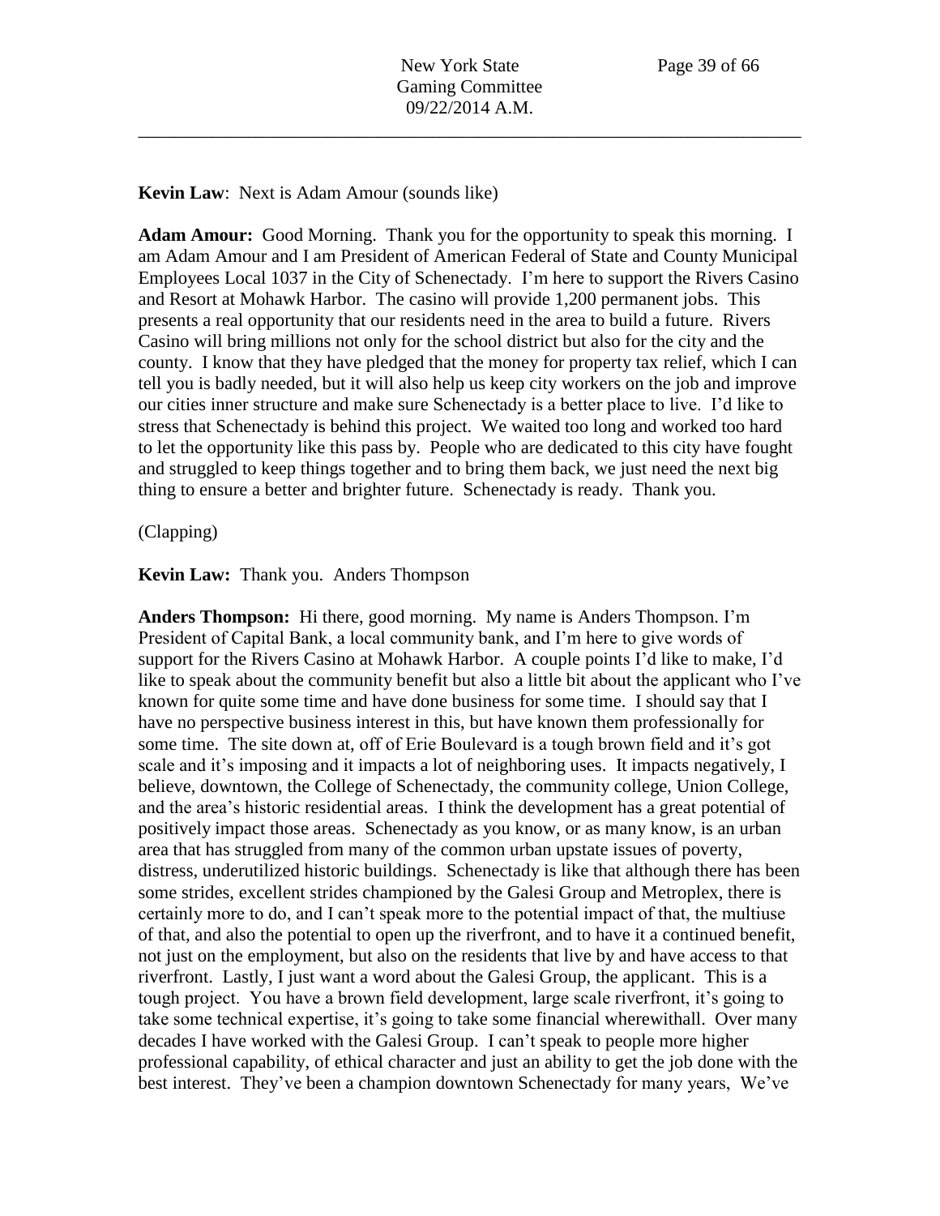**Kevin Law**: Next is Adam Amour (sounds like)

**Adam Amour:** Good Morning. Thank you for the opportunity to speak this morning. I am Adam Amour and I am President of American Federal of State and County Municipal Employees Local 1037 in the City of Schenectady. I'm here to support the Rivers Casino and Resort at Mohawk Harbor. The casino will provide 1,200 permanent jobs. This presents a real opportunity that our residents need in the area to build a future. Rivers Casino will bring millions not only for the school district but also for the city and the county. I know that they have pledged that the money for property tax relief, which I can tell you is badly needed, but it will also help us keep city workers on the job and improve our cities inner structure and make sure Schenectady is a better place to live. I'd like to stress that Schenectady is behind this project. We waited too long and worked too hard to let the opportunity like this pass by. People who are dedicated to this city have fought and struggled to keep things together and to bring them back, we just need the next big thing to ensure a better and brighter future. Schenectady is ready. Thank you.

(Clapping)

**Kevin Law:** Thank you. Anders Thompson

**Anders Thompson:** Hi there, good morning. My name is Anders Thompson. I'm President of Capital Bank, a local community bank, and I'm here to give words of support for the Rivers Casino at Mohawk Harbor. A couple points I'd like to make, I'd like to speak about the community benefit but also a little bit about the applicant who I've known for quite some time and have done business for some time. I should say that I have no perspective business interest in this, but have known them professionally for some time. The site down at, off of Erie Boulevard is a tough brown field and it's got scale and it's imposing and it impacts a lot of neighboring uses. It impacts negatively, I believe, downtown, the College of Schenectady, the community college, Union College, and the area's historic residential areas. I think the development has a great potential of positively impact those areas. Schenectady as you know, or as many know, is an urban area that has struggled from many of the common urban upstate issues of poverty, distress, underutilized historic buildings. Schenectady is like that although there has been some strides, excellent strides championed by the Galesi Group and Metroplex, there is certainly more to do, and I can't speak more to the potential impact of that, the multiuse of that, and also the potential to open up the riverfront, and to have it a continued benefit, not just on the employment, but also on the residents that live by and have access to that riverfront. Lastly, I just want a word about the Galesi Group, the applicant. This is a tough project. You have a brown field development, large scale riverfront, it's going to take some technical expertise, it's going to take some financial wherewithall. Over many decades I have worked with the Galesi Group. I can't speak to people more higher professional capability, of ethical character and just an ability to get the job done with the best interest. They've been a champion downtown Schenectady for many years, We've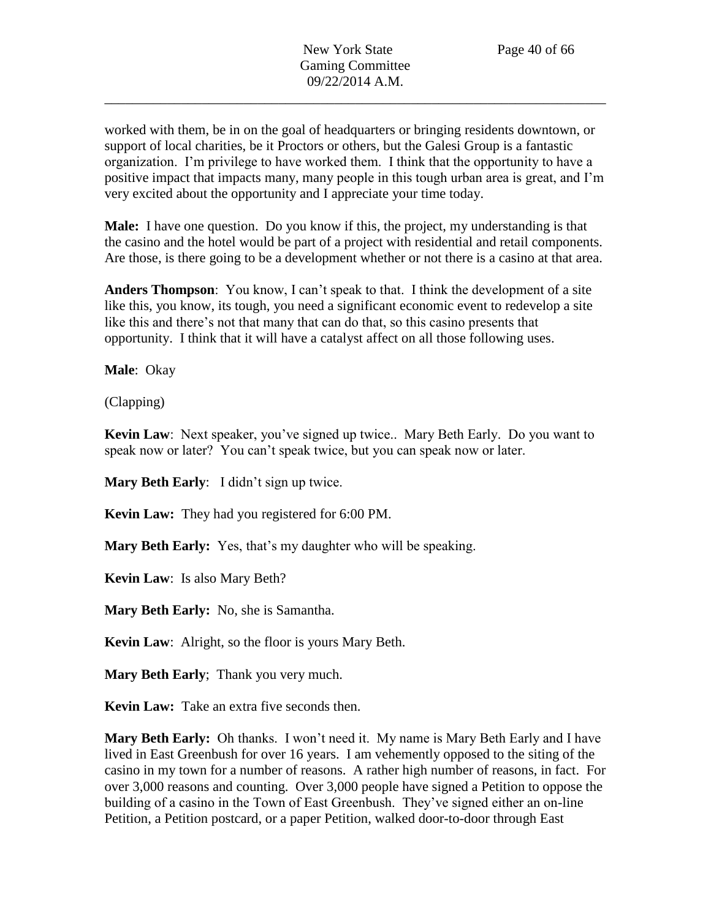worked with them, be in on the goal of headquarters or bringing residents downtown, or support of local charities, be it Proctors or others, but the Galesi Group is a fantastic organization. I'm privilege to have worked them. I think that the opportunity to have a positive impact that impacts many, many people in this tough urban area is great, and I'm very excited about the opportunity and I appreciate your time today.

**Male:** I have one question. Do you know if this, the project, my understanding is that the casino and the hotel would be part of a project with residential and retail components. Are those, is there going to be a development whether or not there is a casino at that area.

**Anders Thompson**: You know, I can't speak to that. I think the development of a site like this, you know, its tough, you need a significant economic event to redevelop a site like this and there's not that many that can do that, so this casino presents that opportunity. I think that it will have a catalyst affect on all those following uses.

**Male**: Okay

(Clapping)

**Kevin Law**: Next speaker, you've signed up twice.. Mary Beth Early. Do you want to speak now or later? You can't speak twice, but you can speak now or later.

**Mary Beth Early**: I didn't sign up twice.

**Kevin Law:** They had you registered for 6:00 PM.

**Mary Beth Early:** Yes, that's my daughter who will be speaking.

**Kevin Law**: Is also Mary Beth?

**Mary Beth Early:** No, she is Samantha.

**Kevin Law**: Alright, so the floor is yours Mary Beth.

**Mary Beth Early**; Thank you very much.

**Kevin Law:** Take an extra five seconds then.

**Mary Beth Early:** Oh thanks. I won't need it. My name is Mary Beth Early and I have lived in East Greenbush for over 16 years. I am vehemently opposed to the siting of the casino in my town for a number of reasons. A rather high number of reasons, in fact. For over 3,000 reasons and counting. Over 3,000 people have signed a Petition to oppose the building of a casino in the Town of East Greenbush. They've signed either an on-line Petition, a Petition postcard, or a paper Petition, walked door-to-door through East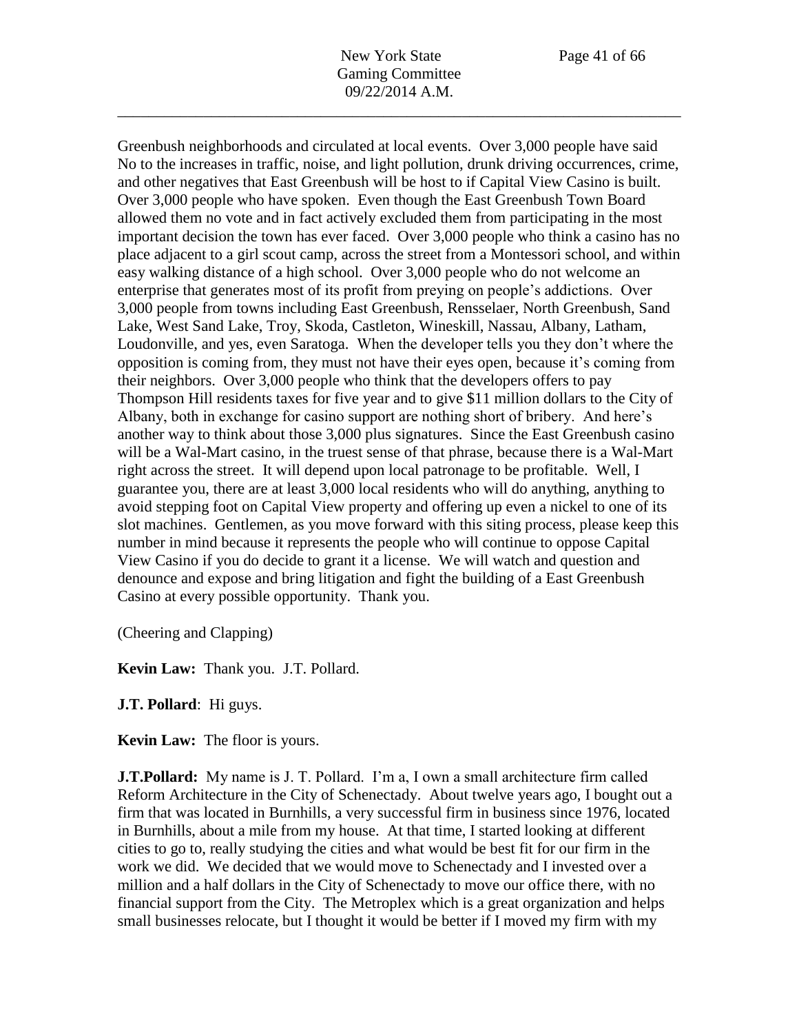Greenbush neighborhoods and circulated at local events. Over 3,000 people have said No to the increases in traffic, noise, and light pollution, drunk driving occurrences, crime, and other negatives that East Greenbush will be host to if Capital View Casino is built. Over 3,000 people who have spoken. Even though the East Greenbush Town Board allowed them no vote and in fact actively excluded them from participating in the most important decision the town has ever faced. Over 3,000 people who think a casino has no place adjacent to a girl scout camp, across the street from a Montessori school, and within easy walking distance of a high school. Over 3,000 people who do not welcome an enterprise that generates most of its profit from preying on people's addictions. Over 3,000 people from towns including East Greenbush, Rensselaer, North Greenbush, Sand Lake, West Sand Lake, Troy, Skoda, Castleton, Wineskill, Nassau, Albany, Latham, Loudonville, and yes, even Saratoga. When the developer tells you they don't where the opposition is coming from, they must not have their eyes open, because it's coming from their neighbors. Over 3,000 people who think that the developers offers to pay Thompson Hill residents taxes for five year and to give \$11 million dollars to the City of Albany, both in exchange for casino support are nothing short of bribery. And here's another way to think about those 3,000 plus signatures. Since the East Greenbush casino will be a Wal-Mart casino, in the truest sense of that phrase, because there is a Wal-Mart right across the street. It will depend upon local patronage to be profitable. Well, I guarantee you, there are at least 3,000 local residents who will do anything, anything to avoid stepping foot on Capital View property and offering up even a nickel to one of its slot machines. Gentlemen, as you move forward with this siting process, please keep this number in mind because it represents the people who will continue to oppose Capital View Casino if you do decide to grant it a license. We will watch and question and denounce and expose and bring litigation and fight the building of a East Greenbush Casino at every possible opportunity. Thank you.

(Cheering and Clapping)

**Kevin Law:** Thank you. J.T. Pollard.

**J.T. Pollard**: Hi guys.

**Kevin Law:** The floor is yours.

**J.T.Pollard:** My name is J. T. Pollard. I'm a, I own a small architecture firm called Reform Architecture in the City of Schenectady. About twelve years ago, I bought out a firm that was located in Burnhills, a very successful firm in business since 1976, located in Burnhills, about a mile from my house. At that time, I started looking at different cities to go to, really studying the cities and what would be best fit for our firm in the work we did. We decided that we would move to Schenectady and I invested over a million and a half dollars in the City of Schenectady to move our office there, with no financial support from the City. The Metroplex which is a great organization and helps small businesses relocate, but I thought it would be better if I moved my firm with my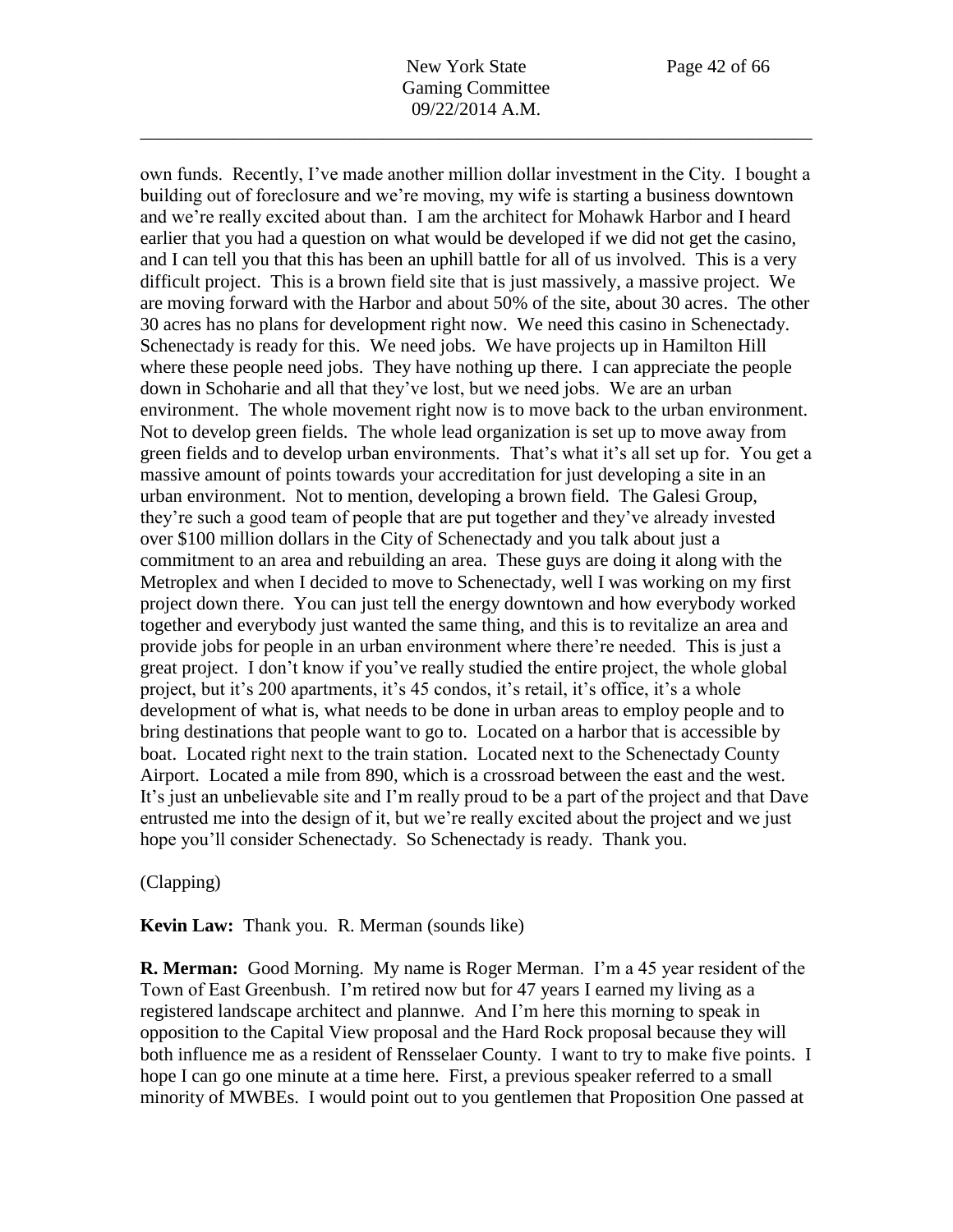own funds. Recently, I've made another million dollar investment in the City. I bought a building out of foreclosure and we're moving, my wife is starting a business downtown and we're really excited about than. I am the architect for Mohawk Harbor and I heard earlier that you had a question on what would be developed if we did not get the casino, and I can tell you that this has been an uphill battle for all of us involved. This is a very difficult project. This is a brown field site that is just massively, a massive project. We are moving forward with the Harbor and about 50% of the site, about 30 acres. The other 30 acres has no plans for development right now. We need this casino in Schenectady. Schenectady is ready for this. We need jobs. We have projects up in Hamilton Hill where these people need jobs. They have nothing up there. I can appreciate the people down in Schoharie and all that they've lost, but we need jobs. We are an urban environment. The whole movement right now is to move back to the urban environment. Not to develop green fields. The whole lead organization is set up to move away from green fields and to develop urban environments. That's what it's all set up for. You get a massive amount of points towards your accreditation for just developing a site in an urban environment. Not to mention, developing a brown field. The Galesi Group, they're such a good team of people that are put together and they've already invested over $100 million dollars in the City of Schenectady and you talk about just a commitment to an area and rebuilding an area. These guys are doing it along with the Metroplex and when I decided to move to Schenectady, well I was working on my first project down there. You can just tell the energy downtown and how everybody worked together and everybody just wanted the same thing, and this is to revitalize an area and provide jobs for people in an urban environment where there're needed. This is just a great project. I don't know if you've really studied the entire project, the whole global project, but it's 200 apartments, it's 45 condos, it's retail, it's office, it's a whole development of what is, what needs to be done in urban areas to employ people and to bring destinations that people want to go to. Located on a harbor that is accessible by boat. Located right next to the train station. Located next to the Schenectady County Airport. Located a mile from 890, which is a crossroad between the east and the west. It's just an unbelievable site and I'm really proud to be a part of the project and that Dave entrusted me into the design of it, but we're really excited about the project and we just hope you'll consider Schenectady. So Schenectady is ready. Thank you.

(Clapping)

**Kevin Law:** Thank you. R. Merman (sounds like)

**R. Merman:** Good Morning. My name is Roger Merman. I'm a 45 year resident of the Town of East Greenbush. I'm retired now but for 47 years I earned my living as a registered landscape architect and plannwe. And I'm here this morning to speak in opposition to the Capital View proposal and the Hard Rock proposal because they will both influence me as a resident of Rensselaer County. I want to try to make five points. I hope I can go one minute at a time here. First, a previous speaker referred to a small minority of MWBEs. I would point out to you gentlemen that Proposition One passed at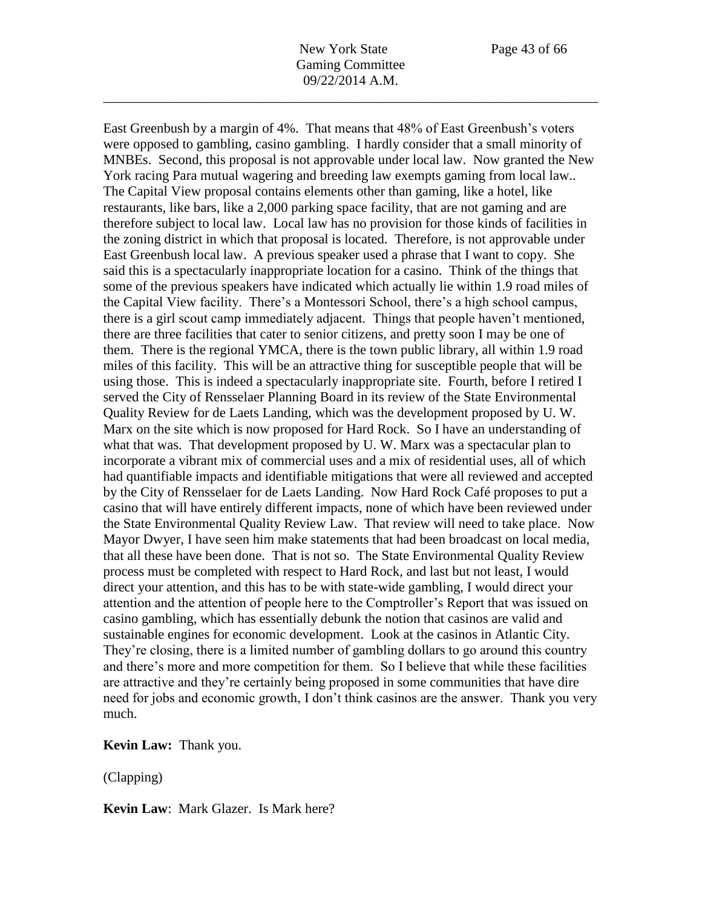East Greenbush by a margin of 4%. That means that 48% of East Greenbush's voters were opposed to gambling, casino gambling. I hardly consider that a small minority of MNBEs. Second, this proposal is not approvable under local law. Now granted the New York racing Para mutual wagering and breeding law exempts gaming from local law.. The Capital View proposal contains elements other than gaming, like a hotel, like restaurants, like bars, like a 2,000 parking space facility, that are not gaming and are therefore subject to local law. Local law has no provision for those kinds of facilities in the zoning district in which that proposal is located. Therefore, is not approvable under East Greenbush local law. A previous speaker used a phrase that I want to copy. She said this is a spectacularly inappropriate location for a casino. Think of the things that some of the previous speakers have indicated which actually lie within 1.9 road miles of the Capital View facility. There's a Montessori School, there's a high school campus, there is a girl scout camp immediately adjacent. Things that people haven't mentioned, there are three facilities that cater to senior citizens, and pretty soon I may be one of them. There is the regional YMCA, there is the town public library, all within 1.9 road miles of this facility. This will be an attractive thing for susceptible people that will be using those. This is indeed a spectacularly inappropriate site. Fourth, before I retired I served the City of Rensselaer Planning Board in its review of the State Environmental Quality Review for de Laets Landing, which was the development proposed by U. W. Marx on the site which is now proposed for Hard Rock. So I have an understanding of what that was. That development proposed by U. W. Marx was a spectacular plan to incorporate a vibrant mix of commercial uses and a mix of residential uses, all of which had quantifiable impacts and identifiable mitigations that were all reviewed and accepted by the City of Rensselaer for de Laets Landing. Now Hard Rock Café proposes to put a casino that will have entirely different impacts, none of which have been reviewed under the State Environmental Quality Review Law. That review will need to take place. Now Mayor Dwyer, I have seen him make statements that had been broadcast on local media, that all these have been done. That is not so. The State Environmental Quality Review process must be completed with respect to Hard Rock, and last but not least, I would direct your attention, and this has to be with state-wide gambling, I would direct your attention and the attention of people here to the Comptroller's Report that was issued on casino gambling, which has essentially debunk the notion that casinos are valid and sustainable engines for economic development. Look at the casinos in Atlantic City. They're closing, there is a limited number of gambling dollars to go around this country and there's more and more competition for them. So I believe that while these facilities are attractive and they're certainly being proposed in some communities that have dire need for jobs and economic growth, I don't think casinos are the answer. Thank you very much.

**Kevin Law:** Thank you.

(Clapping)

**Kevin Law**: Mark Glazer. Is Mark here?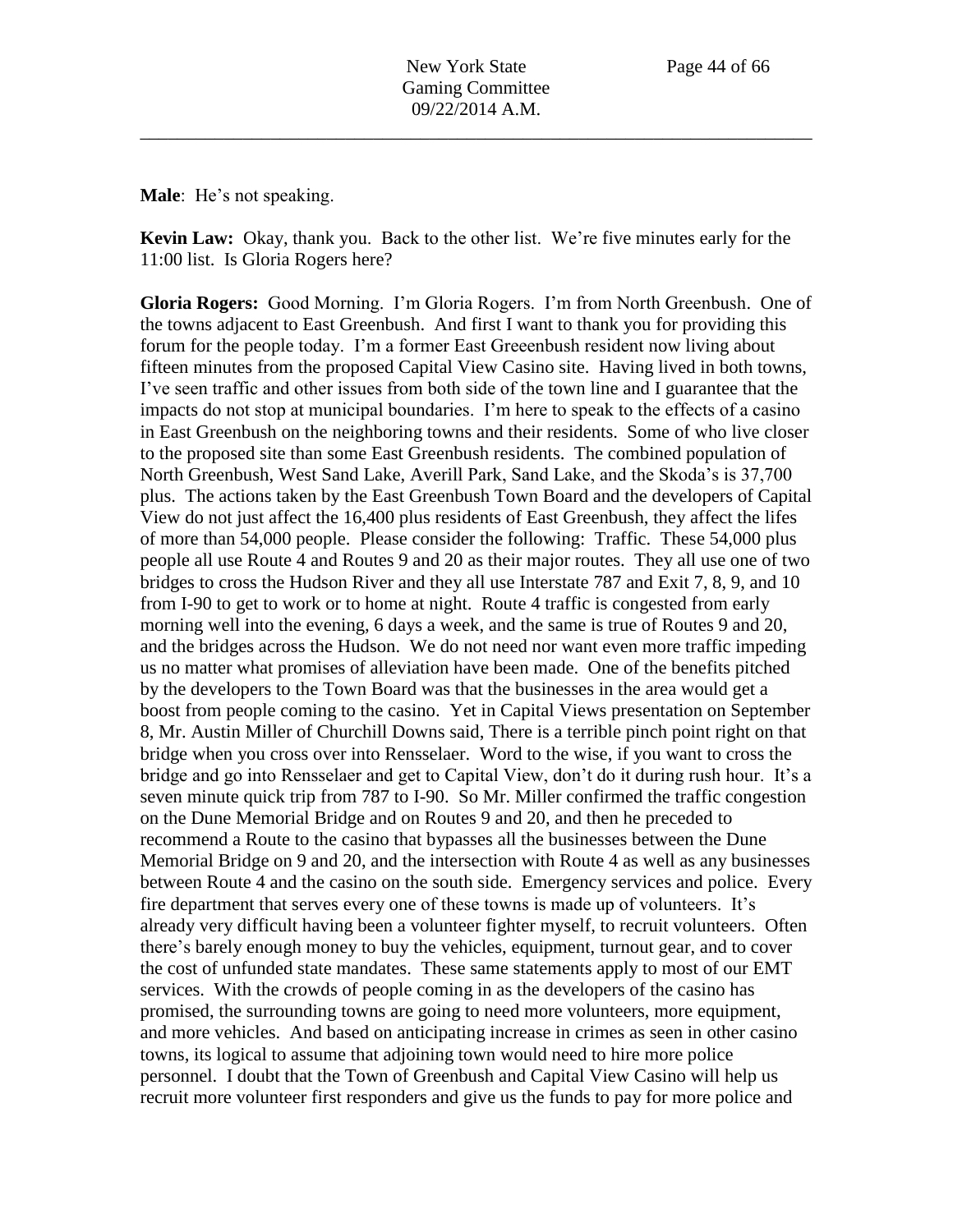**Male**: He's not speaking.

**Kevin Law:** Okay, thank you. Back to the other list. We're five minutes early for the 11:00 list. Is Gloria Rogers here?

**Gloria Rogers:** Good Morning. I'm Gloria Rogers. I'm from North Greenbush. One of the towns adjacent to East Greenbush. And first I want to thank you for providing this forum for the people today. I'm a former East Greeenbush resident now living about fifteen minutes from the proposed Capital View Casino site. Having lived in both towns, I've seen traffic and other issues from both side of the town line and I guarantee that the impacts do not stop at municipal boundaries. I'm here to speak to the effects of a casino in East Greenbush on the neighboring towns and their residents. Some of who live closer to the proposed site than some East Greenbush residents. The combined population of North Greenbush, West Sand Lake, Averill Park, Sand Lake, and the Skoda's is 37,700 plus. The actions taken by the East Greenbush Town Board and the developers of Capital View do not just affect the 16,400 plus residents of East Greenbush, they affect the lifes of more than 54,000 people. Please consider the following: Traffic. These 54,000 plus people all use Route 4 and Routes 9 and 20 as their major routes. They all use one of two bridges to cross the Hudson River and they all use Interstate 787 and Exit 7, 8, 9, and 10 from I-90 to get to work or to home at night. Route 4 traffic is congested from early morning well into the evening, 6 days a week, and the same is true of Routes 9 and 20, and the bridges across the Hudson. We do not need nor want even more traffic impeding us no matter what promises of alleviation have been made. One of the benefits pitched by the developers to the Town Board was that the businesses in the area would get a boost from people coming to the casino. Yet in Capital Views presentation on September 8, Mr. Austin Miller of Churchill Downs said, There is a terrible pinch point right on that bridge when you cross over into Rensselaer. Word to the wise, if you want to cross the bridge and go into Rensselaer and get to Capital View, don't do it during rush hour. It's a seven minute quick trip from 787 to I-90. So Mr. Miller confirmed the traffic congestion on the Dune Memorial Bridge and on Routes 9 and 20, and then he preceded to recommend a Route to the casino that bypasses all the businesses between the Dune Memorial Bridge on 9 and 20, and the intersection with Route 4 as well as any businesses between Route 4 and the casino on the south side. Emergency services and police. Every fire department that serves every one of these towns is made up of volunteers. It's already very difficult having been a volunteer fighter myself, to recruit volunteers. Often there's barely enough money to buy the vehicles, equipment, turnout gear, and to cover the cost of unfunded state mandates. These same statements apply to most of our EMT services. With the crowds of people coming in as the developers of the casino has promised, the surrounding towns are going to need more volunteers, more equipment, and more vehicles. And based on anticipating increase in crimes as seen in other casino towns, its logical to assume that adjoining town would need to hire more police personnel. I doubt that the Town of Greenbush and Capital View Casino will help us recruit more volunteer first responders and give us the funds to pay for more police and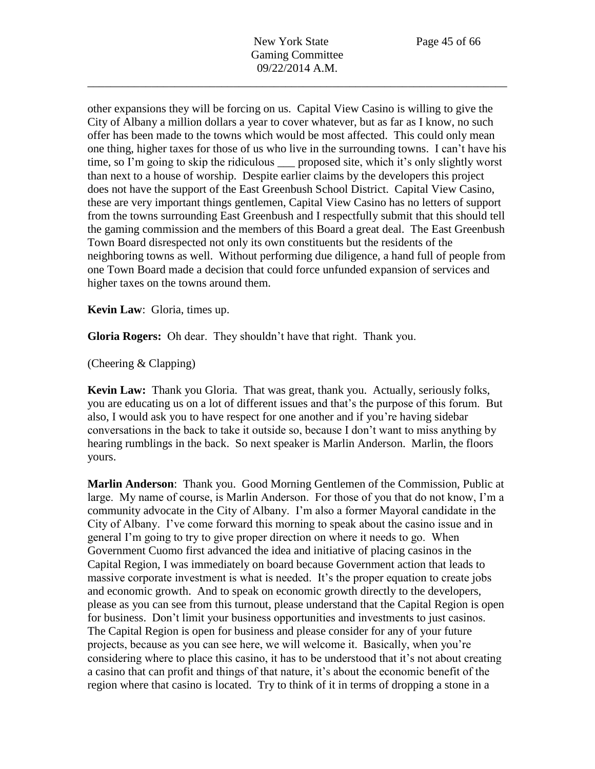other expansions they will be forcing on us. Capital View Casino is willing to give the City of Albany a million dollars a year to cover whatever, but as far as I know, no such offer has been made to the towns which would be most affected. This could only mean one thing, higher taxes for those of us who live in the surrounding towns. I can't have his time, so I'm going to skip the ridiculous ___ proposed site, which it's only slightly worst than next to a house of worship. Despite earlier claims by the developers this project does not have the support of the East Greenbush School District. Capital View Casino, these are very important things gentlemen, Capital View Casino has no letters of support from the towns surrounding East Greenbush and I respectfully submit that this should tell the gaming commission and the members of this Board a great deal. The East Greenbush Town Board disrespected not only its own constituents but the residents of the neighboring towns as well. Without performing due diligence, a hand full of people from one Town Board made a decision that could force unfunded expansion of services and higher taxes on the towns around them.

**Kevin Law**: Gloria, times up.

**Gloria Rogers:** Oh dear. They shouldn't have that right. Thank you.

(Cheering & Clapping)

**Kevin Law:** Thank you Gloria. That was great, thank you. Actually, seriously folks, you are educating us on a lot of different issues and that's the purpose of this forum. But also, I would ask you to have respect for one another and if you're having sidebar conversations in the back to take it outside so, because I don't want to miss anything by hearing rumblings in the back. So next speaker is Marlin Anderson. Marlin, the floors yours.

**Marlin Anderson**: Thank you. Good Morning Gentlemen of the Commission, Public at large. My name of course, is Marlin Anderson. For those of you that do not know, I'm a community advocate in the City of Albany. I'm also a former Mayoral candidate in the City of Albany. I've come forward this morning to speak about the casino issue and in general I'm going to try to give proper direction on where it needs to go. When Government Cuomo first advanced the idea and initiative of placing casinos in the Capital Region, I was immediately on board because Government action that leads to massive corporate investment is what is needed. It's the proper equation to create jobs and economic growth. And to speak on economic growth directly to the developers, please as you can see from this turnout, please understand that the Capital Region is open for business. Don't limit your business opportunities and investments to just casinos. The Capital Region is open for business and please consider for any of your future projects, because as you can see here, we will welcome it. Basically, when you're considering where to place this casino, it has to be understood that it's not about creating a casino that can profit and things of that nature, it's about the economic benefit of the region where that casino is located. Try to think of it in terms of dropping a stone in a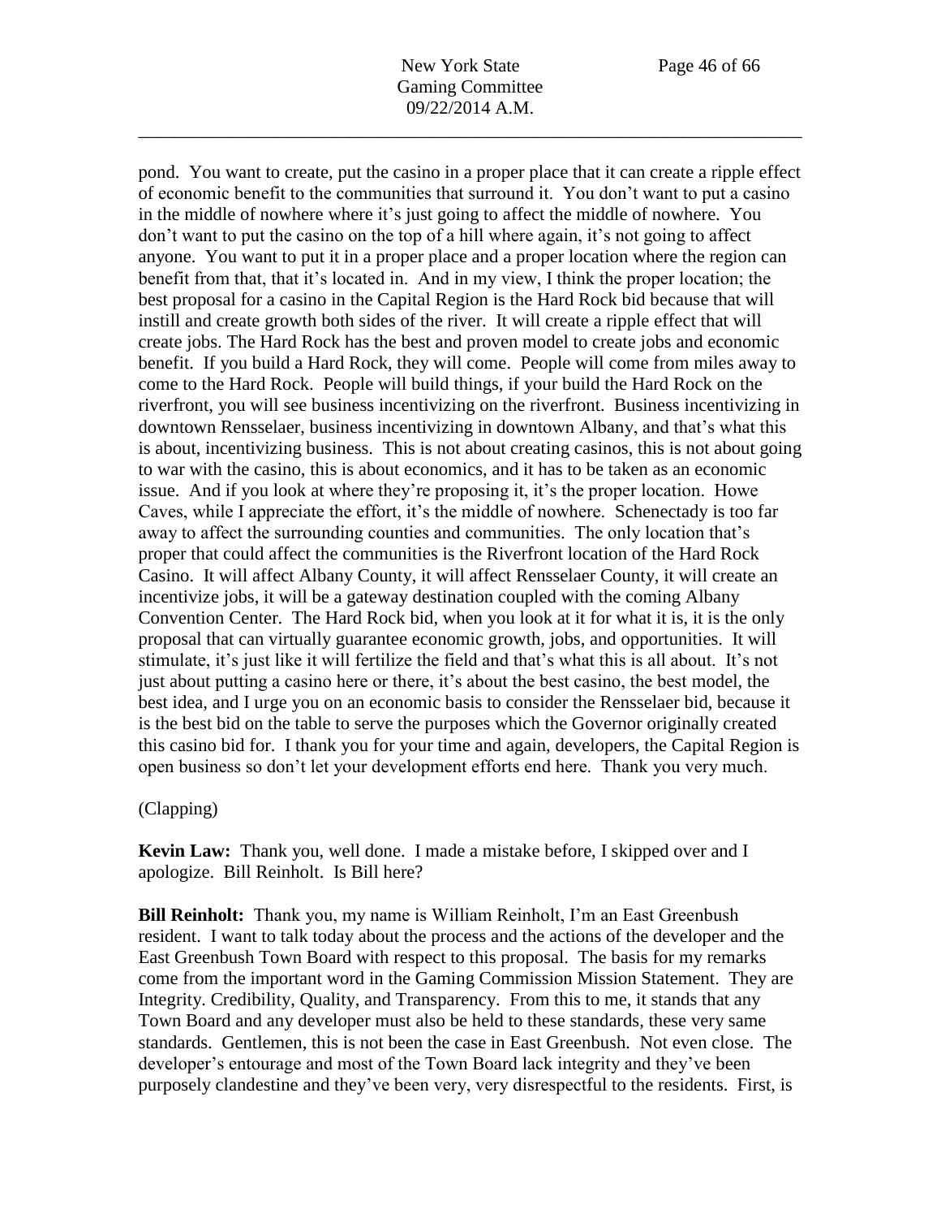pond. You want to create, put the casino in a proper place that it can create a ripple effect of economic benefit to the communities that surround it. You don't want to put a casino in the middle of nowhere where it's just going to affect the middle of nowhere. You don't want to put the casino on the top of a hill where again, it's not going to affect anyone. You want to put it in a proper place and a proper location where the region can benefit from that, that it's located in. And in my view, I think the proper location; the best proposal for a casino in the Capital Region is the Hard Rock bid because that will instill and create growth both sides of the river. It will create a ripple effect that will create jobs. The Hard Rock has the best and proven model to create jobs and economic benefit. If you build a Hard Rock, they will come. People will come from miles away to come to the Hard Rock. People will build things, if your build the Hard Rock on the riverfront, you will see business incentivizing on the riverfront. Business incentivizing in downtown Rensselaer, business incentivizing in downtown Albany, and that's what this is about, incentivizing business. This is not about creating casinos, this is not about going to war with the casino, this is about economics, and it has to be taken as an economic issue. And if you look at where they're proposing it, it's the proper location. Howe Caves, while I appreciate the effort, it's the middle of nowhere. Schenectady is too far away to affect the surrounding counties and communities. The only location that's proper that could affect the communities is the Riverfront location of the Hard Rock Casino. It will affect Albany County, it will affect Rensselaer County, it will create an incentivize jobs, it will be a gateway destination coupled with the coming Albany Convention Center. The Hard Rock bid, when you look at it for what it is, it is the only proposal that can virtually guarantee economic growth, jobs, and opportunities. It will stimulate, it's just like it will fertilize the field and that's what this is all about. It's not just about putting a casino here or there, it's about the best casino, the best model, the best idea, and I urge you on an economic basis to consider the Rensselaer bid, because it is the best bid on the table to serve the purposes which the Governor originally created this casino bid for. I thank you for your time and again, developers, the Capital Region is open business so don't let your development efforts end here. Thank you very much.

(Clapping)

**Kevin Law:** Thank you, well done. I made a mistake before, I skipped over and I apologize. Bill Reinholt. Is Bill here?

**Bill Reinholt:** Thank you, my name is William Reinholt, I'm an East Greenbush resident. I want to talk today about the process and the actions of the developer and the East Greenbush Town Board with respect to this proposal. The basis for my remarks come from the important word in the Gaming Commission Mission Statement. They are Integrity. Credibility, Quality, and Transparency. From this to me, it stands that any Town Board and any developer must also be held to these standards, these very same standards. Gentlemen, this is not been the case in East Greenbush. Not even close. The developer's entourage and most of the Town Board lack integrity and they've been purposely clandestine and they've been very, very disrespectful to the residents. First, is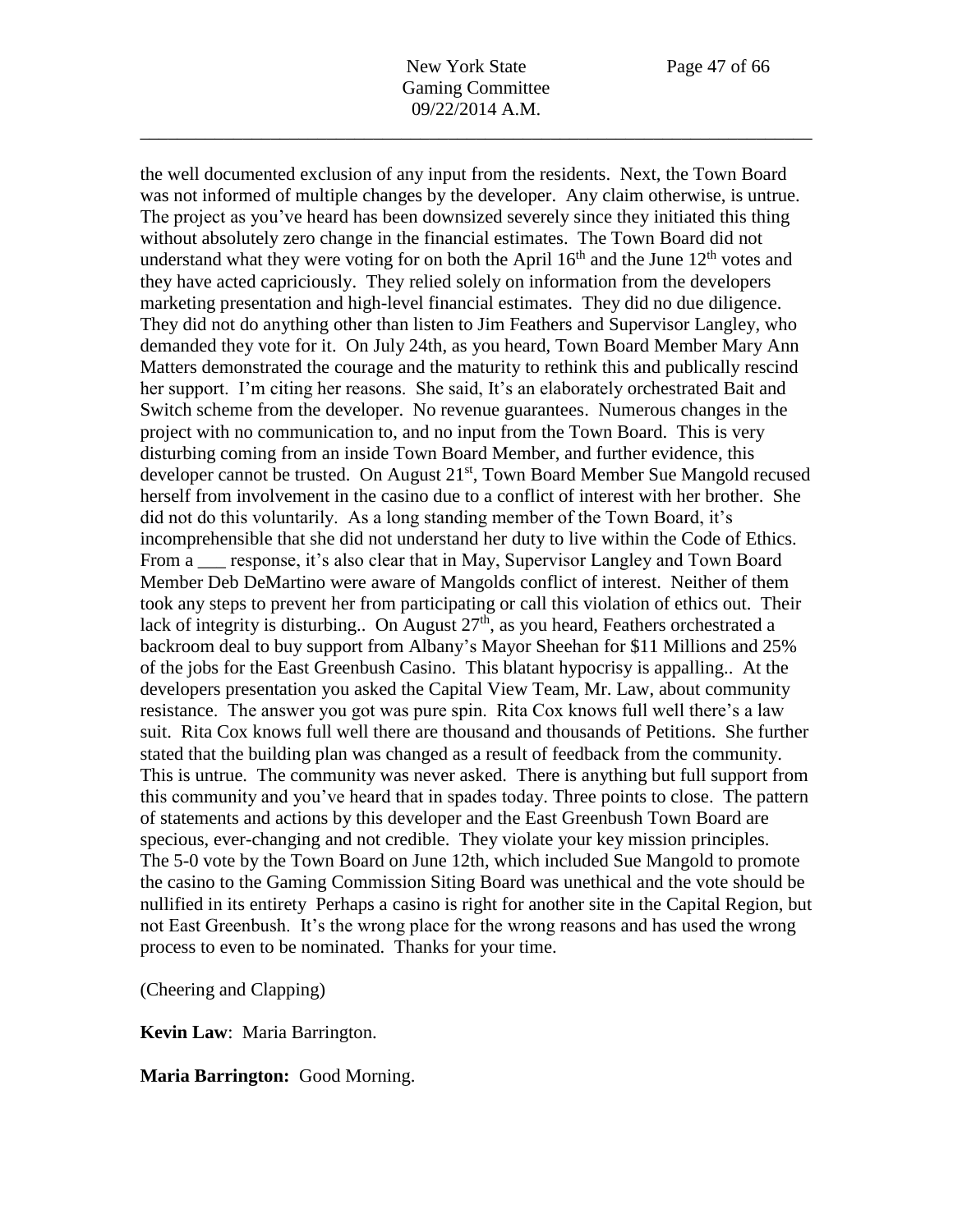the well documented exclusion of any input from the residents. Next, the Town Board was not informed of multiple changes by the developer. Any claim otherwise, is untrue. The project as you've heard has been downsized severely since they initiated this thing without absolutely zero change in the financial estimates. The Town Board did not understand what they were voting for on both the April 16th and the June 12th votes and they have acted capriciously. They relied solely on information from the developers marketing presentation and high-level financial estimates. They did no due diligence. They did not do anything other than listen to Jim Feathers and Supervisor Langley, who demanded they vote for it. On July 24th, as you heard, Town Board Member Mary Ann Matters demonstrated the courage and the maturity to rethink this and publically rescind her support. I'm citing her reasons. She said, It's an elaborately orchestrated Bait and Switch scheme from the developer. No revenue guarantees. Numerous changes in the project with no communication to, and no input from the Town Board. This is very disturbing coming from an inside Town Board Member, and further evidence, this developer cannot be trusted. On August 21st, Town Board Member Sue Mangold recused herself from involvement in the casino due to a conflict of interest with her brother. She did not do this voluntarily. As a long standing member of the Town Board, it's incomprehensible that she did not understand her duty to live within the Code of Ethics. From a ___ response, it's also clear that in May, Supervisor Langley and Town Board Member Deb DeMartino were aware of Mangolds conflict of interest. Neither of them took any steps to prevent her from participating or call this violation of ethics out. Their lack of integrity is disturbing.. On August 27th, as you heard, Feathers orchestrated a backroom deal to buy support from Albany's Mayor Sheehan for $11 Millions and 25% of the jobs for the East Greenbush Casino. This blatant hypocrisy is appalling.. At the developers presentation you asked the Capital View Team, Mr. Law, about community resistance. The answer you got was pure spin. Rita Cox knows full well there's a law suit. Rita Cox knows full well there are thousand and thousands of Petitions. She further stated that the building plan was changed as a result of feedback from the community. This is untrue. The community was never asked. There is anything but full support from this community and you've heard that in spades today. Three points to close. The pattern of statements and actions by this developer and the East Greenbush Town Board are specious, ever-changing and not credible. They violate your key mission principles. The 5-0 vote by the Town Board on June 12th, which included Sue Mangold to promote the casino to the Gaming Commission Siting Board was unethical and the vote should be nullified in its entirety Perhaps a casino is right for another site in the Capital Region, but not East Greenbush. It's the wrong place for the wrong reasons and has used the wrong process to even to be nominated. Thanks for your time.

(Cheering and Clapping)

**Kevin Law**: Maria Barrington.

**Maria Barrington:** Good Morning.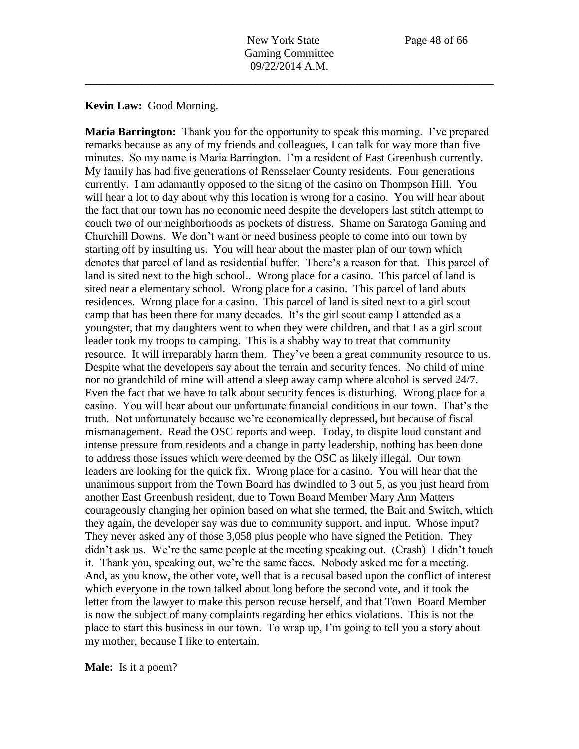**Kevin Law:** Good Morning.

**Maria Barrington:** Thank you for the opportunity to speak this morning. I've prepared remarks because as any of my friends and colleagues, I can talk for way more than five minutes. So my name is Maria Barrington. I'm a resident of East Greenbush currently. My family has had five generations of Rensselaer County residents. Four generations currently. I am adamantly opposed to the siting of the casino on Thompson Hill. You will hear a lot to day about why this location is wrong for a casino. You will hear about the fact that our town has no economic need despite the developers last stitch attempt to couch two of our neighborhoods as pockets of distress. Shame on Saratoga Gaming and Churchill Downs. We don't want or need business people to come into our town by starting off by insulting us. You will hear about the master plan of our town which denotes that parcel of land as residential buffer. There's a reason for that. This parcel of land is sited next to the high school.. Wrong place for a casino. This parcel of land is sited near a elementary school. Wrong place for a casino. This parcel of land abuts residences. Wrong place for a casino. This parcel of land is sited next to a girl scout camp that has been there for many decades. It's the girl scout camp I attended as a youngster, that my daughters went to when they were children, and that I as a girl scout leader took my troops to camping. This is a shabby way to treat that community resource. It will irreparably harm them. They've been a great community resource to us. Despite what the developers say about the terrain and security fences. No child of mine nor no grandchild of mine will attend a sleep away camp where alcohol is served 24/7. Even the fact that we have to talk about security fences is disturbing. Wrong place for a casino. You will hear about our unfortunate financial conditions in our town. That's the truth. Not unfortunately because we're economically depressed, but because of fiscal mismanagement. Read the OSC reports and weep. Today, to dispite loud constant and intense pressure from residents and a change in party leadership, nothing has been done to address those issues which were deemed by the OSC as likely illegal. Our town leaders are looking for the quick fix. Wrong place for a casino. You will hear that the unanimous support from the Town Board has dwindled to 3 out 5, as you just heard from another East Greenbush resident, due to Town Board Member Mary Ann Matters courageously changing her opinion based on what she termed, the Bait and Switch, which they again, the developer say was due to community support, and input. Whose input? They never asked any of those 3,058 plus people who have signed the Petition. They didn't ask us. We're the same people at the meeting speaking out. (Crash) I didn't touch it. Thank you, speaking out, we're the same faces. Nobody asked me for a meeting. And, as you know, the other vote, well that is a recusal based upon the conflict of interest which everyone in the town talked about long before the second vote, and it took the letter from the lawyer to make this person recuse herself, and that Town Board Member is now the subject of many complaints regarding her ethics violations. This is not the place to start this business in our town. To wrap up, I'm going to tell you a story about my mother, because I like to entertain.

**Male:** Is it a poem?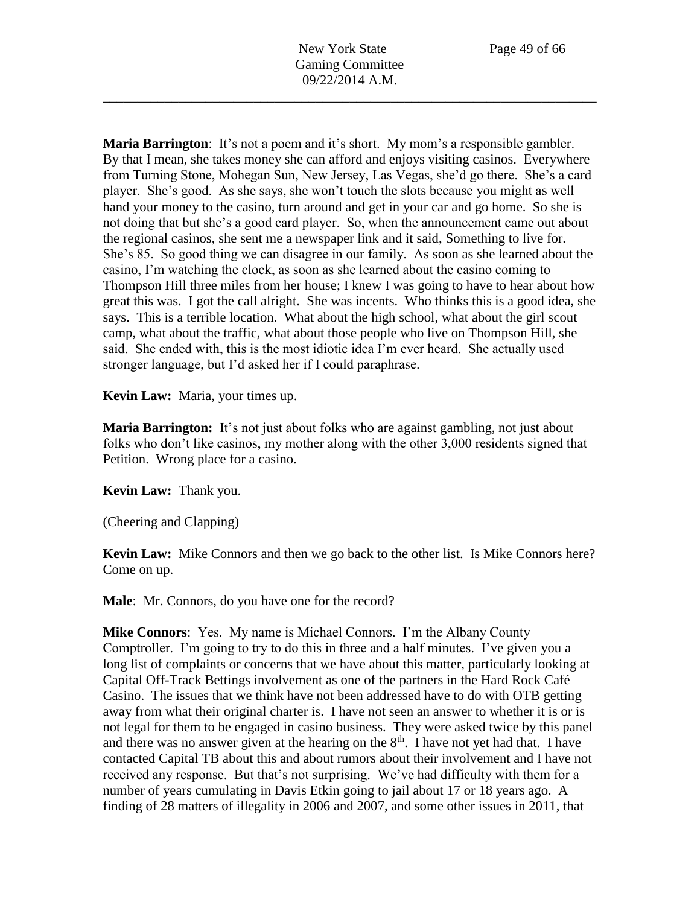**Maria Barrington**: It's not a poem and it's short. My mom's a responsible gambler. By that I mean, she takes money she can afford and enjoys visiting casinos. Everywhere from Turning Stone, Mohegan Sun, New Jersey, Las Vegas, she'd go there. She's a card player. She's good. As she says, she won't touch the slots because you might as well hand your money to the casino, turn around and get in your car and go home. So she is not doing that but she's a good card player. So, when the announcement came out about the regional casinos, she sent me a newspaper link and it said, Something to live for. She's 85. So good thing we can disagree in our family. As soon as she learned about the casino, I'm watching the clock, as soon as she learned about the casino coming to Thompson Hill three miles from her house; I knew I was going to have to hear about how great this was. I got the call alright. She was incents. Who thinks this is a good idea, she says. This is a terrible location. What about the high school, what about the girl scout camp, what about the traffic, what about those people who live on Thompson Hill, she said. She ended with, this is the most idiotic idea I'm ever heard. She actually used stronger language, but I'd asked her if I could paraphrase.

**Kevin Law:** Maria, your times up.

**Maria Barrington:** It's not just about folks who are against gambling, not just about folks who don't like casinos, my mother along with the other 3,000 residents signed that Petition. Wrong place for a casino.

**Kevin Law:** Thank you.

(Cheering and Clapping)

**Kevin Law:** Mike Connors and then we go back to the other list. Is Mike Connors here? Come on up.

**Male**: Mr. Connors, do you have one for the record?

**Mike Connors**: Yes. My name is Michael Connors. I'm the Albany County Comptroller. I'm going to try to do this in three and a half minutes. I've given you a long list of complaints or concerns that we have about this matter, particularly looking at Capital Off-Track Bettings involvement as one of the partners in the Hard Rock Café Casino. The issues that we think have not been addressed have to do with OTB getting away from what their original charter is. I have not seen an answer to whether it is or is not legal for them to be engaged in casino business. They were asked twice by this panel and there was no answer given at the hearing on the 8th. I have not yet had that. I have contacted Capital TB about this and about rumors about their involvement and I have not received any response. But that's not surprising. We've had difficulty with them for a number of years cumulating in Davis Etkin going to jail about 17 or 18 years ago. A finding of 28 matters of illegality in 2006 and 2007, and some other issues in 2011, that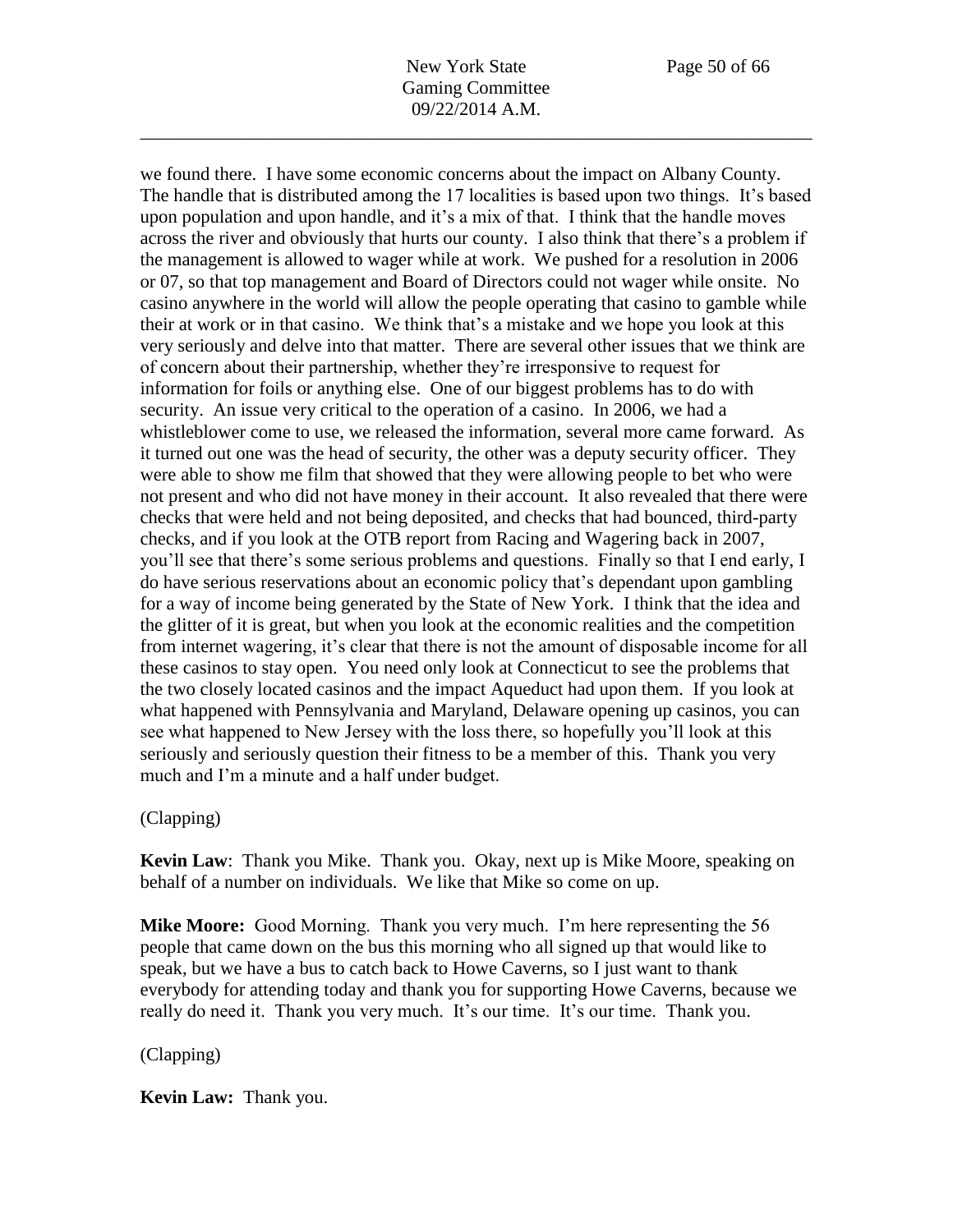we found there. I have some economic concerns about the impact on Albany County. The handle that is distributed among the 17 localities is based upon two things. It's based upon population and upon handle, and it's a mix of that. I think that the handle moves across the river and obviously that hurts our county. I also think that there's a problem if the management is allowed to wager while at work. We pushed for a resolution in 2006 or 07, so that top management and Board of Directors could not wager while onsite. No casino anywhere in the world will allow the people operating that casino to gamble while their at work or in that casino. We think that's a mistake and we hope you look at this very seriously and delve into that matter. There are several other issues that we think are of concern about their partnership, whether they're irresponsive to request for information for foils or anything else. One of our biggest problems has to do with security. An issue very critical to the operation of a casino. In 2006, we had a whistleblower come to use, we released the information, several more came forward. As it turned out one was the head of security, the other was a deputy security officer. They were able to show me film that showed that they were allowing people to bet who were not present and who did not have money in their account. It also revealed that there were checks that were held and not being deposited, and checks that had bounced, third-party checks, and if you look at the OTB report from Racing and Wagering back in 2007, you'll see that there's some serious problems and questions. Finally so that I end early, I do have serious reservations about an economic policy that's dependant upon gambling for a way of income being generated by the State of New York. I think that the idea and the glitter of it is great, but when you look at the economic realities and the competition from internet wagering, it's clear that there is not the amount of disposable income for all these casinos to stay open. You need only look at Connecticut to see the problems that the two closely located casinos and the impact Aqueduct had upon them. If you look at what happened with Pennsylvania and Maryland, Delaware opening up casinos, you can see what happened to New Jersey with the loss there, so hopefully you'll look at this seriously and seriously question their fitness to be a member of this. Thank you very much and I'm a minute and a half under budget.

(Clapping)

**Kevin Law**: Thank you Mike. Thank you. Okay, next up is Mike Moore, speaking on behalf of a number on individuals. We like that Mike so come on up.

**Mike Moore:** Good Morning. Thank you very much. I'm here representing the 56 people that came down on the bus this morning who all signed up that would like to speak, but we have a bus to catch back to Howe Caverns, so I just want to thank everybody for attending today and thank you for supporting Howe Caverns, because we really do need it. Thank you very much. It's our time. It's our time. Thank you.

(Clapping)

**Kevin Law:** Thank you.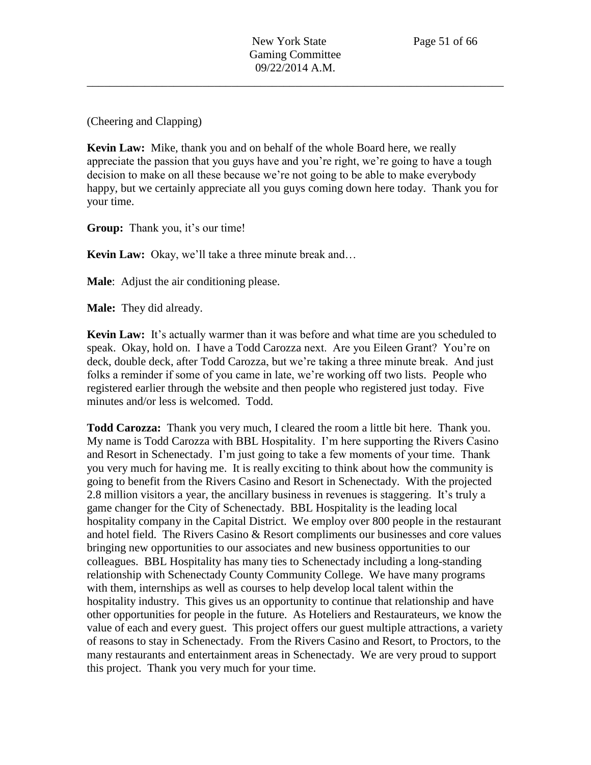(Cheering and Clapping)

**Kevin Law:** Mike, thank you and on behalf of the whole Board here, we really appreciate the passion that you guys have and you're right, we're going to have a tough decision to make on all these because we're not going to be able to make everybody happy, but we certainly appreciate all you guys coming down here today. Thank you for your time.

**Group:** Thank you, it's our time!

**Kevin Law:** Okay, we'll take a three minute break and…

**Male**: Adjust the air conditioning please.

**Male:** They did already.

**Kevin Law:** It's actually warmer than it was before and what time are you scheduled to speak. Okay, hold on. I have a Todd Carozza next. Are you Eileen Grant? You're on deck, double deck, after Todd Carozza, but we're taking a three minute break. And just folks a reminder if some of you came in late, we're working off two lists. People who registered earlier through the website and then people who registered just today. Five minutes and/or less is welcomed. Todd.

**Todd Carozza:** Thank you very much, I cleared the room a little bit here. Thank you. My name is Todd Carozza with BBL Hospitality. I'm here supporting the Rivers Casino and Resort in Schenectady. I'm just going to take a few moments of your time. Thank you very much for having me. It is really exciting to think about how the community is going to benefit from the Rivers Casino and Resort in Schenectady. With the projected 2.8 million visitors a year, the ancillary business in revenues is staggering. It's truly a game changer for the City of Schenectady. BBL Hospitality is the leading local hospitality company in the Capital District. We employ over 800 people in the restaurant and hotel field. The Rivers Casino & Resort compliments our businesses and core values bringing new opportunities to our associates and new business opportunities to our colleagues. BBL Hospitality has many ties to Schenectady including a long-standing relationship with Schenectady County Community College. We have many programs with them, internships as well as courses to help develop local talent within the hospitality industry. This gives us an opportunity to continue that relationship and have other opportunities for people in the future. As Hoteliers and Restaurateurs, we know the value of each and every guest. This project offers our guest multiple attractions, a variety of reasons to stay in Schenectady. From the Rivers Casino and Resort, to Proctors, to the many restaurants and entertainment areas in Schenectady. We are very proud to support this project. Thank you very much for your time.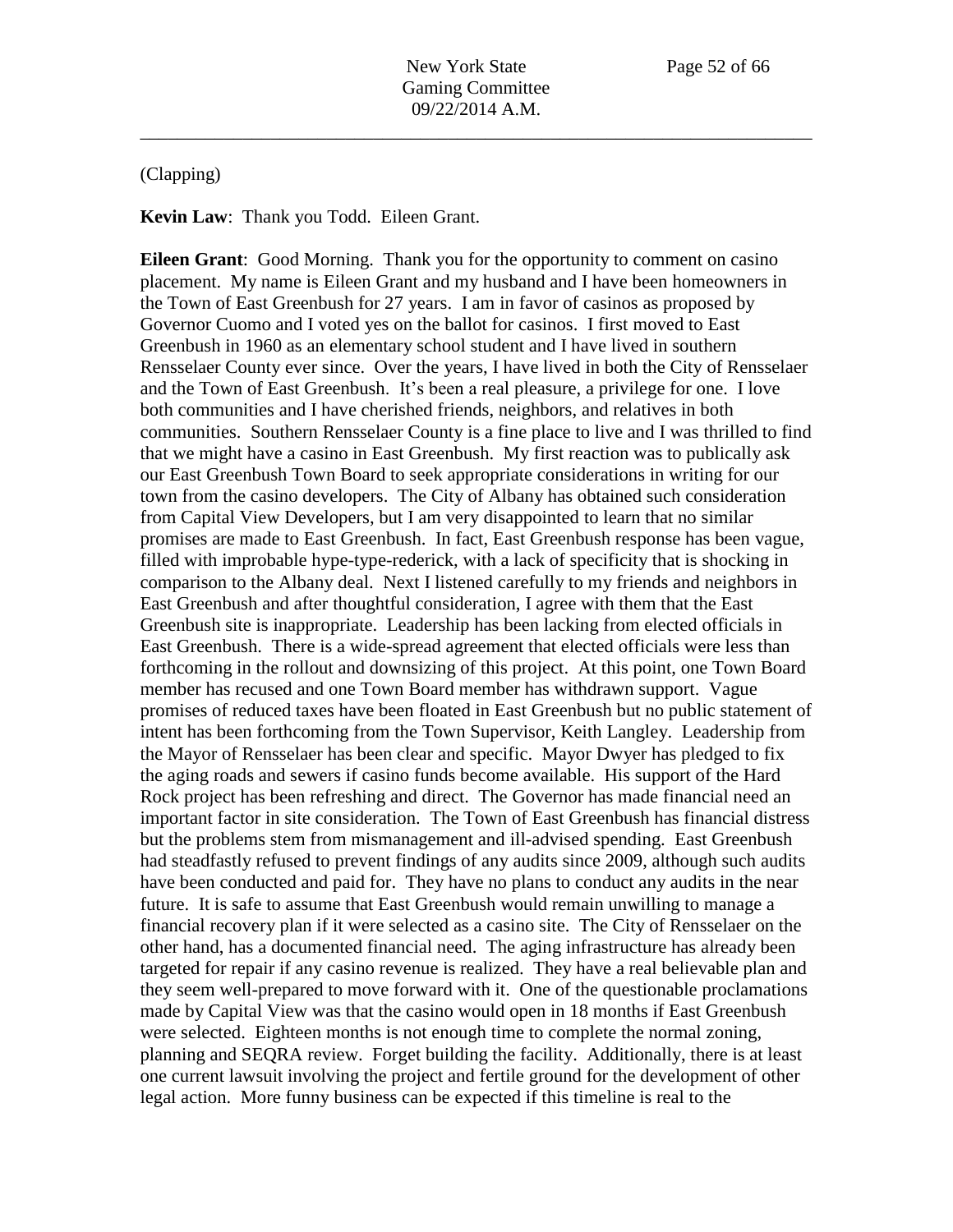(Clapping)

**Kevin Law**: Thank you Todd. Eileen Grant.

**Eileen Grant**: Good Morning. Thank you for the opportunity to comment on casino placement. My name is Eileen Grant and my husband and I have been homeowners in the Town of East Greenbush for 27 years. I am in favor of casinos as proposed by Governor Cuomo and I voted yes on the ballot for casinos. I first moved to East Greenbush in 1960 as an elementary school student and I have lived in southern Rensselaer County ever since. Over the years, I have lived in both the City of Rensselaer and the Town of East Greenbush. It's been a real pleasure, a privilege for one. I love both communities and I have cherished friends, neighbors, and relatives in both communities. Southern Rensselaer County is a fine place to live and I was thrilled to find that we might have a casino in East Greenbush. My first reaction was to publically ask our East Greenbush Town Board to seek appropriate considerations in writing for our town from the casino developers. The City of Albany has obtained such consideration from Capital View Developers, but I am very disappointed to learn that no similar promises are made to East Greenbush. In fact, East Greenbush response has been vague, filled with improbable hype-type-rederick, with a lack of specificity that is shocking in comparison to the Albany deal. Next I listened carefully to my friends and neighbors in East Greenbush and after thoughtful consideration, I agree with them that the East Greenbush site is inappropriate. Leadership has been lacking from elected officials in East Greenbush. There is a wide-spread agreement that elected officials were less than forthcoming in the rollout and downsizing of this project. At this point, one Town Board member has recused and one Town Board member has withdrawn support. Vague promises of reduced taxes have been floated in East Greenbush but no public statement of intent has been forthcoming from the Town Supervisor, Keith Langley. Leadership from the Mayor of Rensselaer has been clear and specific. Mayor Dwyer has pledged to fix the aging roads and sewers if casino funds become available. His support of the Hard Rock project has been refreshing and direct. The Governor has made financial need an important factor in site consideration. The Town of East Greenbush has financial distress but the problems stem from mismanagement and ill-advised spending. East Greenbush had steadfastly refused to prevent findings of any audits since 2009, although such audits have been conducted and paid for. They have no plans to conduct any audits in the near future. It is safe to assume that East Greenbush would remain unwilling to manage a financial recovery plan if it were selected as a casino site. The City of Rensselaer on the other hand, has a documented financial need. The aging infrastructure has already been targeted for repair if any casino revenue is realized. They have a real believable plan and they seem well-prepared to move forward with it. One of the questionable proclamations made by Capital View was that the casino would open in 18 months if East Greenbush were selected. Eighteen months is not enough time to complete the normal zoning, planning and SEQRA review. Forget building the facility. Additionally, there is at least one current lawsuit involving the project and fertile ground for the development of other legal action. More funny business can be expected if this timeline is real to the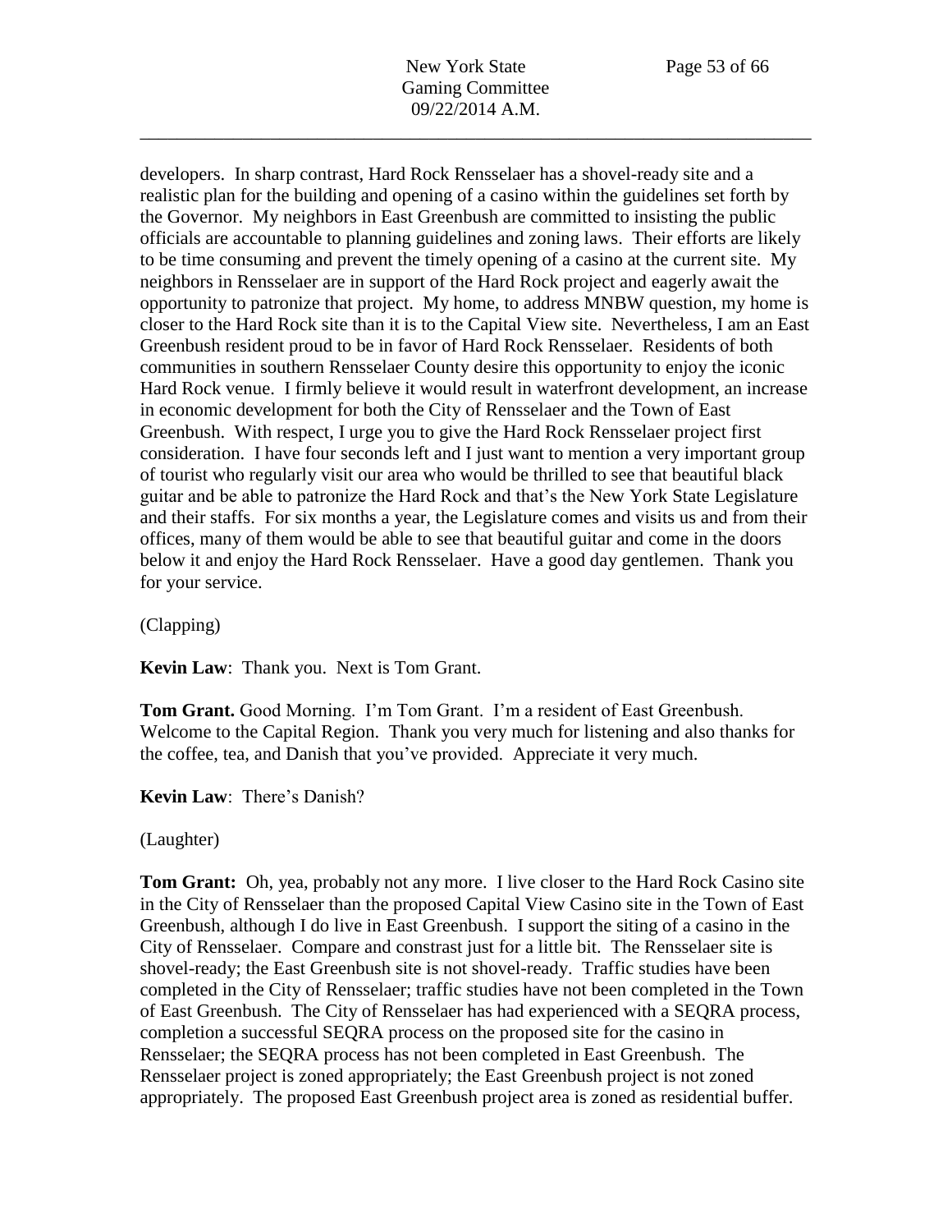developers. In sharp contrast, Hard Rock Rensselaer has a shovel-ready site and a realistic plan for the building and opening of a casino within the guidelines set forth by the Governor. My neighbors in East Greenbush are committed to insisting the public officials are accountable to planning guidelines and zoning laws. Their efforts are likely to be time consuming and prevent the timely opening of a casino at the current site. My neighbors in Rensselaer are in support of the Hard Rock project and eagerly await the opportunity to patronize that project. My home, to address MNBW question, my home is closer to the Hard Rock site than it is to the Capital View site. Nevertheless, I am an East Greenbush resident proud to be in favor of Hard Rock Rensselaer. Residents of both communities in southern Rensselaer County desire this opportunity to enjoy the iconic Hard Rock venue. I firmly believe it would result in waterfront development, an increase in economic development for both the City of Rensselaer and the Town of East Greenbush. With respect, I urge you to give the Hard Rock Rensselaer project first consideration. I have four seconds left and I just want to mention a very important group of tourist who regularly visit our area who would be thrilled to see that beautiful black guitar and be able to patronize the Hard Rock and that's the New York State Legislature and their staffs. For six months a year, the Legislature comes and visits us and from their offices, many of them would be able to see that beautiful guitar and come in the doors below it and enjoy the Hard Rock Rensselaer. Have a good day gentlemen. Thank you for your service.

(Clapping)

**Kevin Law**: Thank you. Next is Tom Grant.

**Tom Grant.** Good Morning. I'm Tom Grant. I'm a resident of East Greenbush. Welcome to the Capital Region. Thank you very much for listening and also thanks for the coffee, tea, and Danish that you've provided. Appreciate it very much.

**Kevin Law**: There's Danish?

(Laughter)

**Tom Grant:** Oh, yea, probably not any more. I live closer to the Hard Rock Casino site in the City of Rensselaer than the proposed Capital View Casino site in the Town of East Greenbush, although I do live in East Greenbush. I support the siting of a casino in the City of Rensselaer. Compare and contrast just for a little bit. The Rensselaer site is shovel-ready; the East Greenbush site is not shovel-ready. Traffic studies have been completed in the City of Rensselaer; traffic studies have not been completed in the Town of East Greenbush. The City of Rensselaer has had experienced with a SEQRA process, completion a successful SEQRA process on the proposed site for the casino in Rensselaer; the SEQRA process has not been completed in East Greenbush. The Rensselaer project is zoned appropriately; the East Greenbush project is not zoned appropriately. The proposed East Greenbush project area is zoned as residential buffer.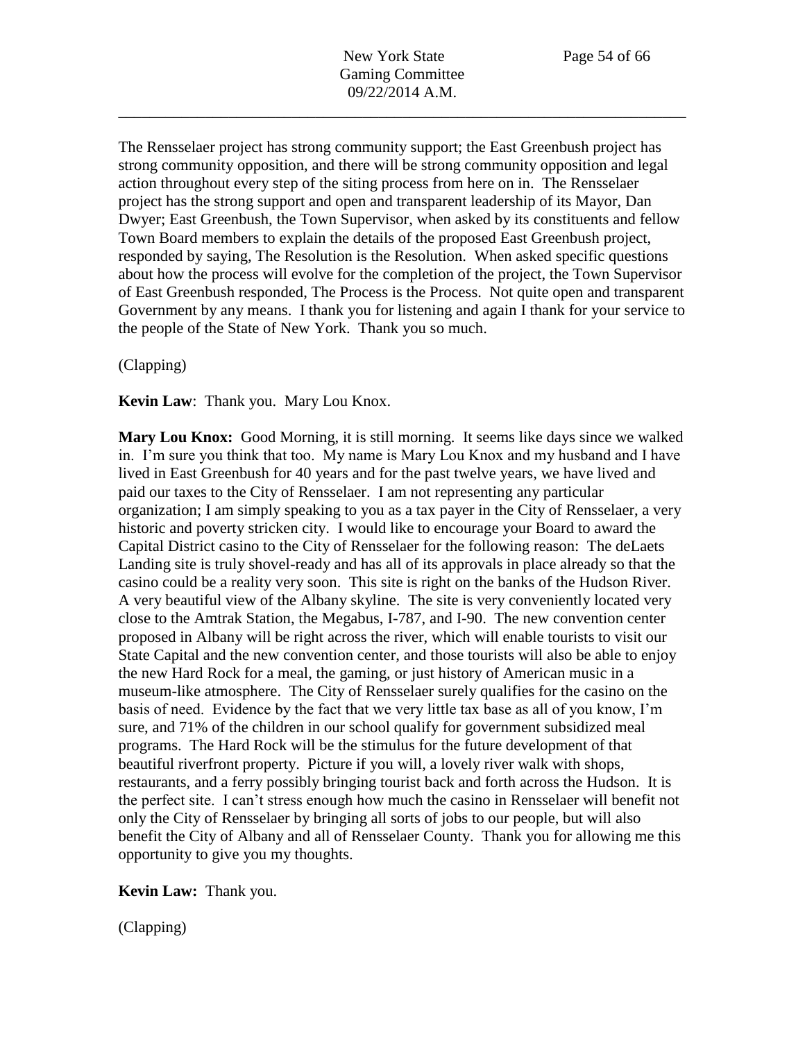The Rensselaer project has strong community support; the East Greenbush project has strong community opposition, and there will be strong community opposition and legal action throughout every step of the siting process from here on in. The Rensselaer project has the strong support and open and transparent leadership of its Mayor, Dan Dwyer; East Greenbush, the Town Supervisor, when asked by its constituents and fellow Town Board members to explain the details of the proposed East Greenbush project, responded by saying, The Resolution is the Resolution. When asked specific questions about how the process will evolve for the completion of the project, the Town Supervisor of East Greenbush responded, The Process is the Process. Not quite open and transparent Government by any means. I thank you for listening and again I thank for your service to the people of the State of New York. Thank you so much.

(Clapping)

**Kevin Law**: Thank you. Mary Lou Knox.

**Mary Lou Knox:** Good Morning, it is still morning. It seems like days since we walked in. I'm sure you think that too. My name is Mary Lou Knox and my husband and I have lived in East Greenbush for 40 years and for the past twelve years, we have lived and paid our taxes to the City of Rensselaer. I am not representing any particular organization; I am simply speaking to you as a tax payer in the City of Rensselaer, a very historic and poverty stricken city. I would like to encourage your Board to award the Capital District casino to the City of Rensselaer for the following reason: The deLaets Landing site is truly shovel-ready and has all of its approvals in place already so that the casino could be a reality very soon. This site is right on the banks of the Hudson River. A very beautiful view of the Albany skyline. The site is very conveniently located very close to the Amtrak Station, the Megabus, I-787, and I-90. The new convention center proposed in Albany will be right across the river, which will enable tourists to visit our State Capital and the new convention center, and those tourists will also be able to enjoy the new Hard Rock for a meal, the gaming, or just history of American music in a museum-like atmosphere. The City of Rensselaer surely qualifies for the casino on the basis of need. Evidence by the fact that we very little tax base as all of you know, I'm sure, and 71% of the children in our school qualify for government subsidized meal programs. The Hard Rock will be the stimulus for the future development of that beautiful riverfront property. Picture if you will, a lovely river walk with shops, restaurants, and a ferry possibly bringing tourist back and forth across the Hudson. It is the perfect site. I can't stress enough how much the casino in Rensselaer will benefit not only the City of Rensselaer by bringing all sorts of jobs to our people, but will also benefit the City of Albany and all of Rensselaer County. Thank you for allowing me this opportunity to give you my thoughts.

**Kevin Law:** Thank you.

(Clapping)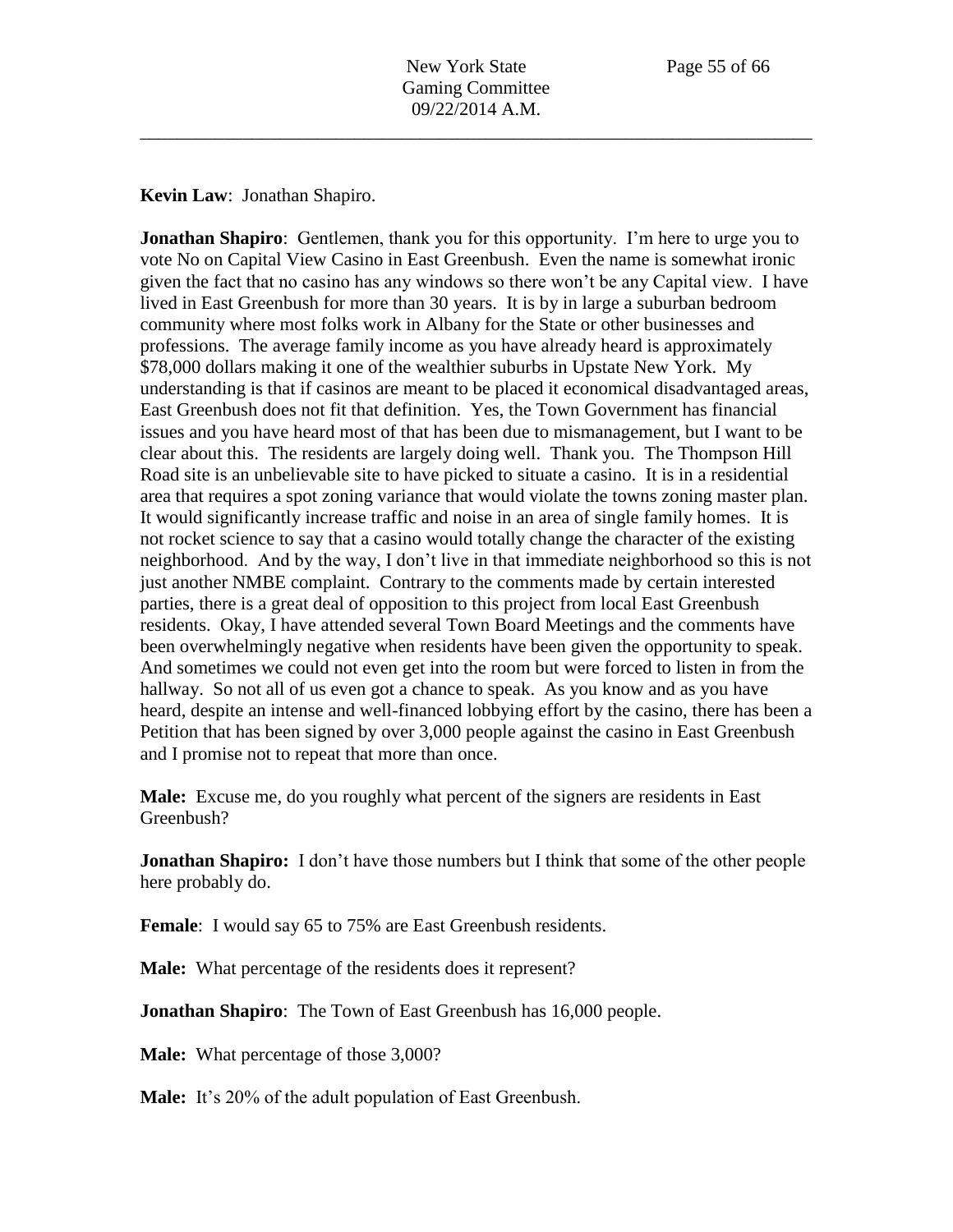**Kevin Law**: Jonathan Shapiro.

**Jonathan Shapiro**: Gentlemen, thank you for this opportunity. I'm here to urge you to vote No on Capital View Casino in East Greenbush. Even the name is somewhat ironic given the fact that no casino has any windows so there won't be any Capital view. I have lived in East Greenbush for more than 30 years. It is by in large a suburban bedroom community where most folks work in Albany for the State or other businesses and professions. The average family income as you have already heard is approximately $78,000 dollars making it one of the wealthier suburbs in Upstate New York. My understanding is that if casinos are meant to be placed it economical disadvantaged areas, East Greenbush does not fit that definition. Yes, the Town Government has financial issues and you have heard most of that has been due to mismanagement, but I want to be clear about this. The residents are largely doing well. Thank you. The Thompson Hill Road site is an unbelievable site to have picked to situate a casino. It is in a residential area that requires a spot zoning variance that would violate the towns zoning master plan. It would significantly increase traffic and noise in an area of single family homes. It is not rocket science to say that a casino would totally change the character of the existing neighborhood. And by the way, I don't live in that immediate neighborhood so this is not just another NMBE complaint. Contrary to the comments made by certain interested parties, there is a great deal of opposition to this project from local East Greenbush residents. Okay, I have attended several Town Board Meetings and the comments have been overwhelmingly negative when residents have been given the opportunity to speak. And sometimes we could not even get into the room but were forced to listen in from the hallway. So not all of us even got a chance to speak. As you know and as you have heard, despite an intense and well-financed lobbying effort by the casino, there has been a Petition that has been signed by over 3,000 people against the casino in East Greenbush and I promise not to repeat that more than once.

**Male:** Excuse me, do you roughly what percent of the signers are residents in East Greenbush?

**Jonathan Shapiro:** I don't have those numbers but I think that some of the other people here probably do.

**Female**: I would say 65 to 75% are East Greenbush residents.

**Male:** What percentage of the residents does it represent?

**Jonathan Shapiro**: The Town of East Greenbush has 16,000 people.

**Male:** What percentage of those 3,000?

**Male:** It's 20% of the adult population of East Greenbush.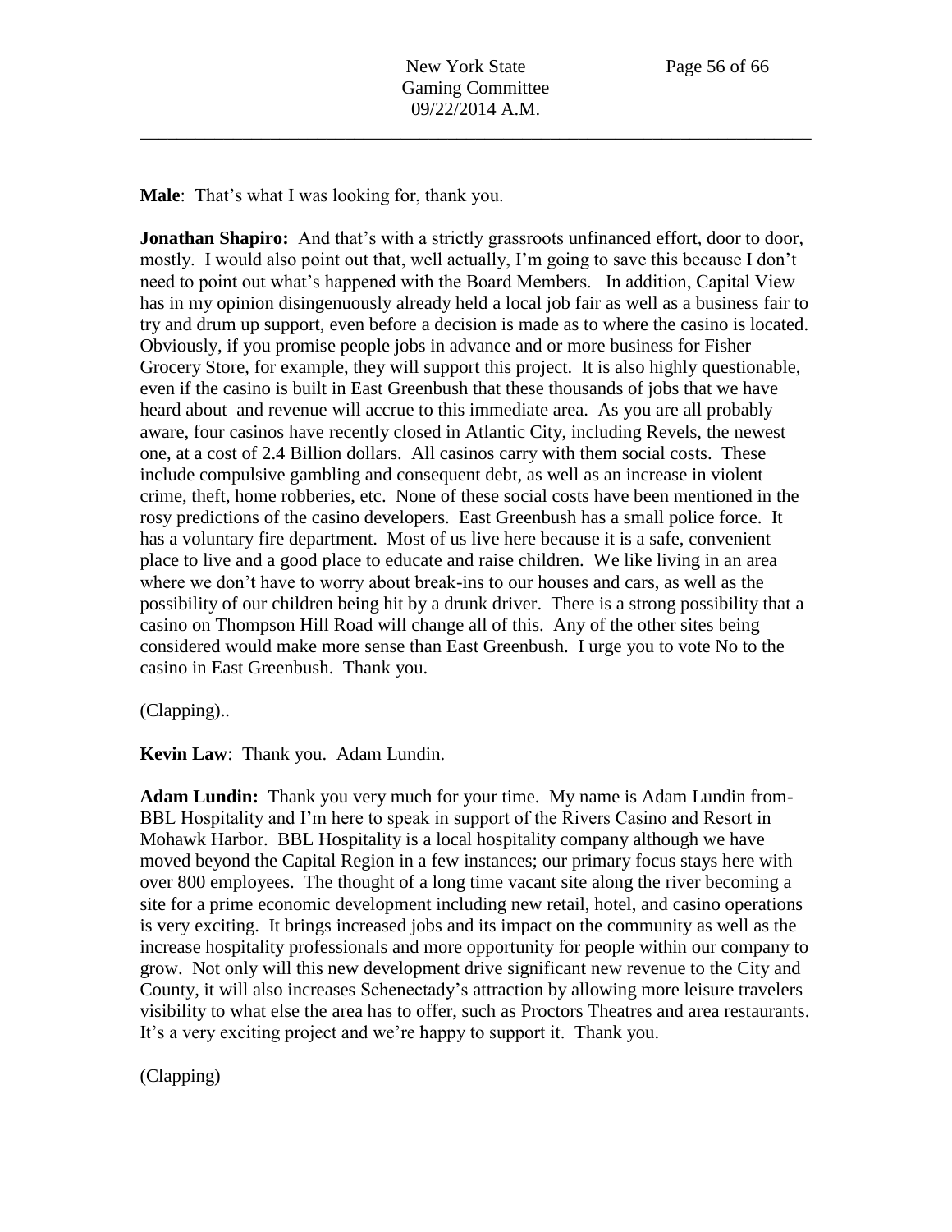**Male**: That's what I was looking for, thank you.

**Jonathan Shapiro:** And that's with a strictly grassroots unfinanced effort, door to door, mostly. I would also point out that, well actually, I'm going to save this because I don't need to point out what's happened with the Board Members. In addition, Capital View has in my opinion disingenuously already held a local job fair as well as a business fair to try and drum up support, even before a decision is made as to where the casino is located. Obviously, if you promise people jobs in advance and or more business for Fisher Grocery Store, for example, they will support this project. It is also highly questionable, even if the casino is built in East Greenbush that these thousands of jobs that we have heard about and revenue will accrue to this immediate area. As you are all probably aware, four casinos have recently closed in Atlantic City, including Revels, the newest one, at a cost of 2.4 Billion dollars. All casinos carry with them social costs. These include compulsive gambling and consequent debt, as well as an increase in violent crime, theft, home robberies, etc. None of these social costs have been mentioned in the rosy predictions of the casino developers. East Greenbush has a small police force. It has a voluntary fire department. Most of us live here because it is a safe, convenient place to live and a good place to educate and raise children. We like living in an area where we don't have to worry about break-ins to our houses and cars, as well as the possibility of our children being hit by a drunk driver. There is a strong possibility that a casino on Thompson Hill Road will change all of this. Any of the other sites being considered would make more sense than East Greenbush. I urge you to vote No to the casino in East Greenbush. Thank you.

(Clapping)..

**Kevin Law**: Thank you. Adam Lundin.

**Adam Lundin:** Thank you very much for your time. My name is Adam Lundin from- BBL Hospitality and I'm here to speak in support of the Rivers Casino and Resort in Mohawk Harbor. BBL Hospitality is a local hospitality company although we have moved beyond the Capital Region in a few instances; our primary focus stays here with over 800 employees. The thought of a long time vacant site along the river becoming a site for a prime economic development including new retail, hotel, and casino operations is very exciting. It brings increased jobs and its impact on the community as well as the increase hospitality professionals and more opportunity for people within our company to grow. Not only will this new development drive significant new revenue to the City and County, it will also increases Schenectady's attraction by allowing more leisure travelers visibility to what else the area has to offer, such as Proctors Theatres and area restaurants. It's a very exciting project and we're happy to support it. Thank you.

(Clapping)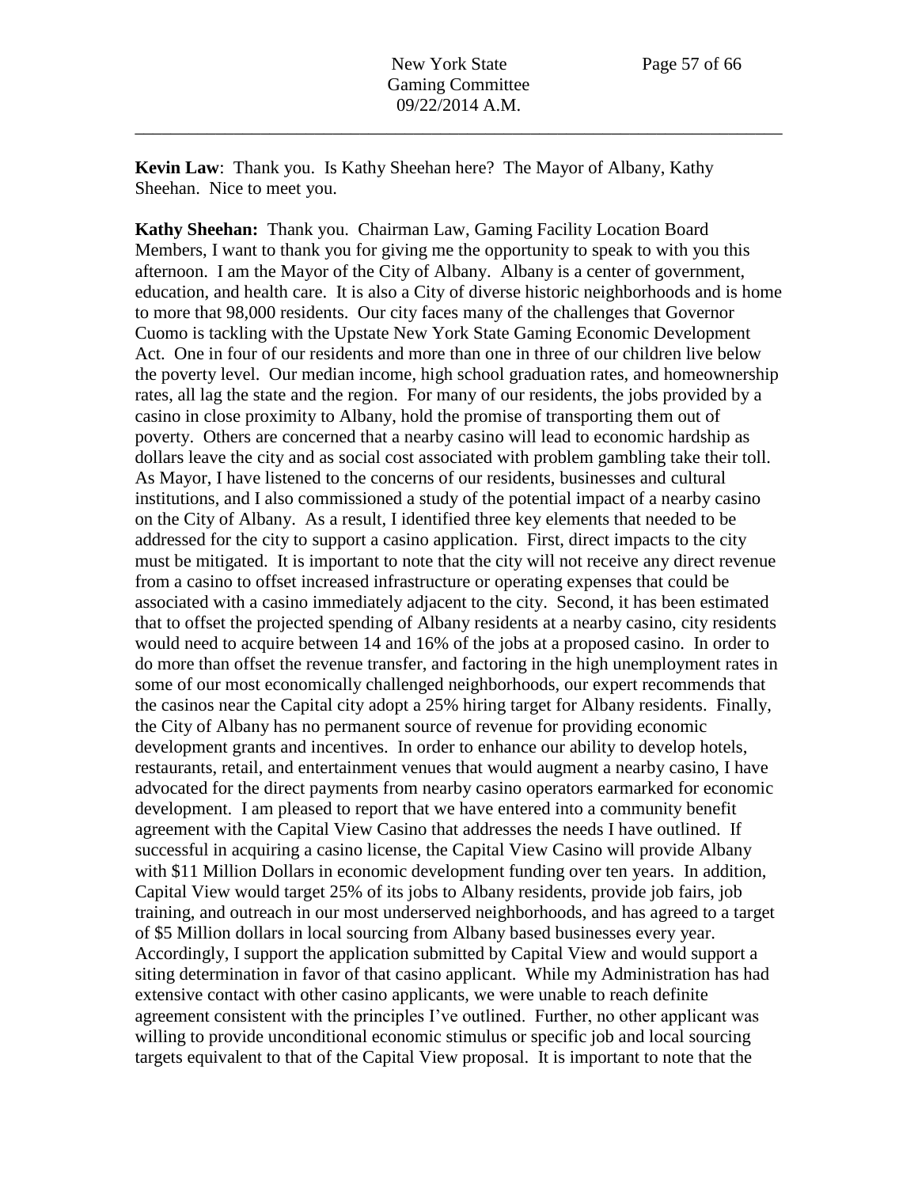**Kevin Law**: Thank you. Is Kathy Sheehan here? The Mayor of Albany, Kathy Sheehan. Nice to meet you.

**Kathy Sheehan:** Thank you. Chairman Law, Gaming Facility Location Board Members, I want to thank you for giving me the opportunity to speak to with you this afternoon. I am the Mayor of the City of Albany. Albany is a center of government, education, and health care. It is also a City of diverse historic neighborhoods and is home to more that 98,000 residents. Our city faces many of the challenges that Governor Cuomo is tackling with the Upstate New York State Gaming Economic Development Act. One in four of our residents and more than one in three of our children live below the poverty level. Our median income, high school graduation rates, and homeownership rates, all lag the state and the region. For many of our residents, the jobs provided by a casino in close proximity to Albany, hold the promise of transporting them out of poverty. Others are concerned that a nearby casino will lead to economic hardship as dollars leave the city and as social cost associated with problem gambling take their toll. As Mayor, I have listened to the concerns of our residents, businesses and cultural institutions, and I also commissioned a study of the potential impact of a nearby casino on the City of Albany. As a result, I identified three key elements that needed to be addressed for the city to support a casino application. First, direct impacts to the city must be mitigated. It is important to note that the city will not receive any direct revenue from a casino to offset increased infrastructure or operating expenses that could be associated with a casino immediately adjacent to the city. Second, it has been estimated that to offset the projected spending of Albany residents at a nearby casino, city residents would need to acquire between 14 and 16% of the jobs at a proposed casino. In order to do more than offset the revenue transfer, and factoring in the high unemployment rates in some of our most economically challenged neighborhoods, our expert recommends that the casinos near the Capital city adopt a 25% hiring target for Albany residents. Finally, the City of Albany has no permanent source of revenue for providing economic development grants and incentives. In order to enhance our ability to develop hotels, restaurants, retail, and entertainment venues that would augment a nearby casino, I have advocated for the direct payments from nearby casino operators earmarked for economic development. I am pleased to report that we have entered into a community benefit agreement with the Capital View Casino that addresses the needs I have outlined. If successful in acquiring a casino license, the Capital View Casino will provide Albany with $11 Million Dollars in economic development funding over ten years. In addition, Capital View would target 25% of its jobs to Albany residents, provide job fairs, job training, and outreach in our most underserved neighborhoods, and has agreed to a target of $5 Million dollars in local sourcing from Albany based businesses every year. Accordingly, I support the application submitted by Capital View and would support a siting determination in favor of that casino applicant. While my Administration has had extensive contact with other casino applicants, we were unable to reach definite agreement consistent with the principles I've outlined. Further, no other applicant was willing to provide unconditional economic stimulus or specific job and local sourcing targets equivalent to that of the Capital View proposal. It is important to note that the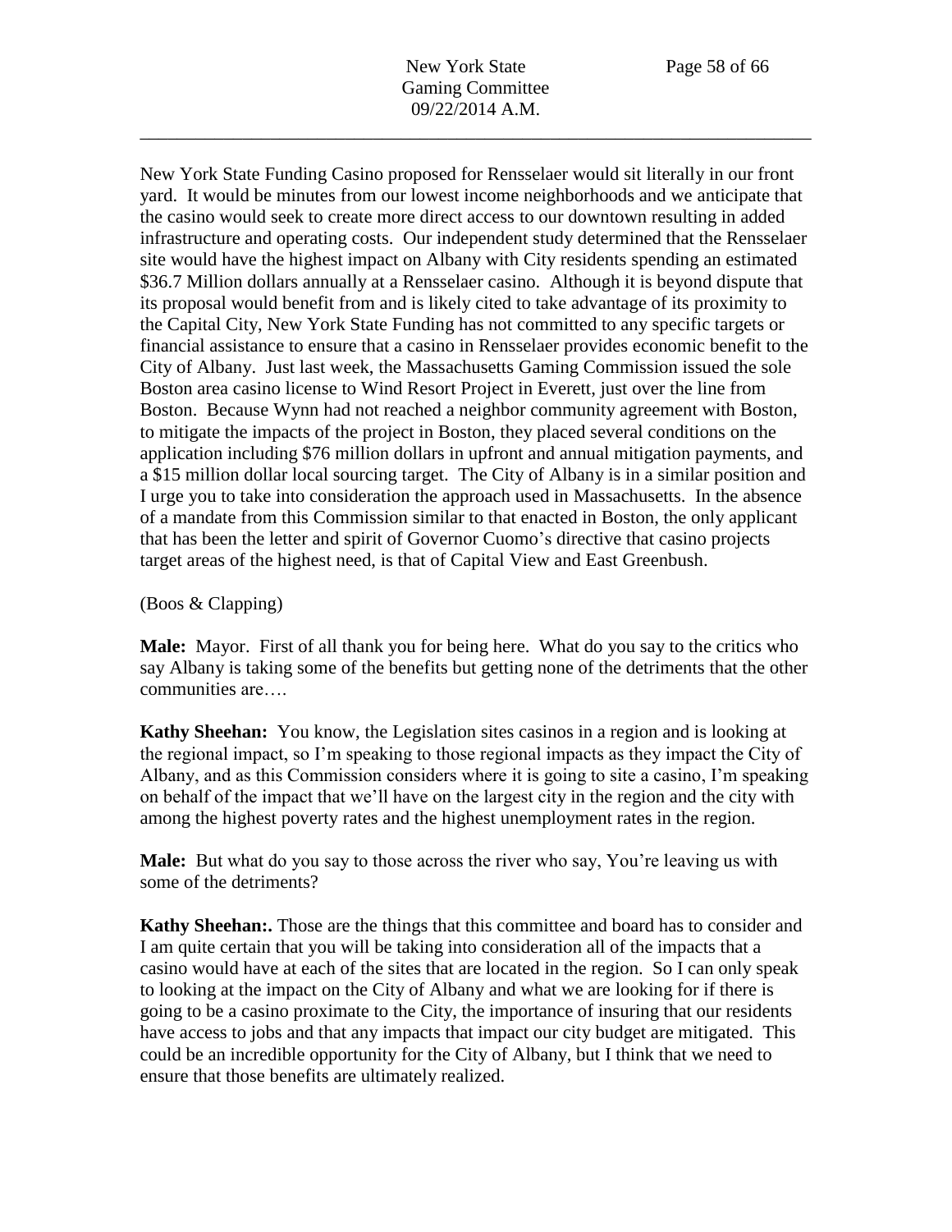New York State Funding Casino proposed for Rensselaer would sit literally in our front yard. It would be minutes from our lowest income neighborhoods and we anticipate that the casino would seek to create more direct access to our downtown resulting in added infrastructure and operating costs. Our independent study determined that the Rensselaer site would have the highest impact on Albany with City residents spending an estimated $36.7 Million dollars annually at a Rensselaer casino. Although it is beyond dispute that its proposal would benefit from and is likely cited to take advantage of its proximity to the Capital City, New York State Funding has not committed to any specific targets or financial assistance to ensure that a casino in Rensselaer provides economic benefit to the City of Albany. Just last week, the Massachusetts Gaming Commission issued the sole Boston area casino license to Wind Resort Project in Everett, just over the line from Boston. Because Wynn had not reached a neighbor community agreement with Boston, to mitigate the impacts of the project in Boston, they placed several conditions on the application including $76 million dollars in upfront and annual mitigation payments, and a $15 million dollar local sourcing target. The City of Albany is in a similar position and I urge you to take into consideration the approach used in Massachusetts. In the absence of a mandate from this Commission similar to that enacted in Boston, the only applicant that has been the letter and spirit of Governor Cuomo's directive that casino projects target areas of the highest need, is that of Capital View and East Greenbush.

(Boos & Clapping)

**Male:** Mayor. First of all thank you for being here. What do you say to the critics who say Albany is taking some of the benefits but getting none of the detriments that the other communities are….

**Kathy Sheehan:** You know, the Legislation sites casinos in a region and is looking at the regional impact, so I'm speaking to those regional impacts as they impact the City of Albany, and as this Commission considers where it is going to site a casino, I'm speaking on behalf of the impact that we'll have on the largest city in the region and the city with among the highest poverty rates and the highest unemployment rates in the region.

**Male:** But what do you say to those across the river who say, You're leaving us with some of the detriments?

**Kathy Sheehan:.** Those are the things that this committee and board has to consider and I am quite certain that you will be taking into consideration all of the impacts that a casino would have at each of the sites that are located in the region. So I can only speak to looking at the impact on the City of Albany and what we are looking for if there is going to be a casino proximate to the City, the importance of insuring that our residents have access to jobs and that any impacts that impact our city budget are mitigated. This could be an incredible opportunity for the City of Albany, but I think that we need to ensure that those benefits are ultimately realized.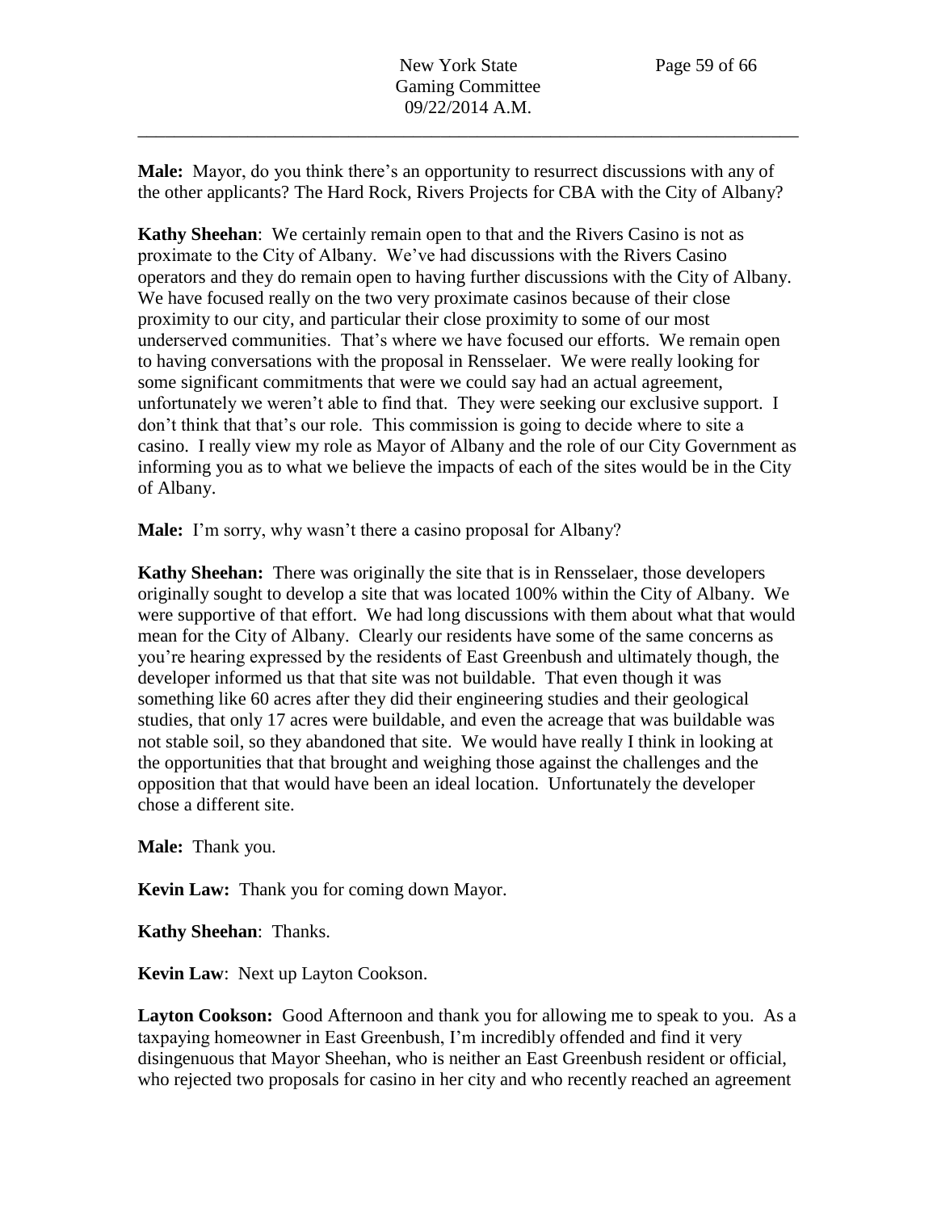**Male:** Mayor, do you think there's an opportunity to resurrect discussions with any of the other applicants? The Hard Rock, Rivers Projects for CBA with the City of Albany?

**Kathy Sheehan**: We certainly remain open to that and the Rivers Casino is not as proximate to the City of Albany. We've had discussions with the Rivers Casino operators and they do remain open to having further discussions with the City of Albany. We have focused really on the two very proximate casinos because of their close proximity to our city, and particular their close proximity to some of our most underserved communities. That's where we have focused our efforts. We remain open to having conversations with the proposal in Rensselaer. We were really looking for some significant commitments that were we could say had an actual agreement, unfortunately we weren't able to find that. They were seeking our exclusive support. I don't think that that's our role. This commission is going to decide where to site a casino. I really view my role as Mayor of Albany and the role of our City Government as informing you as to what we believe the impacts of each of the sites would be in the City of Albany.

**Male:** I'm sorry, why wasn't there a casino proposal for Albany?

**Kathy Sheehan:** There was originally the site that is in Rensselaer, those developers originally sought to develop a site that was located 100% within the City of Albany. We were supportive of that effort. We had long discussions with them about what that would mean for the City of Albany. Clearly our residents have some of the same concerns as you're hearing expressed by the residents of East Greenbush and ultimately though, the developer informed us that that site was not buildable. That even though it was something like 60 acres after they did their engineering studies and their geological studies, that only 17 acres were buildable, and even the acreage that was buildable was not stable soil, so they abandoned that site. We would have really I think in looking at the opportunities that that brought and weighing those against the challenges and the opposition that that would have been an ideal location. Unfortunately the developer chose a different site.

**Male:** Thank you.

**Kevin Law:** Thank you for coming down Mayor.

**Kathy Sheehan**: Thanks.

**Kevin Law**: Next up Layton Cookson.

**Layton Cookson:** Good Afternoon and thank you for allowing me to speak to you. As a taxpaying homeowner in East Greenbush, I'm incredibly offended and find it very disingenuous that Mayor Sheehan, who is neither an East Greenbush resident or official, who rejected two proposals for casino in her city and who recently reached an agreement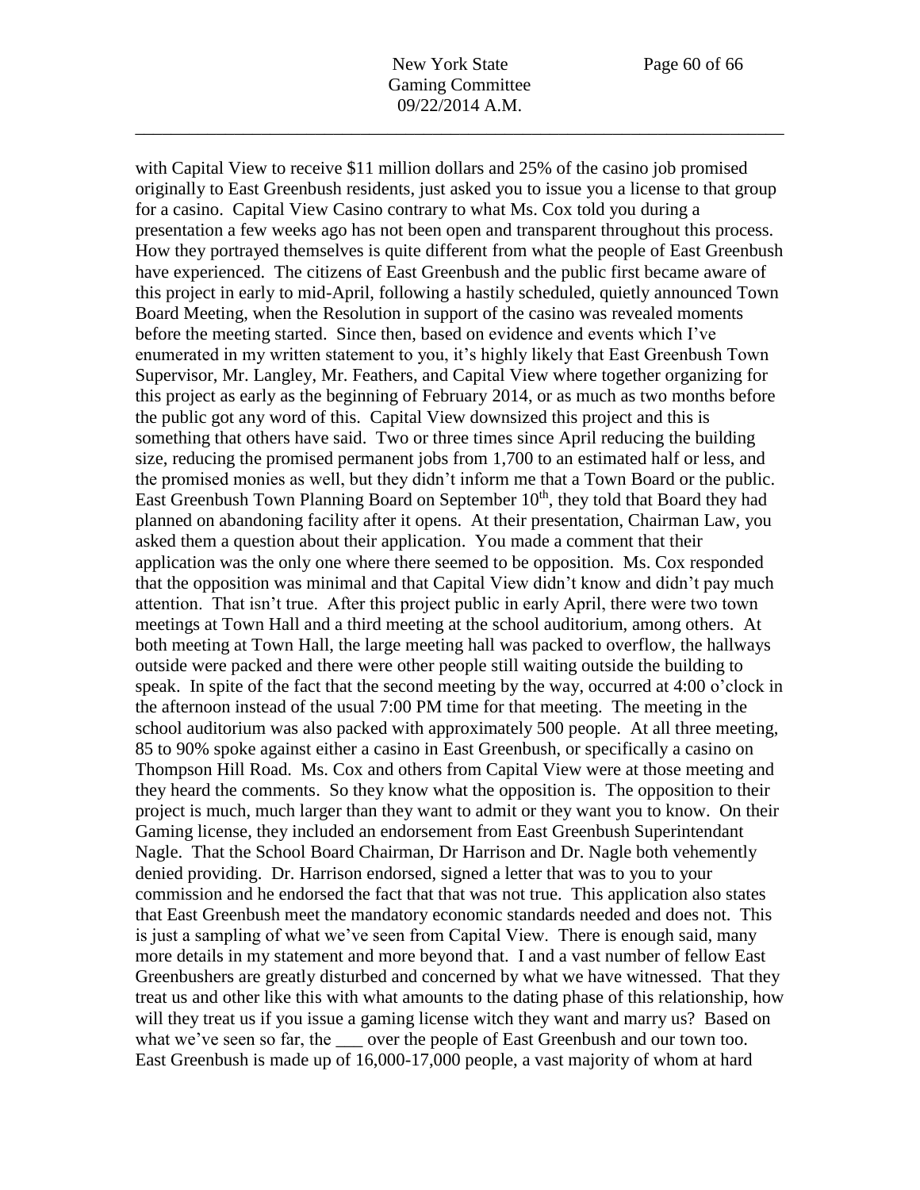with Capital View to receive $11 million dollars and 25% of the casino job promised originally to East Greenbush residents, just asked you to issue you a license to that group for a casino. Capital View Casino contrary to what Ms. Cox told you during a presentation a few weeks ago has not been open and transparent throughout this process. How they portrayed themselves is quite different from what the people of East Greenbush have experienced. The citizens of East Greenbush and the public first became aware of this project in early to mid-April, following a hastily scheduled, quietly announced Town Board Meeting, when the Resolution in support of the casino was revealed moments before the meeting started. Since then, based on evidence and events which I've enumerated in my written statement to you, it's highly likely that East Greenbush Town Supervisor, Mr. Langley, Mr. Feathers, and Capital View where together organizing for this project as early as the beginning of February 2014, or as much as two months before the public got any word of this. Capital View downsized this project and this is something that others have said. Two or three times since April reducing the building size, reducing the promised permanent jobs from 1,700 to an estimated half or less, and the promised monies as well, but they didn't inform me that a Town Board or the public. East Greenbush Town Planning Board on September 10th, they told that Board they had planned on abandoning facility after it opens. At their presentation, Chairman Law, you asked them a question about their application. You made a comment that their application was the only one where there seemed to be opposition. Ms. Cox responded that the opposition was minimal and that Capital View didn't know and didn't pay much attention. That isn't true. After this project public in early April, there were two town meetings at Town Hall and a third meeting at the school auditorium, among others. At both meeting at Town Hall, the large meeting hall was packed to overflow, the hallways outside were packed and there were other people still waiting outside the building to speak. In spite of the fact that the second meeting by the way, occurred at 4:00 o'clock in the afternoon instead of the usual 7:00 PM time for that meeting. The meeting in the school auditorium was also packed with approximately 500 people. At all three meeting, 85 to 90% spoke against either a casino in East Greenbush, or specifically a casino on Thompson Hill Road. Ms. Cox and others from Capital View were at those meeting and they heard the comments. So they know what the opposition is. The opposition to their project is much, much larger than they want to admit or they want you to know. On their Gaming license, they included an endorsement from East Greenbush Superintendant Nagle. That the School Board Chairman, Dr Harrison and Dr. Nagle both vehemently denied providing. Dr. Harrison endorsed, signed a letter that was to you to your commission and he endorsed the fact that that was not true. This application also states that East Greenbush meet the mandatory economic standards needed and does not. This is just a sampling of what we've seen from Capital View. There is enough said, many more details in my statement and more beyond that. I and a vast number of fellow East Greenbushers are greatly disturbed and concerned by what we have witnessed. That they treat us and other like this with what amounts to the dating phase of this relationship, how will they treat us if you issue a gaming license witch they want and marry us? Based on what we've seen so far, the ___ over the people of East Greenbush and our town too. East Greenbush is made up of 16,000-17,000 people, a vast majority of whom at hard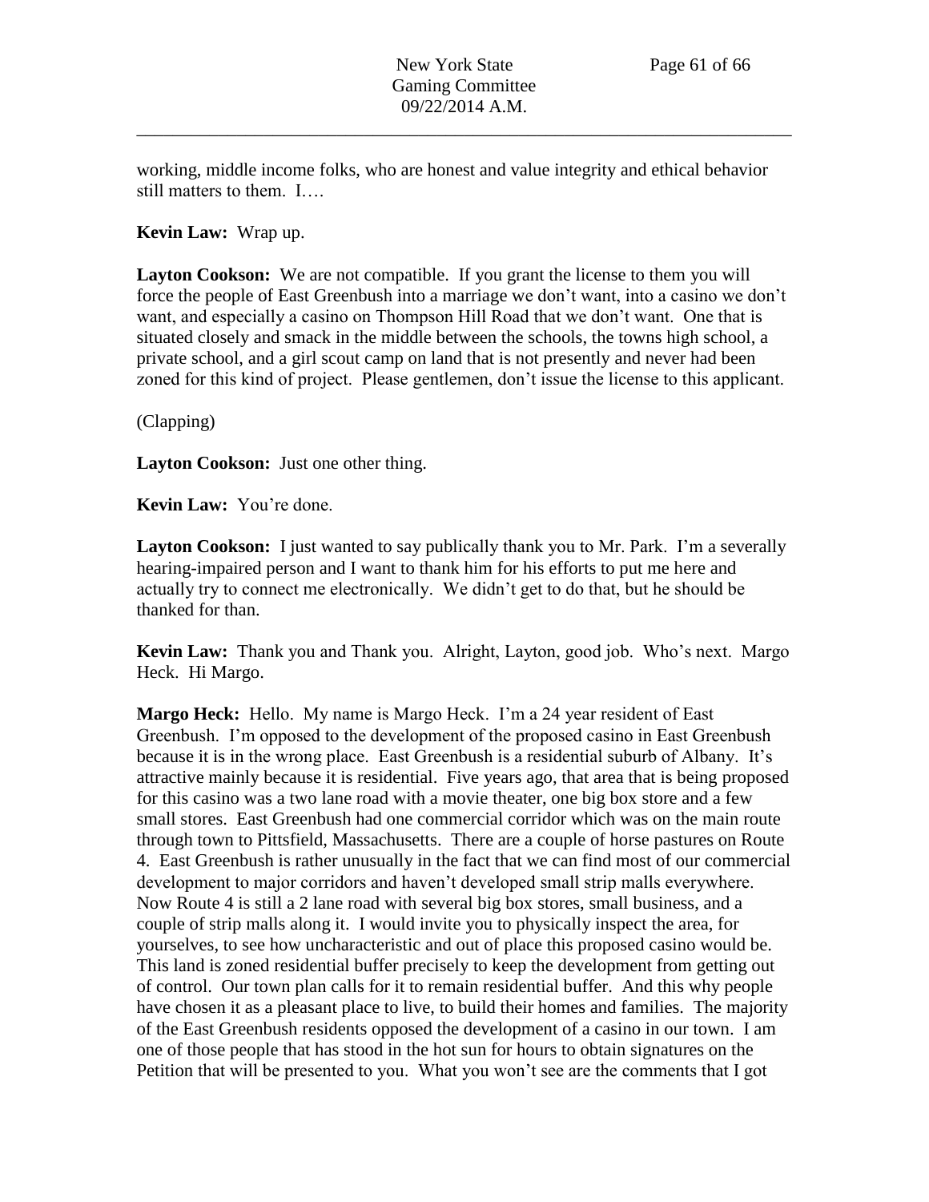working, middle income folks, who are honest and value integrity and ethical behavior still matters to them. I….

**Kevin Law:** Wrap up.

**Layton Cookson:** We are not compatible. If you grant the license to them you will force the people of East Greenbush into a marriage we don't want, into a casino we don't want, and especially a casino on Thompson Hill Road that we don't want. One that is situated closely and smack in the middle between the schools, the towns high school, a private school, and a girl scout camp on land that is not presently and never had been zoned for this kind of project. Please gentlemen, don't issue the license to this applicant.

(Clapping)

**Layton Cookson:** Just one other thing.

**Kevin Law:** You're done.

**Layton Cookson:** I just wanted to say publically thank you to Mr. Park. I'm a severally hearing-impaired person and I want to thank him for his efforts to put me here and actually try to connect me electronically. We didn't get to do that, but he should be thanked for than.

**Kevin Law:** Thank you and Thank you. Alright, Layton, good job. Who's next. Margo Heck. Hi Margo.

**Margo Heck:** Hello. My name is Margo Heck. I'm a 24 year resident of East Greenbush. I'm opposed to the development of the proposed casino in East Greenbush because it is in the wrong place. East Greenbush is a residential suburb of Albany. It's attractive mainly because it is residential. Five years ago, that area that is being proposed for this casino was a two lane road with a movie theater, one big box store and a few small stores. East Greenbush had one commercial corridor which was on the main route through town to Pittsfield, Massachusetts. There are a couple of horse pastures on Route 4. East Greenbush is rather unusually in the fact that we can find most of our commercial development to major corridors and haven't developed small strip malls everywhere. Now Route 4 is still a 2 lane road with several big box stores, small business, and a couple of strip malls along it. I would invite you to physically inspect the area, for yourselves, to see how uncharacteristic and out of place this proposed casino would be. This land is zoned residential buffer precisely to keep the development from getting out of control. Our town plan calls for it to remain residential buffer. And this why people have chosen it as a pleasant place to live, to build their homes and families. The majority of the East Greenbush residents opposed the development of a casino in our town. I am one of those people that has stood in the hot sun for hours to obtain signatures on the Petition that will be presented to you. What you won't see are the comments that I got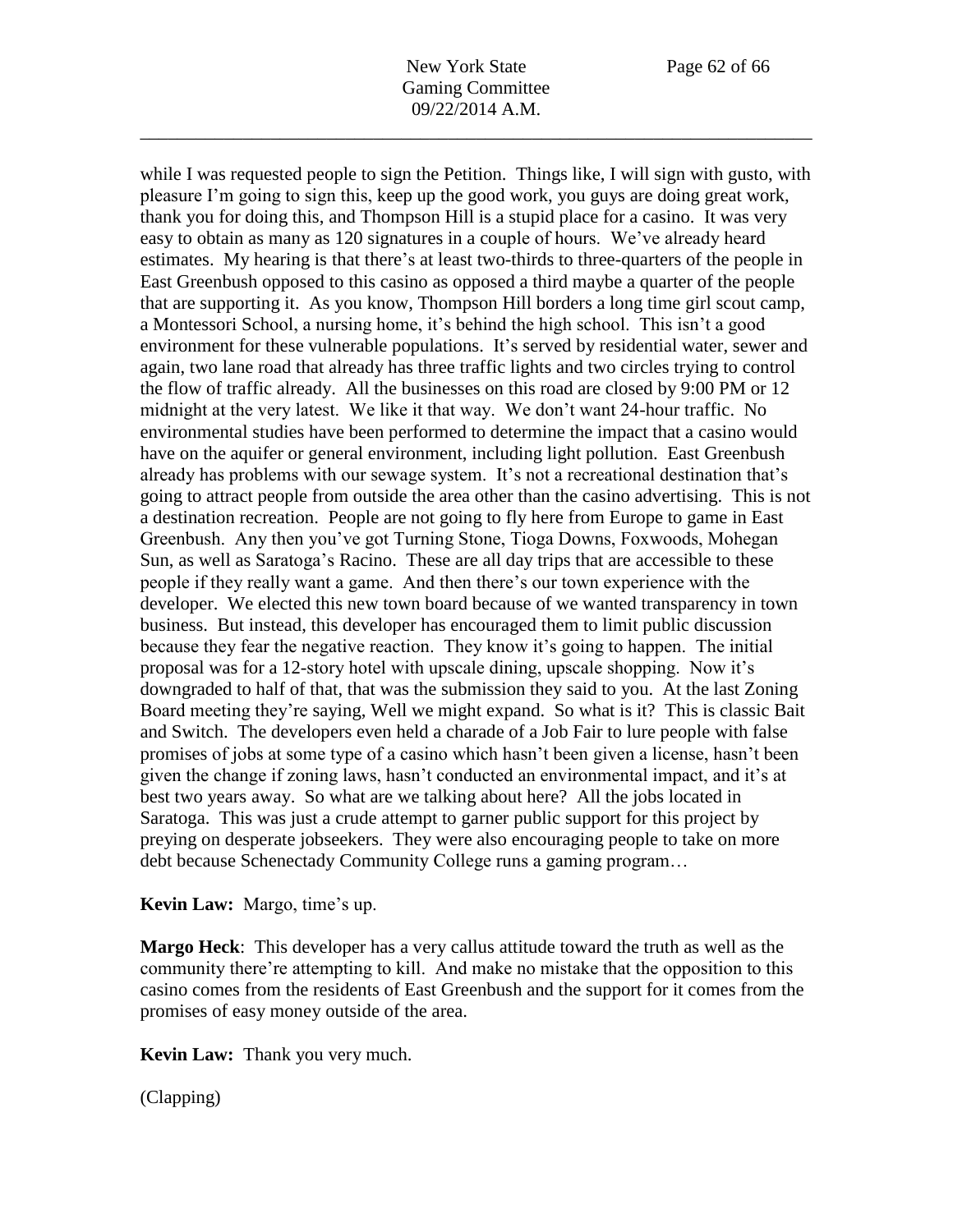while I was requested people to sign the Petition. Things like, I will sign with gusto, with pleasure I'm going to sign this, keep up the good work, you guys are doing great work, thank you for doing this, and Thompson Hill is a stupid place for a casino. It was very easy to obtain as many as 120 signatures in a couple of hours. We've already heard estimates. My hearing is that there's at least two-thirds to three-quarters of the people in East Greenbush opposed to this casino as opposed a third maybe a quarter of the people that are supporting it. As you know, Thompson Hill borders a long time girl scout camp, a Montessori School, a nursing home, it's behind the high school. This isn't a good environment for these vulnerable populations. It's served by residential water, sewer and again, two lane road that already has three traffic lights and two circles trying to control the flow of traffic already. All the businesses on this road are closed by 9:00 PM or 12 midnight at the very latest. We like it that way. We don't want 24-hour traffic. No environmental studies have been performed to determine the impact that a casino would have on the aquifer or general environment, including light pollution. East Greenbush already has problems with our sewage system. It's not a recreational destination that's going to attract people from outside the area other than the casino advertising. This is not a destination recreation. People are not going to fly here from Europe to game in East Greenbush. Any then you've got Turning Stone, Tioga Downs, Foxwoods, Mohegan Sun, as well as Saratoga's Racino. These are all day trips that are accessible to these people if they really want a game. And then there's our town experience with the developer. We elected this new town board because of we wanted transparency in town business. But instead, this developer has encouraged them to limit public discussion because they fear the negative reaction. They know it's going to happen. The initial proposal was for a 12-story hotel with upscale dining, upscale shopping. Now it's downgraded to half of that, that was the submission they said to you. At the last Zoning Board meeting they're saying, Well we might expand. So what is it? This is classic Bait and Switch. The developers even held a charade of a Job Fair to lure people with false promises of jobs at some type of a casino which hasn't been given a license, hasn't been given the change if zoning laws, hasn't conducted an environmental impact, and it's at best two years away. So what are we talking about here? All the jobs located in Saratoga. This was just a crude attempt to garner public support for this project by preying on desperate jobseekers. They were also encouraging people to take on more debt because Schenectady Community College runs a gaming program…

**Kevin Law:** Margo, time's up.

**Margo Heck**: This developer has a very callus attitude toward the truth as well as the community there're attempting to kill. And make no mistake that the opposition to this casino comes from the residents of East Greenbush and the support for it comes from the promises of easy money outside of the area.

**Kevin Law:** Thank you very much.

(Clapping)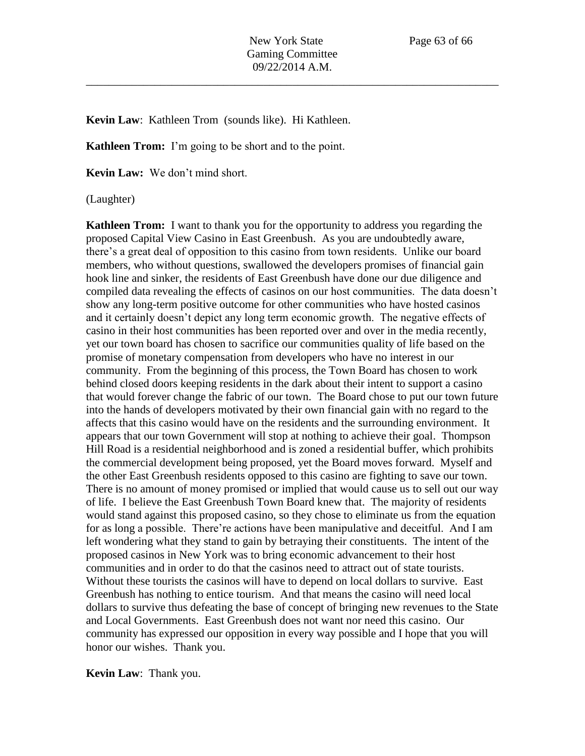**Kevin Law**: Kathleen Trom (sounds like). Hi Kathleen.

**Kathleen Trom:** I'm going to be short and to the point.

**Kevin Law:** We don't mind short.

(Laughter)

**Kathleen Trom:** I want to thank you for the opportunity to address you regarding the proposed Capital View Casino in East Greenbush. As you are undoubtedly aware, there's a great deal of opposition to this casino from town residents. Unlike our board members, who without questions, swallowed the developers promises of financial gain hook line and sinker, the residents of East Greenbush have done our due diligence and compiled data revealing the effects of casinos on our host communities. The data doesn't show any long-term positive outcome for other communities who have hosted casinos and it certainly doesn't depict any long term economic growth. The negative effects of casino in their host communities has been reported over and over in the media recently, yet our town board has chosen to sacrifice our communities quality of life based on the promise of monetary compensation from developers who have no interest in our community. From the beginning of this process, the Town Board has chosen to work behind closed doors keeping residents in the dark about their intent to support a casino that would forever change the fabric of our town. The Board chose to put our town future into the hands of developers motivated by their own financial gain with no regard to the affects that this casino would have on the residents and the surrounding environment. It appears that our town Government will stop at nothing to achieve their goal. Thompson Hill Road is a residential neighborhood and is zoned a residential buffer, which prohibits the commercial development being proposed, yet the Board moves forward. Myself and the other East Greenbush residents opposed to this casino are fighting to save our town. There is no amount of money promised or implied that would cause us to sell out our way of life. I believe the East Greenbush Town Board knew that. The majority of residents would stand against this proposed casino, so they chose to eliminate us from the equation for as long a possible. There're actions have been manipulative and deceitful. And I am left wondering what they stand to gain by betraying their constituents. The intent of the proposed casinos in New York was to bring economic advancement to their host communities and in order to do that the casinos need to attract out of state tourists. Without these tourists the casinos will have to depend on local dollars to survive. East Greenbush has nothing to entice tourism. And that means the casino will need local dollars to survive thus defeating the base of concept of bringing new revenues to the State and Local Governments. East Greenbush does not want nor need this casino. Our community has expressed our opposition in every way possible and I hope that you will honor our wishes. Thank you.

**Kevin Law**: Thank you.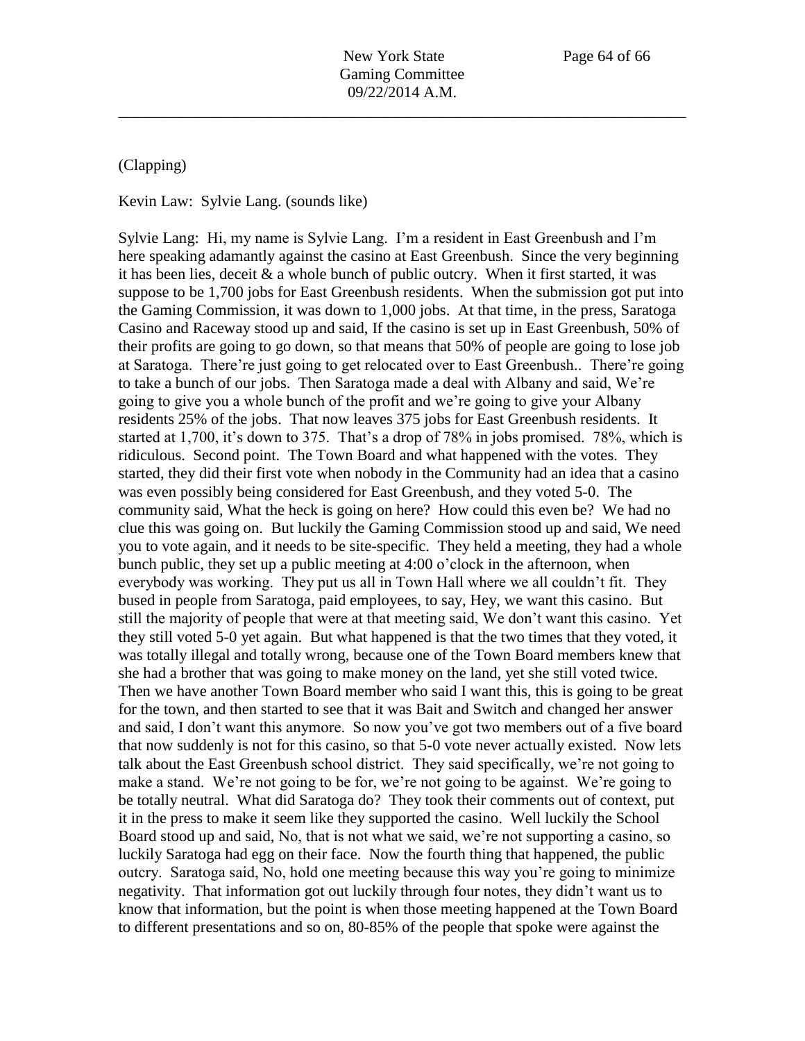(Clapping)

Kevin Law: Sylvie Lang. (sounds like)

Sylvie Lang: Hi, my name is Sylvie Lang. I'm a resident in East Greenbush and I'm here speaking adamantly against the casino at East Greenbush. Since the very beginning it has been lies, deceit & a whole bunch of public outcry. When it first started, it was suppose to be 1,700 jobs for East Greenbush residents. When the submission got put into the Gaming Commission, it was down to 1,000 jobs. At that time, in the press, Saratoga Casino and Raceway stood up and said, If the casino is set up in East Greenbush, 50% of their profits are going to go down, so that means that 50% of people are going to lose job at Saratoga. There're just going to get relocated over to East Greenbush.. There're going to take a bunch of our jobs. Then Saratoga made a deal with Albany and said, We're going to give you a whole bunch of the profit and we're going to give your Albany residents 25% of the jobs. That now leaves 375 jobs for East Greenbush residents. It started at 1,700, it's down to 375. That's a drop of 78% in jobs promised. 78%, which is ridiculous. Second point. The Town Board and what happened with the votes. They started, they did their first vote when nobody in the Community had an idea that a casino was even possibly being considered for East Greenbush, and they voted 5-0. The community said, What the heck is going on here? How could this even be? We had no clue this was going on. But luckily the Gaming Commission stood up and said, We need you to vote again, and it needs to be site-specific. They held a meeting, they had a whole bunch public, they set up a public meeting at 4:00 o'clock in the afternoon, when everybody was working. They put us all in Town Hall where we all couldn't fit. They bused in people from Saratoga, paid employees, to say, Hey, we want this casino. But still the majority of people that were at that meeting said, We don't want this casino. Yet they still voted 5-0 yet again. But what happened is that the two times that they voted, it was totally illegal and totally wrong, because one of the Town Board members knew that she had a brother that was going to make money on the land, yet she still voted twice. Then we have another Town Board member who said I want this, this is going to be great for the town, and then started to see that it was Bait and Switch and changed her answer and said, I don't want this anymore. So now you've got two members out of a five board that now suddenly is not for this casino, so that 5-0 vote never actually existed. Now lets talk about the East Greenbush school district. They said specifically, we're not going to make a stand. We're not going to be for, we're not going to be against. We're going to be totally neutral. What did Saratoga do? They took their comments out of context, put it in the press to make it seem like they supported the casino. Well luckily the School Board stood up and said, No, that is not what we said, we're not supporting a casino, so luckily Saratoga had egg on their face. Now the fourth thing that happened, the public outcry. Saratoga said, No, hold one meeting because this way you're going to minimize negativity. That information got out luckily through four notes, they didn't want us to know that information, but the point is when those meeting happened at the Town Board to different presentations and so on, 80-85% of the people that spoke were against the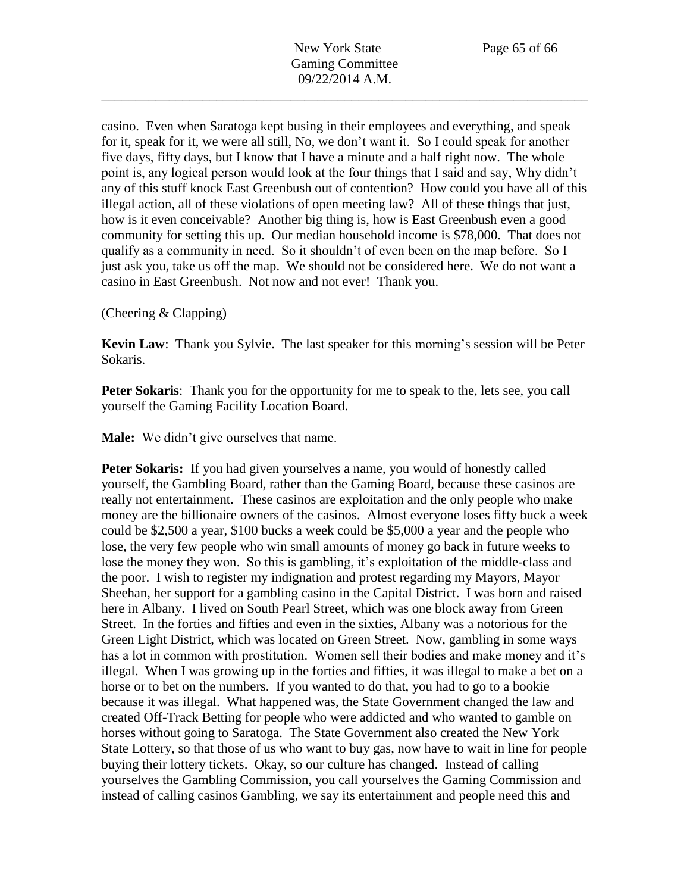casino. Even when Saratoga kept busing in their employees and everything, and speak for it, speak for it, we were all still, No, we don't want it. So I could speak for another five days, fifty days, but I know that I have a minute and a half right now. The whole point is, any logical person would look at the four things that I said and say, Why didn't any of this stuff knock East Greenbush out of contention? How could you have all of this illegal action, all of these violations of open meeting law? All of these things that just, how is it even conceivable? Another big thing is, how is East Greenbush even a good community for setting this up. Our median household income is $78,000. That does not qualify as a community in need. So it shouldn't of even been on the map before. So I just ask you, take us off the map. We should not be considered here. We do not want a casino in East Greenbush. Not now and not ever! Thank you.

(Cheering & Clapping)

**Kevin Law**: Thank you Sylvie. The last speaker for this morning's session will be Peter Sokaris.

**Peter Sokaris**: Thank you for the opportunity for me to speak to the, lets see, you call yourself the Gaming Facility Location Board.

**Male:** We didn't give ourselves that name.

**Peter Sokaris:** If you had given yourselves a name, you would of honestly called yourself, the Gambling Board, rather than the Gaming Board, because these casinos are really not entertainment. These casinos are exploitation and the only people who make money are the billionaire owners of the casinos. Almost everyone loses fifty buck a week could be $2,500 a year, $100 bucks a week could be $5,000 a year and the people who lose, the very few people who win small amounts of money go back in future weeks to lose the money they won. So this is gambling, it's exploitation of the middle-class and the poor. I wish to register my indignation and protest regarding my Mayors, Mayor Sheehan, her support for a gambling casino in the Capital District. I was born and raised here in Albany. I lived on South Pearl Street, which was one block away from Green Street. In the forties and fifties and even in the sixties, Albany was a notorious for the Green Light District, which was located on Green Street. Now, gambling in some ways has a lot in common with prostitution. Women sell their bodies and make money and it's illegal. When I was growing up in the forties and fifties, it was illegal to make a bet on a horse or to bet on the numbers. If you wanted to do that, you had to go to a bookie because it was illegal. What happened was, the State Government changed the law and created Off-Track Betting for people who were addicted and who wanted to gamble on horses without going to Saratoga. The State Government also created the New York State Lottery, so that those of us who want to buy gas, now have to wait in line for people buying their lottery tickets. Okay, so our culture has changed. Instead of calling yourselves the Gambling Commission, you call yourselves the Gaming Commission and instead of calling casinos Gambling, we say its entertainment and people need this and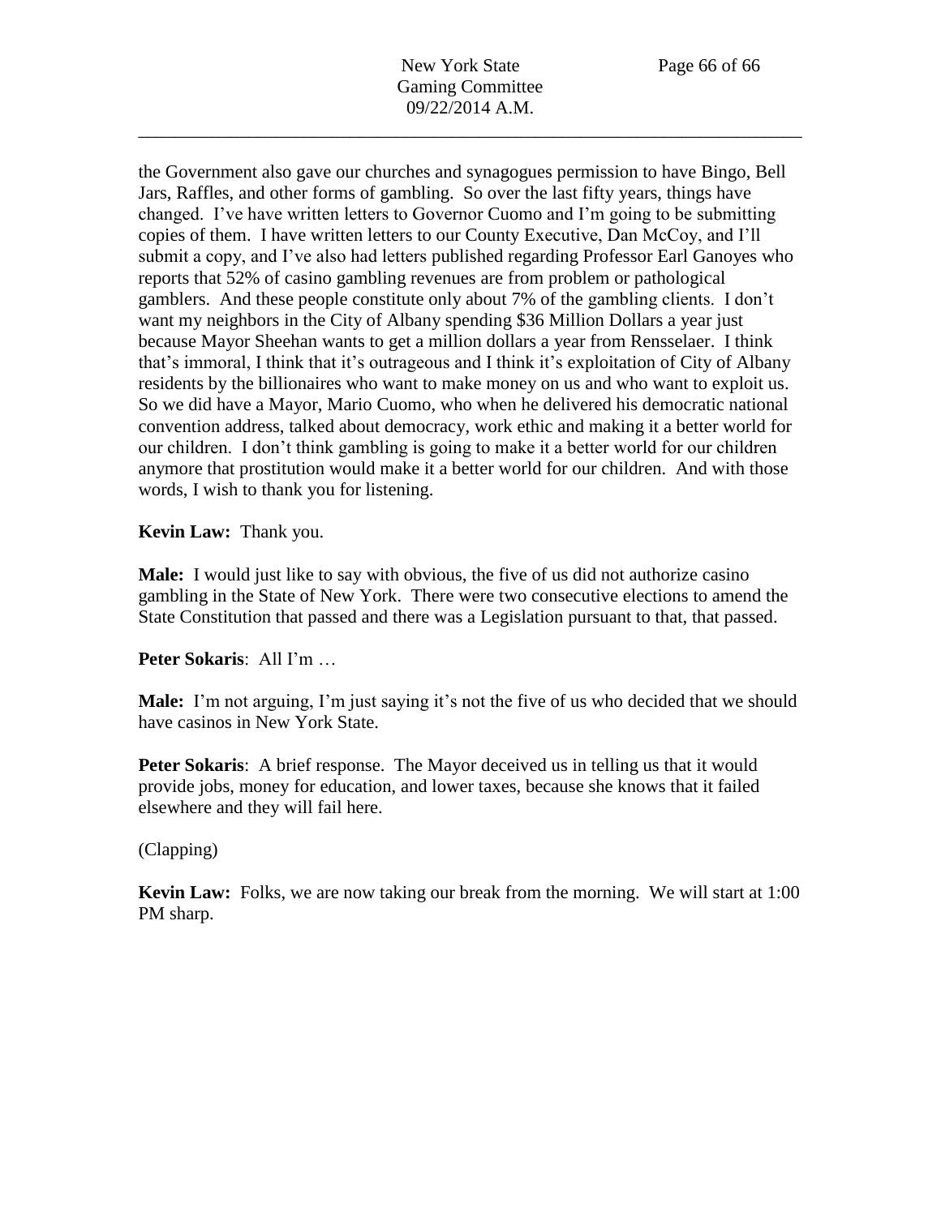the Government also gave our churches and synagogues permission to have Bingo, Bell Jars, Raffles, and other forms of gambling. So over the last fifty years, things have changed. I've have written letters to Governor Cuomo and I'm going to be submitting copies of them. I have written letters to our County Executive, Dan McCoy, and I'll submit a copy, and I've also had letters published regarding Professor Earl Ganoyes who reports that 52% of casino gambling revenues are from problem or pathological gamblers. And these people constitute only about 7% of the gambling clients. I don't want my neighbors in the City of Albany spending $36 Million Dollars a year just because Mayor Sheehan wants to get a million dollars a year from Rensselaer. I think that's immoral, I think that it's outrageous and I think it's exploitation of City of Albany residents by the billionaires who want to make money on us and who want to exploit us. So we did have a Mayor, Mario Cuomo, who when he delivered his democratic national convention address, talked about democracy, work ethic and making it a better world for our children. I don't think gambling is going to make it a better world for our children anymore that prostitution would make it a better world for our children. And with those words, I wish to thank you for listening.

**Kevin Law:** Thank you.

**Male:** I would just like to say with obvious, the five of us did not authorize casino gambling in the State of New York. There were two consecutive elections to amend the State Constitution that passed and there was a Legislation pursuant to that, that passed.

**Peter Sokaris**: All I'm …

**Male:** I'm not arguing, I'm just saying it's not the five of us who decided that we should have casinos in New York State.

**Peter Sokaris**: A brief response. The Mayor deceived us in telling us that it would provide jobs, money for education, and lower taxes, because she knows that it failed elsewhere and they will fail here.

(Clapping)

**Kevin Law:** Folks, we are now taking our break from the morning. We will start at 1:00 PM sharp.